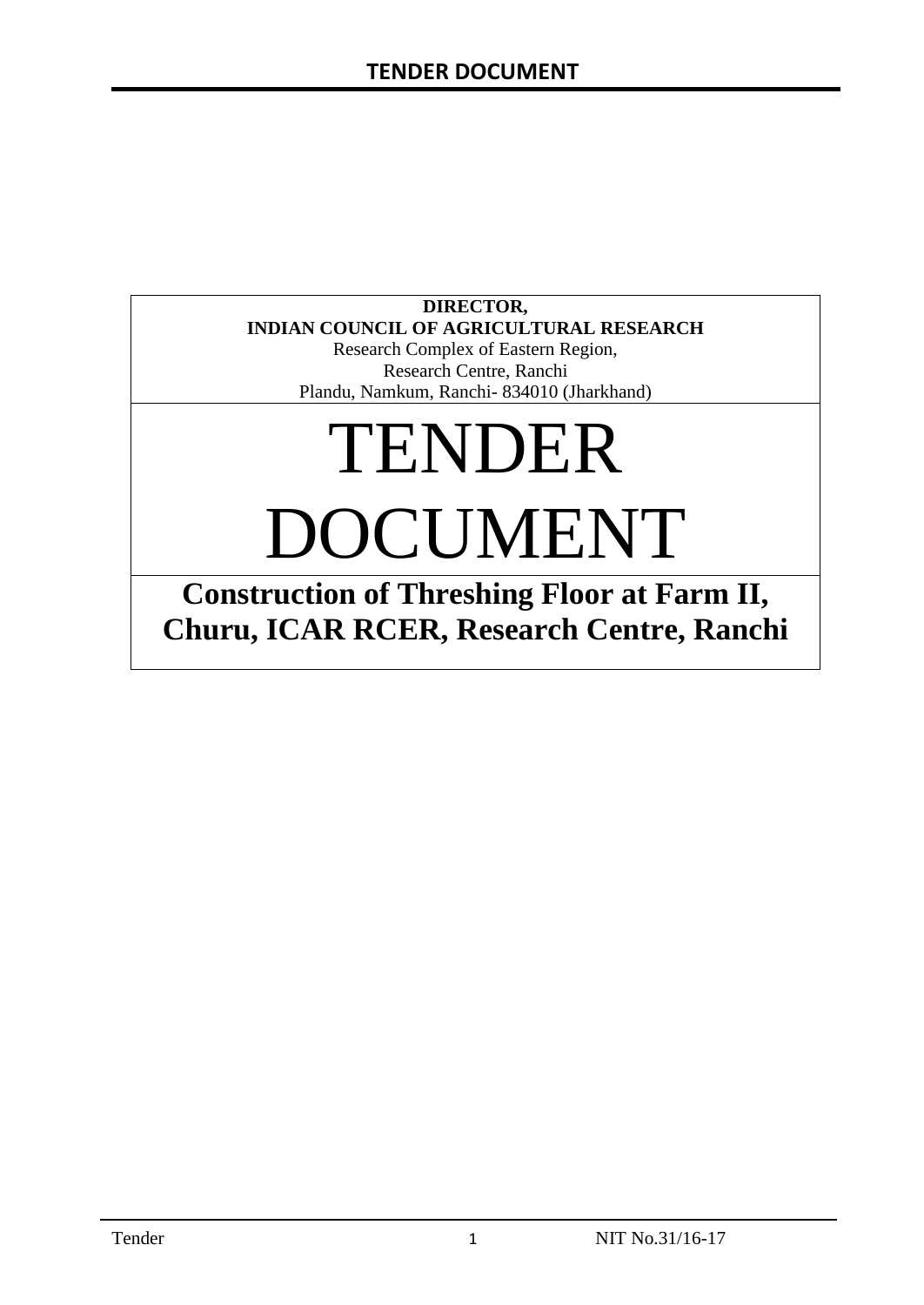**DIRECTOR,**
**INDIAN COUNCIL OF AGRICULTURAL RESEARCH**
Research Complex of Eastern Region,
Research Centre, Ranchi
Plandu, Namkum, Ranchi- 834010 (Jharkhand)

# TENDER DOCUMENT

## Construction of Threshing Floor at Farm II, Churu, ICAR RCER, Research Centre, Ranchi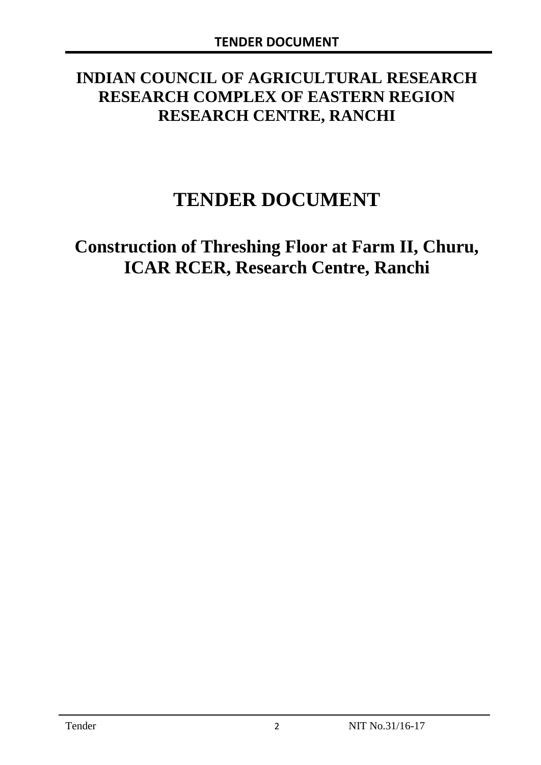# INDIAN COUNCIL OF AGRICULTURAL RESEARCH RESEARCH COMPLEX OF EASTERN REGION RESEARCH CENTRE, RANCHI

# TENDER DOCUMENT

## Construction of Threshing Floor at Farm II, Churu, ICAR RCER, Research Centre, Ranchi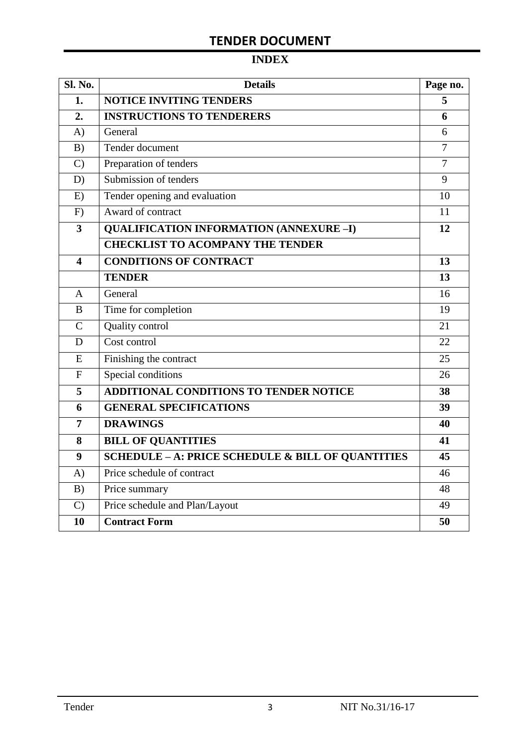# TENDER DOCUMENT

## INDEX

| Sl. No. | Details | Page no. |
|---|---|---|
| **1.** | **NOTICE INVITING TENDERS** | **5** |
| **2.** | **INSTRUCTIONS TO TENDERERS** | **6** |
| A) | General | 6 |
| B) | Tender document | 7 |
| C) | Preparation of tenders | 7 |
| D) | Submission of tenders | 9 |
| E) | Tender opening and evaluation | 10 |
| F) | Award of contract | 11 |
| **3** | **QUALIFICATION INFORMATION (ANNEXURE –I)** | **12** |
| | **CHECKLIST TO ACOMPANY THE TENDER** | |
| **4** | **CONDITIONS OF CONTRACT** | **13** |
| | **TENDER** | **13** |
| A | General | 16 |
| B | Time for completion | 19 |
| C | Quality control | 21 |
| D | Cost control | 22 |
| E | Finishing the contract | 25 |
| F | Special conditions | 26 |
| **5** | **ADDITIONAL CONDITIONS TO TENDER NOTICE** | **38** |
| **6** | **GENERAL SPECIFICATIONS** | **39** |
| **7** | **DRAWINGS** | **40** |
| **8** | **BILL OF QUANTITIES** | **41** |
| **9** | **SCHEDULE – A: PRICE SCHEDULE & BILL OF QUANTITIES** | **45** |
| A) | Price schedule of contract | 46 |
| B) | Price summary | 48 |
| C) | Price schedule and Plan/Layout | 49 |
| **10** | **Contract Form** | **50** |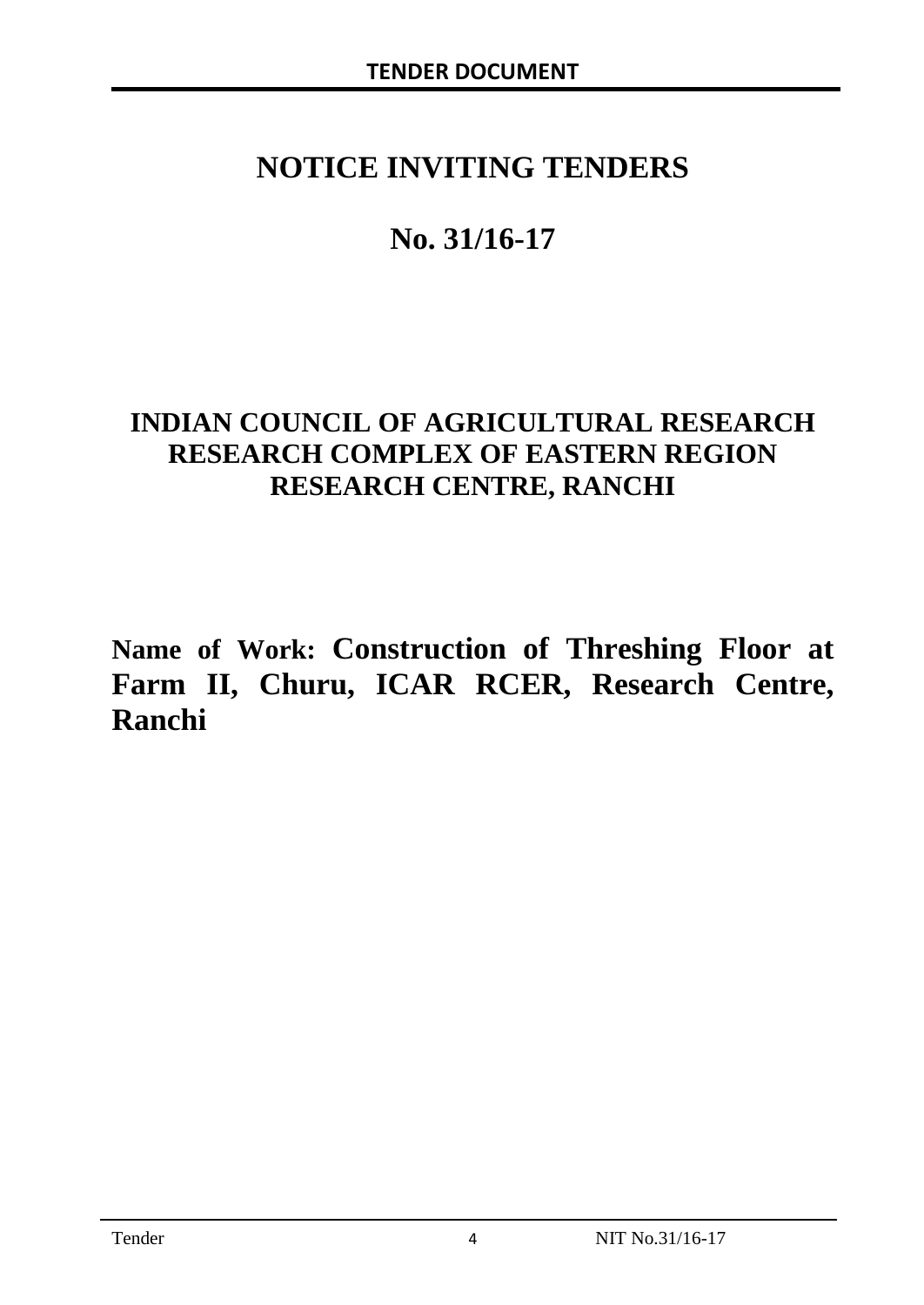# NOTICE INVITING TENDERS

# No. 31/16-17

## INDIAN COUNCIL OF AGRICULTURAL RESEARCH RESEARCH COMPLEX OF EASTERN REGION RESEARCH CENTRE, RANCHI

**Name of Work: Construction of Threshing Floor at Farm II, Churu, ICAR RCER, Research Centre, Ranchi**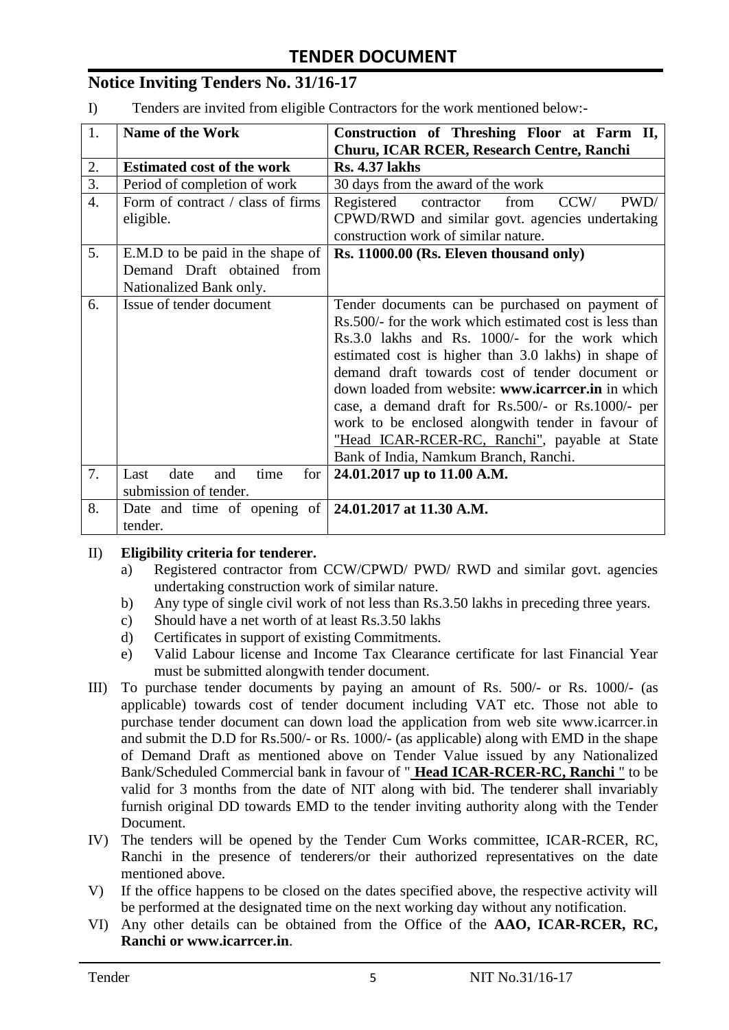# TENDER DOCUMENT

## Notice Inviting Tenders No. 31/16-17

I) Tenders are invited from eligible Contractors for the work mentioned below:-

| 1. | **Name of the Work** | **Construction of Threshing Floor at Farm II, Churu, ICAR RCER, Research Centre, Ranchi** |
|---|---|---|
| 2. | **Estimated cost of the work** | **Rs. 4.37 lakhs** |
| 3. | Period of completion of work | 30 days from the award of the work |
| 4. | Form of contract / class of firms eligible. | Registered contractor from CCW/ PWD/ CPWD/RWD and similar govt. agencies undertaking construction work of similar nature. |
| 5. | E.M.D to be paid in the shape of Demand Draft obtained from Nationalized Bank only. | **Rs. 11000.00 (Rs. Eleven thousand only)** |
| 6. | Issue of tender document | Tender documents can be purchased on payment of Rs.500/- for the work which estimated cost is less than Rs.3.0 lakhs and Rs. 1000/- for the work which estimated cost is higher than 3.0 lakhs) in shape of demand draft towards cost of tender document or down loaded from website: **www.icarrcer.in** in which case, a demand draft for Rs.500/- or Rs.1000/- per work to be enclosed alongwith tender in favour of "Head ICAR-RCER-RC, Ranchi", payable at State Bank of India, Namkum Branch, Ranchi. |
| 7. | Last date and time for submission of tender. | **24.01.2017 up to 11.00 A.M.** |
| 8. | Date and time of opening of tender. | **24.01.2017 at 11.30 A.M.** |

II) **Eligibility criteria for tenderer.**

a) Registered contractor from CCW/CPWD/ PWD/ RWD and similar govt. agencies undertaking construction work of similar nature.

b) Any type of single civil work of not less than Rs.3.50 lakhs in preceding three years.

c) Should have a net worth of at least Rs.3.50 lakhs

d) Certificates in support of existing Commitments.

e) Valid Labour license and Income Tax Clearance certificate for last Financial Year must be submitted alongwith tender document.

III) To purchase tender documents by paying an amount of Rs. 500/- or Rs. 1000/- (as applicable) towards cost of tender document including VAT etc. Those not able to purchase tender document can down load the application from web site www.icarrcer.in and submit the D.D for Rs.500/- or Rs. 1000/- (as applicable) along with EMD in the shape of Demand Draft as mentioned above on Tender Value issued by any Nationalized Bank/Scheduled Commercial bank in favour of "**Head ICAR-RCER-RC, Ranchi**" to be valid for 3 months from the date of NIT along with bid. The tenderer shall invariably furnish original DD towards EMD to the tender inviting authority along with the Tender Document.

IV) The tenders will be opened by the Tender Cum Works committee, ICAR-RCER, RC, Ranchi in the presence of tenderers/or their authorized representatives on the date mentioned above.

V) If the office happens to be closed on the dates specified above, the respective activity will be performed at the designated time on the next working day without any notification.

VI) Any other details can be obtained from the Office of the **AAO, ICAR-RCER, RC, Ranchi or www.icarrcer.in**.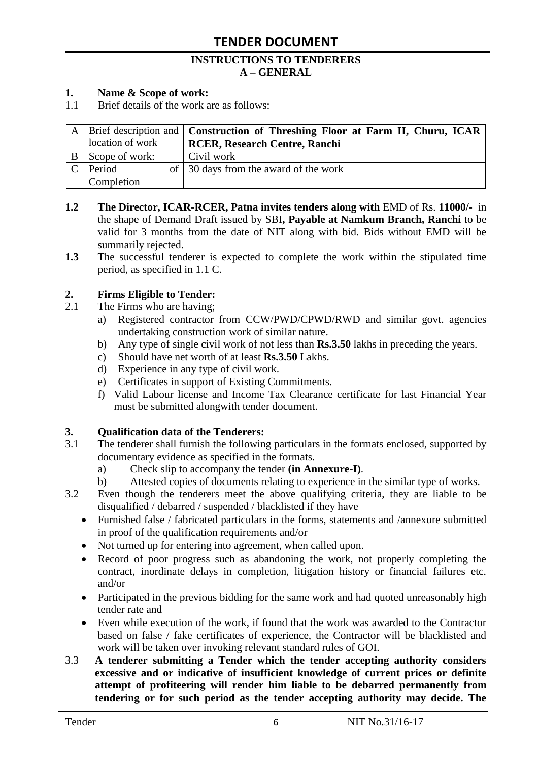# TENDER DOCUMENT

**INSTRUCTIONS TO TENDERERS**
**A – GENERAL**

**1. Name & Scope of work:**

1.1 Brief details of the work are as follows:

| | | |
|---|---|---|
| A | Brief description and location of work | **Construction of Threshing Floor at Farm II, Churu, ICAR RCER, Research Centre, Ranchi** |
| B | Scope of work: | Civil work |
| C | Period of Completion | 30 days from the award of the work |

**1.2** **The Director, ICAR-RCER, Patna invites tenders along with** EMD of Rs. **11000/-** in the shape of Demand Draft issued by SBI**, Payable at Namkum Branch, Ranchi** to be valid for 3 months from the date of NIT along with bid. Bids without EMD will be summarily rejected.

**1.3** The successful tenderer is expected to complete the work within the stipulated time period, as specified in 1.1 C.

**2. Firms Eligible to Tender:**

2.1 The Firms who are having;

a) Registered contractor from CCW/PWD/CPWD/RWD and similar govt. agencies undertaking construction work of similar nature.
b) Any type of single civil work of not less than **Rs.3.50** lakhs in preceding the years.
c) Should have net worth of at least **Rs.3.50** Lakhs.
d) Experience in any type of civil work.
e) Certificates in support of Existing Commitments.
f) Valid Labour license and Income Tax Clearance certificate for last Financial Year must be submitted alongwith tender document.

**3. Qualification data of the Tenderers:**

3.1 The tenderer shall furnish the following particulars in the formats enclosed, supported by documentary evidence as specified in the formats.

a) Check slip to accompany the tender **(in Annexure-I)**.
b) Attested copies of documents relating to experience in the similar type of works.

3.2 Even though the tenderers meet the above qualifying criteria, they are liable to be disqualified / debarred / suspended / blacklisted if they have

- Furnished false / fabricated particulars in the forms, statements and /annexure submitted in proof of the qualification requirements and/or
- Not turned up for entering into agreement, when called upon.
- Record of poor progress such as abandoning the work, not properly completing the contract, inordinate delays in completion, litigation history or financial failures etc. and/or
- Participated in the previous bidding for the same work and had quoted unreasonably high tender rate and
- Even while execution of the work, if found that the work was awarded to the Contractor based on false / fake certificates of experience, the Contractor will be blacklisted and work will be taken over invoking relevant standard rules of GOI.

3.3 **A tenderer submitting a Tender which the tender accepting authority considers excessive and or indicative of insufficient knowledge of current prices or definite attempt of profiteering will render him liable to be debarred permanently from tendering or for such period as the tender accepting authority may decide. The**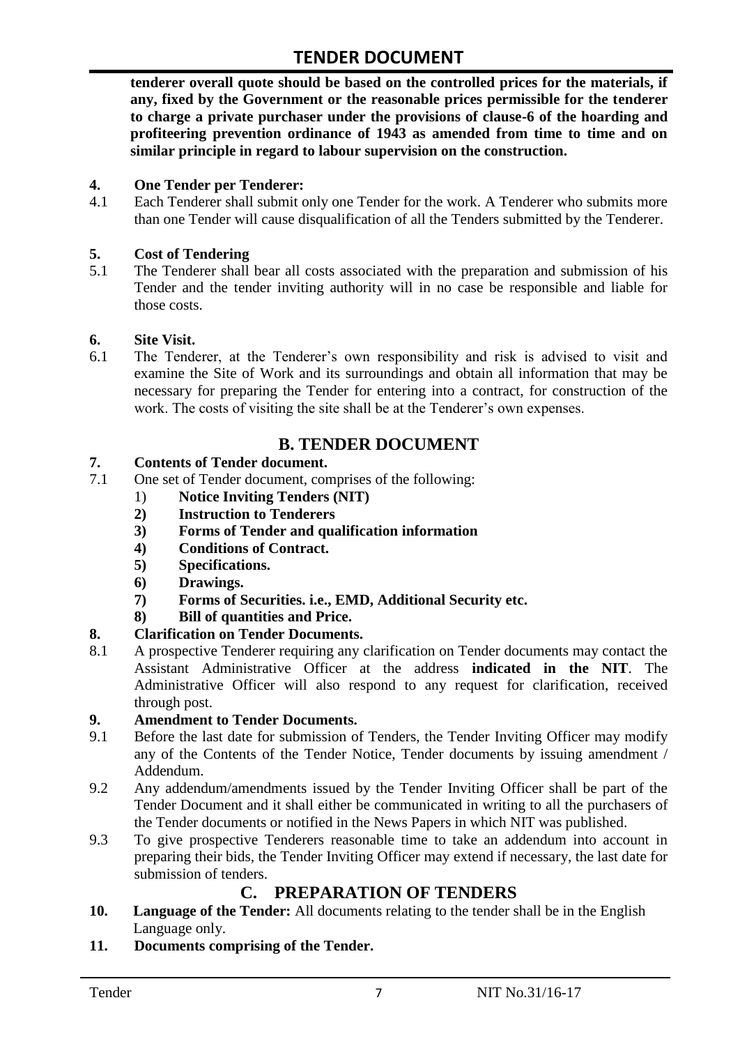**tenderer overall quote should be based on the controlled prices for the materials, if any, fixed by the Government or the reasonable prices permissible for the tenderer to charge a private purchaser under the provisions of clause-6 of the hoarding and profiteering prevention ordinance of 1943 as amended from time to time and on similar principle in regard to labour supervision on the construction.**

**4. One Tender per Tenderer:**

4.1 Each Tenderer shall submit only one Tender for the work. A Tenderer who submits more than one Tender will cause disqualification of all the Tenders submitted by the Tenderer.

**5. Cost of Tendering**

5.1 The Tenderer shall bear all costs associated with the preparation and submission of his Tender and the tender inviting authority will in no case be responsible and liable for those costs.

**6. Site Visit.**

6.1 The Tenderer, at the Tenderer's own responsibility and risk is advised to visit and examine the Site of Work and its surroundings and obtain all information that may be necessary for preparing the Tender for entering into a contract, for construction of the work. The costs of visiting the site shall be at the Tenderer's own expenses.

## B. TENDER DOCUMENT

**7. Contents of Tender document.**

7.1 One set of Tender document, comprises of the following:

1) **Notice Inviting Tenders (NIT)**
2) **Instruction to Tenderers**
3) **Forms of Tender and qualification information**
4) **Conditions of Contract.**
5) **Specifications.**
6) **Drawings.**
7) **Forms of Securities. i.e., EMD, Additional Security etc.**
8) **Bill of quantities and Price.**

**8. Clarification on Tender Documents.**

8.1 A prospective Tenderer requiring any clarification on Tender documents may contact the Assistant Administrative Officer at the address **indicated in the NIT**. The Administrative Officer will also respond to any request for clarification, received through post.

**9. Amendment to Tender Documents.**

9.1 Before the last date for submission of Tenders, the Tender Inviting Officer may modify any of the Contents of the Tender Notice, Tender documents by issuing amendment / Addendum.

9.2 Any addendum/amendments issued by the Tender Inviting Officer shall be part of the Tender Document and it shall either be communicated in writing to all the purchasers of the Tender documents or notified in the News Papers in which NIT was published.

9.3 To give prospective Tenderers reasonable time to take an addendum into account in preparing their bids, the Tender Inviting Officer may extend if necessary, the last date for submission of tenders.

## C. PREPARATION OF TENDERS

**10. Language of the Tender:** All documents relating to the tender shall be in the English Language only.

**11. Documents comprising of the Tender.**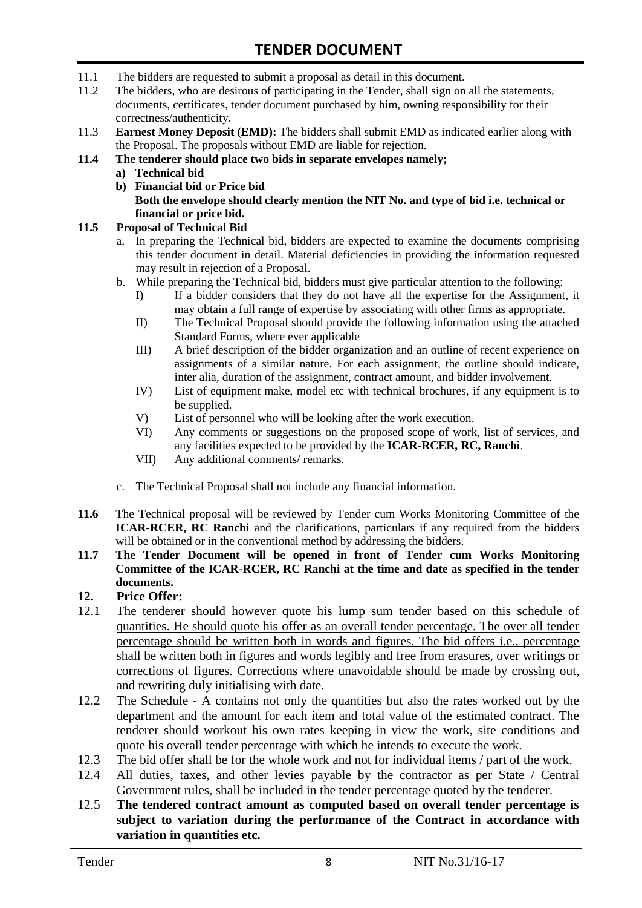11.1 The bidders are requested to submit a proposal as detail in this document.

11.2 The bidders, who are desirous of participating in the Tender, shall sign on all the statements, documents, certificates, tender document purchased by him, owning responsibility for their correctness/authenticity.

11.3 **Earnest Money Deposit (EMD):** The bidders shall submit EMD as indicated earlier along with the Proposal. The proposals without EMD are liable for rejection.

**11.4 The tenderer should place two bids in separate envelopes namely;**

**a) Technical bid**

**b) Financial bid or Price bid**

**Both the envelope should clearly mention the NIT No. and type of bid i.e. technical or financial or price bid.**

**11.5 Proposal of Technical Bid**

a. In preparing the Technical bid, bidders are expected to examine the documents comprising this tender document in detail. Material deficiencies in providing the information requested may result in rejection of a Proposal.

b. While preparing the Technical bid, bidders must give particular attention to the following:

I) If a bidder considers that they do not have all the expertise for the Assignment, it may obtain a full range of expertise by associating with other firms as appropriate.

II) The Technical Proposal should provide the following information using the attached Standard Forms, where ever applicable

III) A brief description of the bidder organization and an outline of recent experience on assignments of a similar nature. For each assignment, the outline should indicate, inter alia, duration of the assignment, contract amount, and bidder involvement.

IV) List of equipment make, model etc with technical brochures, if any equipment is to be supplied.

V) List of personnel who will be looking after the work execution.

VI) Any comments or suggestions on the proposed scope of work, list of services, and any facilities expected to be provided by the **ICAR-RCER, RC, Ranchi**.

VII) Any additional comments/ remarks.

c. The Technical Proposal shall not include any financial information.

**11.6** The Technical proposal will be reviewed by Tender cum Works Monitoring Committee of the **ICAR-RCER, RC Ranchi** and the clarifications, particulars if any required from the bidders will be obtained or in the conventional method by addressing the bidders.

**11.7 The Tender Document will be opened in front of Tender cum Works Monitoring Committee of the ICAR-RCER, RC Ranchi at the time and date as specified in the tender documents.**

## 12. Price Offer:

12.1 <u>The tenderer should however quote his lump sum tender based on this schedule of quantities. He should quote his offer as an overall tender percentage. The over all tender percentage should be written both in words and figures. The bid offers i.e., percentage shall be written both in figures and words legibly and free from erasures, over writings or corrections of figures.</u> Corrections where unavoidable should be made by crossing out, and rewriting duly initialising with date.

12.2 The Schedule - A contains not only the quantities but also the rates worked out by the department and the amount for each item and total value of the estimated contract. The tenderer should workout his own rates keeping in view the work, site conditions and quote his overall tender percentage with which he intends to execute the work.

12.3 The bid offer shall be for the whole work and not for individual items / part of the work.

12.4 All duties, taxes, and other levies payable by the contractor as per State / Central Government rules, shall be included in the tender percentage quoted by the tenderer.

12.5 **The tendered contract amount as computed based on overall tender percentage is subject to variation during the performance of the Contract in accordance with variation in quantities etc.**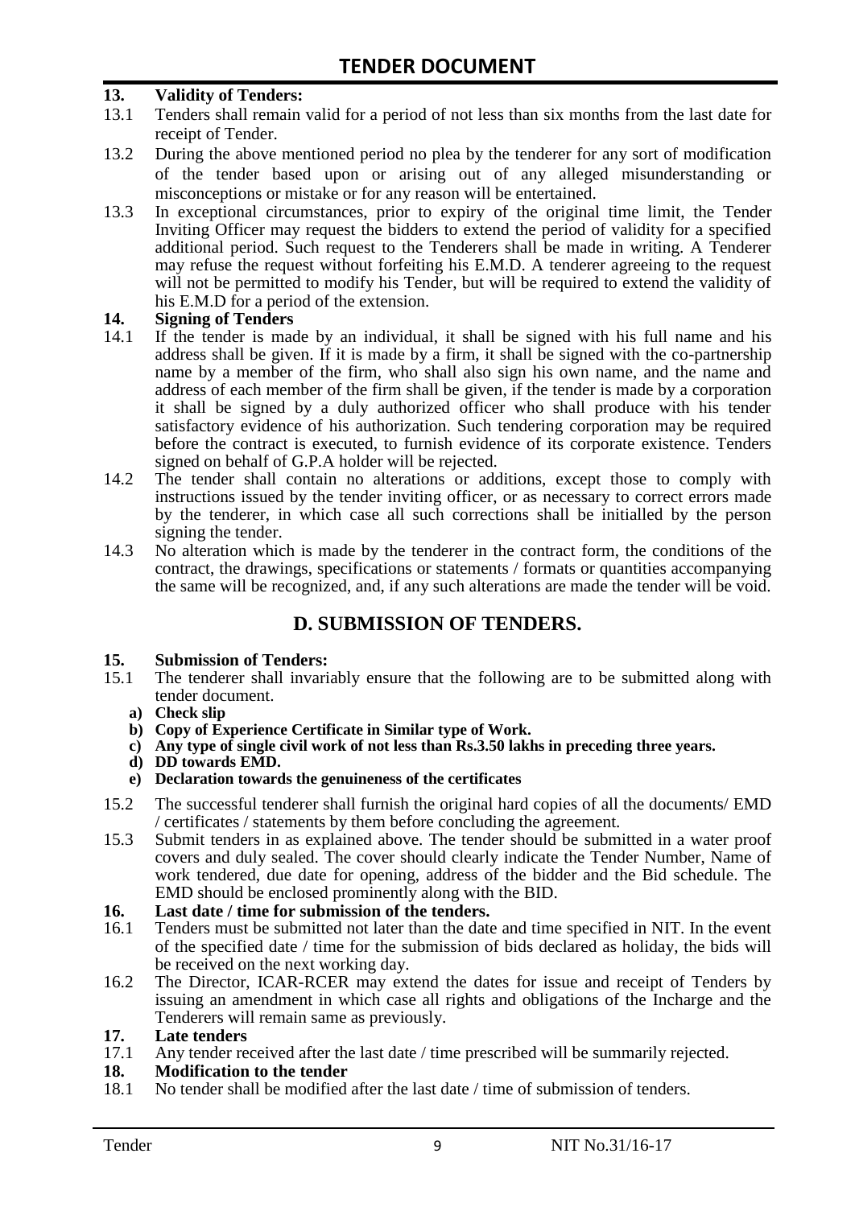## 13. Validity of Tenders:

13.1 Tenders shall remain valid for a period of not less than six months from the last date for receipt of Tender.

13.2 During the above mentioned period no plea by the tenderer for any sort of modification of the tender based upon or arising out of any alleged misunderstanding or misconceptions or mistake or for any reason will be entertained.

13.3 In exceptional circumstances, prior to expiry of the original time limit, the Tender Inviting Officer may request the bidders to extend the period of validity for a specified additional period. Such request to the Tenderers shall be made in writing. A Tenderer may refuse the request without forfeiting his E.M.D. A tenderer agreeing to the request will not be permitted to modify his Tender, but will be required to extend the validity of his E.M.D for a period of the extension.

## 14. Signing of Tenders

14.1 If the tender is made by an individual, it shall be signed with his full name and his address shall be given. If it is made by a firm, it shall be signed with the co-partnership name by a member of the firm, who shall also sign his own name, and the name and address of each member of the firm shall be given, if the tender is made by a corporation it shall be signed by a duly authorized officer who shall produce with his tender satisfactory evidence of his authorization. Such tendering corporation may be required before the contract is executed, to furnish evidence of its corporate existence. Tenders signed on behalf of G.P.A holder will be rejected.

14.2 The tender shall contain no alterations or additions, except those to comply with instructions issued by the tender inviting officer, or as necessary to correct errors made by the tenderer, in which case all such corrections shall be initialled by the person signing the tender.

14.3 No alteration which is made by the tenderer in the contract form, the conditions of the contract, the drawings, specifications or statements / formats or quantities accompanying the same will be recognized, and, if any such alterations are made the tender will be void.

# D. SUBMISSION OF TENDERS.

## 15. Submission of Tenders:

15.1 The tenderer shall invariably ensure that the following are to be submitted along with tender document.

- **a) Check slip**
- **b) Copy of Experience Certificate in Similar type of Work.**
- **c) Any type of single civil work of not less than Rs.3.50 lakhs in preceding three years.**
- **d) DD towards EMD.**
- **e) Declaration towards the genuineness of the certificates**

15.2 The successful tenderer shall furnish the original hard copies of all the documents/ EMD / certificates / statements by them before concluding the agreement.

15.3 Submit tenders in as explained above. The tender should be submitted in a water proof covers and duly sealed. The cover should clearly indicate the Tender Number, Name of work tendered, due date for opening, address of the bidder and the Bid schedule. The EMD should be enclosed prominently along with the BID.

## 16. Last date / time for submission of the tenders.

16.1 Tenders must be submitted not later than the date and time specified in NIT. In the event of the specified date / time for the submission of bids declared as holiday, the bids will be received on the next working day.

16.2 The Director, ICAR-RCER may extend the dates for issue and receipt of Tenders by issuing an amendment in which case all rights and obligations of the Incharge and the Tenderers will remain same as previously.

## 17. Late tenders

17.1 Any tender received after the last date / time prescribed will be summarily rejected.

## 18. Modification to the tender

18.1 No tender shall be modified after the last date / time of submission of tenders.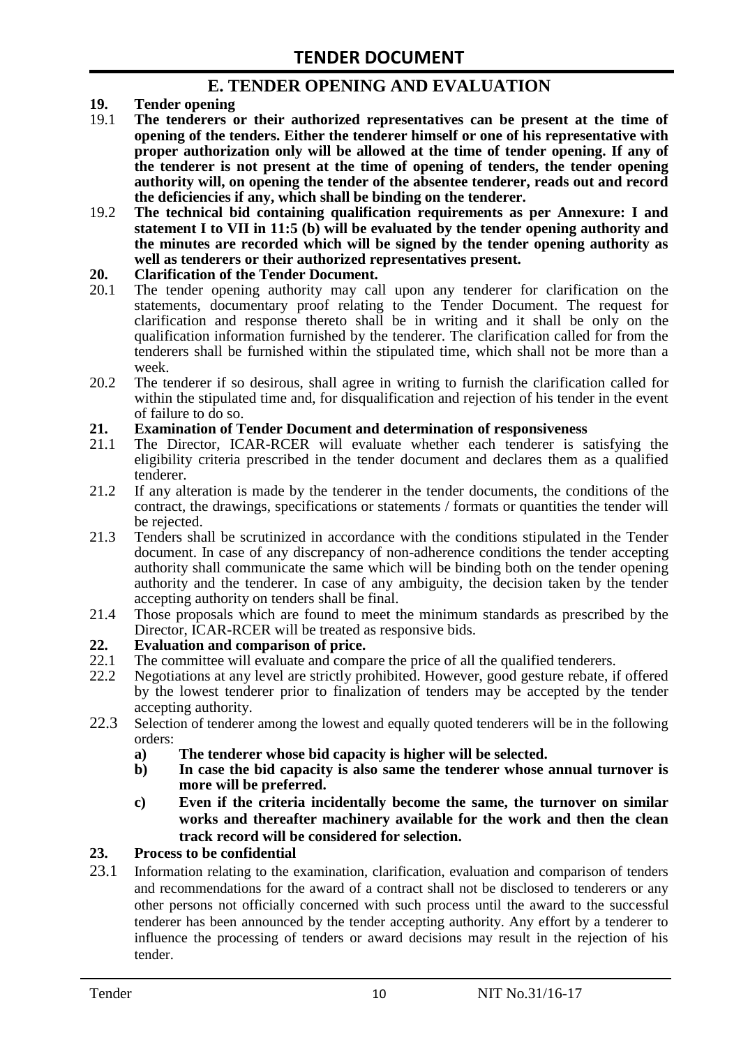## E. TENDER OPENING AND EVALUATION

**19. Tender opening**

19.1 **The tenderers or their authorized representatives can be present at the time of opening of the tenders. Either the tenderer himself or one of his representative with proper authorization only will be allowed at the time of tender opening. If any of the tenderer is not present at the time of opening of tenders, the tender opening authority will, on opening the tender of the absentee tenderer, reads out and record the deficiencies if any, which shall be binding on the tenderer.**

19.2 **The technical bid containing qualification requirements as per Annexure: I and statement I to VII in 11:5 (b) will be evaluated by the tender opening authority and the minutes are recorded which will be signed by the tender opening authority as well as tenderers or their authorized representatives present.**

**20. Clarification of the Tender Document.**

20.1 The tender opening authority may call upon any tenderer for clarification on the statements, documentary proof relating to the Tender Document. The request for clarification and response thereto shall be in writing and it shall be only on the qualification information furnished by the tenderer. The clarification called for from the tenderers shall be furnished within the stipulated time, which shall not be more than a week.

20.2 The tenderer if so desirous, shall agree in writing to furnish the clarification called for within the stipulated time and, for disqualification and rejection of his tender in the event of failure to do so.

**21. Examination of Tender Document and determination of responsiveness**

21.1 The Director, ICAR-RCER will evaluate whether each tenderer is satisfying the eligibility criteria prescribed in the tender document and declares them as a qualified tenderer.

21.2 If any alteration is made by the tenderer in the tender documents, the conditions of the contract, the drawings, specifications or statements / formats or quantities the tender will be rejected.

21.3 Tenders shall be scrutinized in accordance with the conditions stipulated in the Tender document. In case of any discrepancy of non-adherence conditions the tender accepting authority shall communicate the same which will be binding both on the tender opening authority and the tenderer. In case of any ambiguity, the decision taken by the tender accepting authority on tenders shall be final.

21.4 Those proposals which are found to meet the minimum standards as prescribed by the Director, ICAR-RCER will be treated as responsive bids.

**22. Evaluation and comparison of price.**

22.1 The committee will evaluate and compare the price of all the qualified tenderers.

22.2 Negotiations at any level are strictly prohibited. However, good gesture rebate, if offered by the lowest tenderer prior to finalization of tenders may be accepted by the tender accepting authority.

22.3 Selection of tenderer among the lowest and equally quoted tenderers will be in the following orders:

a) **The tenderer whose bid capacity is higher will be selected.**

b) **In case the bid capacity is also same the tenderer whose annual turnover is more will be preferred.**

c) **Even if the criteria incidentally become the same, the turnover on similar works and thereafter machinery available for the work and then the clean track record will be considered for selection.**

**23. Process to be confidential**

23.1 Information relating to the examination, clarification, evaluation and comparison of tenders and recommendations for the award of a contract shall not be disclosed to tenderers or any other persons not officially concerned with such process until the award to the successful tenderer has been announced by the tender accepting authority. Any effort by a tenderer to influence the processing of tenders or award decisions may result in the rejection of his tender.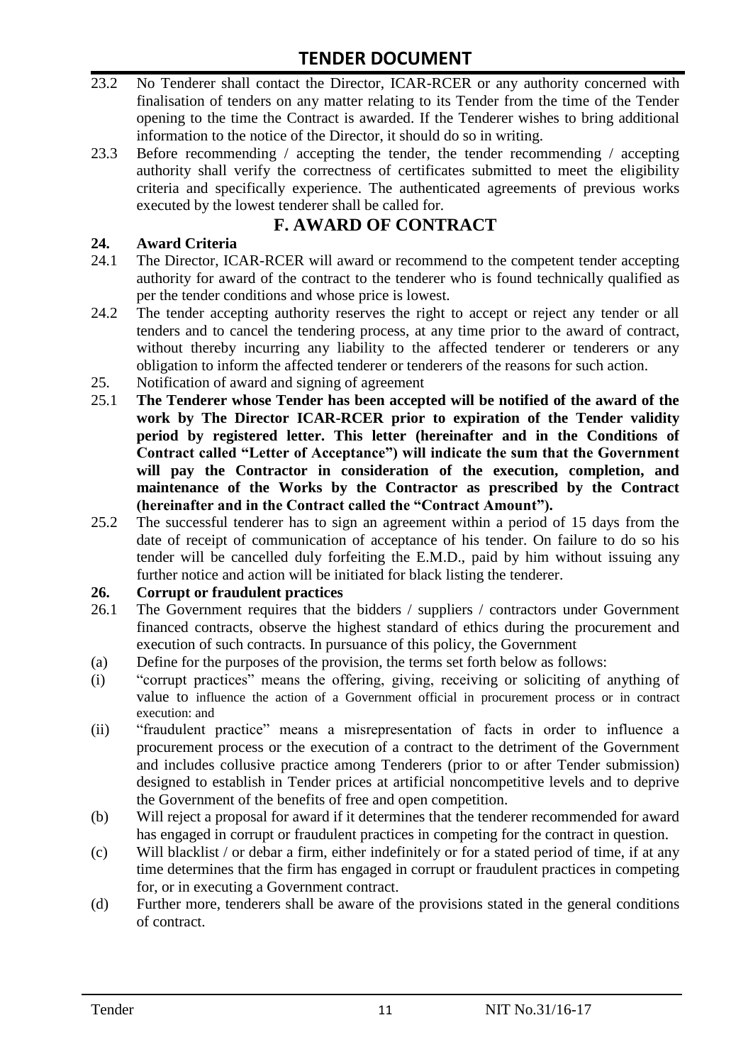23.2 No Tenderer shall contact the Director, ICAR-RCER or any authority concerned with finalisation of tenders on any matter relating to its Tender from the time of the Tender opening to the time the Contract is awarded. If the Tenderer wishes to bring additional information to the notice of the Director, it should do so in writing.

23.3 Before recommending / accepting the tender, the tender recommending / accepting authority shall verify the correctness of certificates submitted to meet the eligibility criteria and specifically experience. The authenticated agreements of previous works executed by the lowest tenderer shall be called for.

## F. AWARD OF CONTRACT

### 24. Award Criteria

24.1 The Director, ICAR-RCER will award or recommend to the competent tender accepting authority for award of the contract to the tenderer who is found technically qualified as per the tender conditions and whose price is lowest.

24.2 The tender accepting authority reserves the right to accept or reject any tender or all tenders and to cancel the tendering process, at any time prior to the award of contract, without thereby incurring any liability to the affected tenderer or tenderers or any obligation to inform the affected tenderer or tenderers of the reasons for such action.

25. Notification of award and signing of agreement

25.1 **The Tenderer whose Tender has been accepted will be notified of the award of the work by The Director ICAR-RCER prior to expiration of the Tender validity period by registered letter. This letter (hereinafter and in the Conditions of Contract called "Letter of Acceptance") will indicate the sum that the Government will pay the Contractor in consideration of the execution, completion, and maintenance of the Works by the Contractor as prescribed by the Contract (hereinafter and in the Contract called the "Contract Amount").**

25.2 The successful tenderer has to sign an agreement within a period of 15 days from the date of receipt of communication of acceptance of his tender. On failure to do so his tender will be cancelled duly forfeiting the E.M.D., paid by him without issuing any further notice and action will be initiated for black listing the tenderer.

### 26. Corrupt or fraudulent practices

26.1 The Government requires that the bidders / suppliers / contractors under Government financed contracts, observe the highest standard of ethics during the procurement and execution of such contracts. In pursuance of this policy, the Government

(a) Define for the purposes of the provision, the terms set forth below as follows:

(i) "corrupt practices" means the offering, giving, receiving or soliciting of anything of value to influence the action of a Government official in procurement process or in contract execution: and

(ii) "fraudulent practice" means a misrepresentation of facts in order to influence a procurement process or the execution of a contract to the detriment of the Government and includes collusive practice among Tenderers (prior to or after Tender submission) designed to establish in Tender prices at artificial noncompetitive levels and to deprive the Government of the benefits of free and open competition.

(b) Will reject a proposal for award if it determines that the tenderer recommended for award has engaged in corrupt or fraudulent practices in competing for the contract in question.

(c) Will blacklist / or debar a firm, either indefinitely or for a stated period of time, if at any time determines that the firm has engaged in corrupt or fraudulent practices in competing for, or in executing a Government contract.

(d) Further more, tenderers shall be aware of the provisions stated in the general conditions of contract.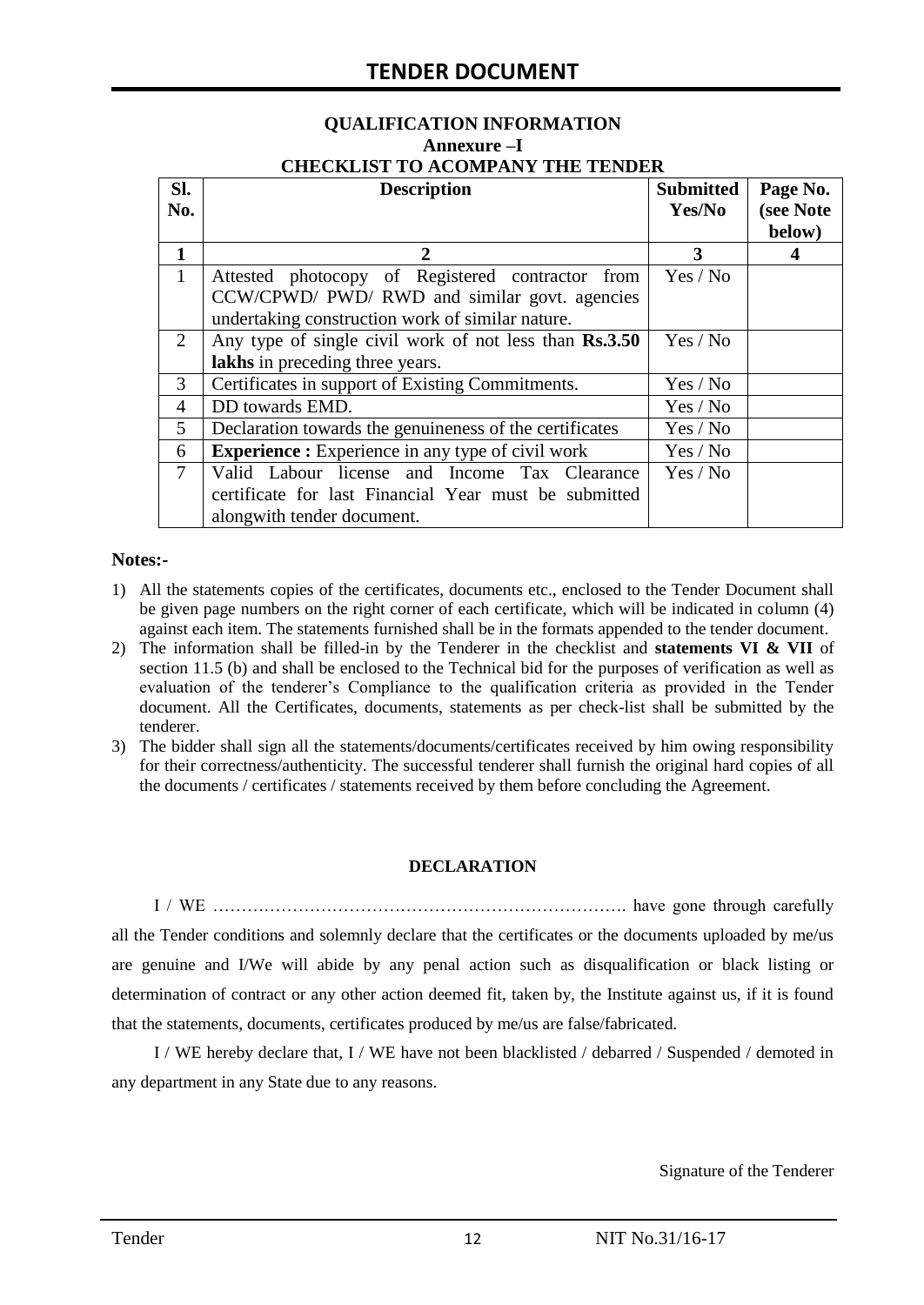## QUALIFICATION INFORMATION

### Annexure –I

### CHECKLIST TO ACOMPANY THE TENDER

| Sl. No. | Description | Submitted Yes/No | Page No. (see Note below) |
|---|---|---|---|
| **1** | **2** | **3** | **4** |
| 1 | Attested photocopy of Registered contractor from CCW/CPWD/ PWD/ RWD and similar govt. agencies undertaking construction work of similar nature. | Yes / No | |
| 2 | Any type of single civil work of not less than **Rs.3.50 lakhs** in preceding three years. | Yes / No | |
| 3 | Certificates in support of Existing Commitments. | Yes / No | |
| 4 | DD towards EMD. | Yes / No | |
| 5 | Declaration towards the genuineness of the certificates | Yes / No | |
| 6 | **Experience :** Experience in any type of civil work | Yes / No | |
| 7 | Valid Labour license and Income Tax Clearance certificate for last Financial Year must be submitted alongwith tender document. | Yes / No | |

**Notes:-**

1) All the statements copies of the certificates, documents etc., enclosed to the Tender Document shall be given page numbers on the right corner of each certificate, which will be indicated in column (4) against each item. The statements furnished shall be in the formats appended to the tender document.
2) The information shall be filled-in by the Tenderer in the checklist and **statements VI & VII** of section 11.5 (b) and shall be enclosed to the Technical bid for the purposes of verification as well as evaluation of the tenderer's Compliance to the qualification criteria as provided in the Tender document. All the Certificates, documents, statements as per check-list shall be submitted by the tenderer.
3) The bidder shall sign all the statements/documents/certificates received by him owing responsibility for their correctness/authenticity. The successful tenderer shall furnish the original hard copies of all the documents / certificates / statements received by them before concluding the Agreement.

**DECLARATION**

I / WE ………………………………………………………………. have gone through carefully all the Tender conditions and solemnly declare that the certificates or the documents uploaded by me/us are genuine and I/We will abide by any penal action such as disqualification or black listing or determination of contract or any other action deemed fit, taken by, the Institute against us, if it is found that the statements, documents, certificates produced by me/us are false/fabricated.

I / WE hereby declare that, I / WE have not been blacklisted / debarred / Suspended / demoted in any department in any State due to any reasons.

Signature of the Tenderer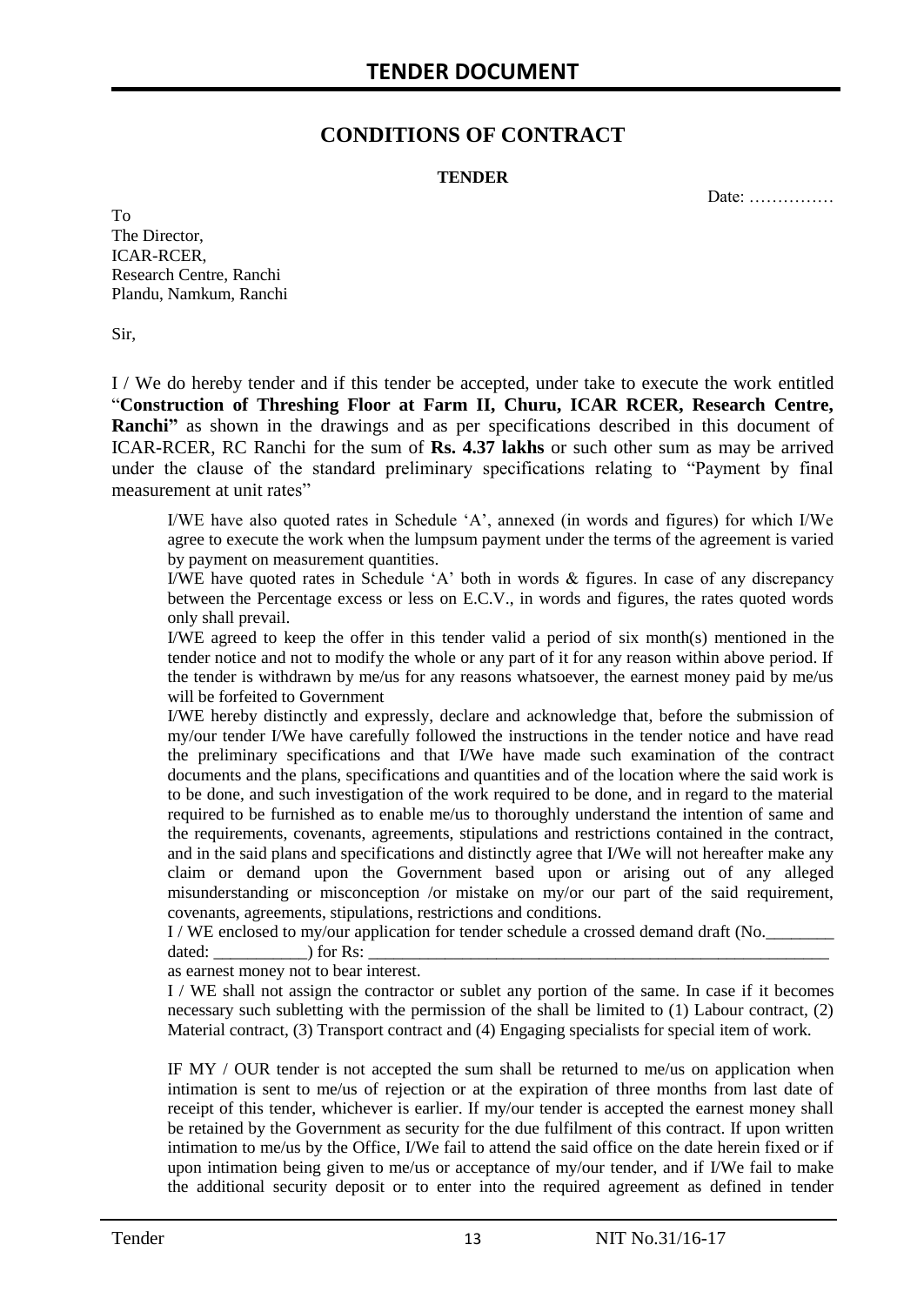## CONDITIONS OF CONTRACT

**TENDER**

Date: ……………

To
The Director,
ICAR-RCER,
Research Centre, Ranchi
Plandu, Namkum, Ranchi

Sir,

I / We do hereby tender and if this tender be accepted, under take to execute the work entitled "**Construction of Threshing Floor at Farm II, Churu, ICAR RCER, Research Centre, Ranchi"** as shown in the drawings and as per specifications described in this document of ICAR-RCER, RC Ranchi for the sum of **Rs. 4.37 lakhs** or such other sum as may be arrived under the clause of the standard preliminary specifications relating to "Payment by final measurement at unit rates"

I/WE have also quoted rates in Schedule 'A', annexed (in words and figures) for which I/We agree to execute the work when the lumpsum payment under the terms of the agreement is varied by payment on measurement quantities.

I/WE have quoted rates in Schedule 'A' both in words & figures. In case of any discrepancy between the Percentage excess or less on E.C.V., in words and figures, the rates quoted words only shall prevail.

I/WE agreed to keep the offer in this tender valid a period of six month(s) mentioned in the tender notice and not to modify the whole or any part of it for any reason within above period. If the tender is withdrawn by me/us for any reasons whatsoever, the earnest money paid by me/us will be forfeited to Government

I/WE hereby distinctly and expressly, declare and acknowledge that, before the submission of my/our tender I/We have carefully followed the instructions in the tender notice and have read the preliminary specifications and that I/We have made such examination of the contract documents and the plans, specifications and quantities and of the location where the said work is to be done, and such investigation of the work required to be done, and in regard to the material required to be furnished as to enable me/us to thoroughly understand the intention of same and the requirements, covenants, agreements, stipulations and restrictions contained in the contract, and in the said plans and specifications and distinctly agree that I/We will not hereafter make any claim or demand upon the Government based upon or arising out of any alleged misunderstanding or misconception /or mistake on my/or our part of the said requirement, covenants, agreements, stipulations, restrictions and conditions.

I / WE enclosed to my/our application for tender schedule a crossed demand draft (No.________ dated: ___________) for Rs: ___________________________________________________________ as earnest money not to bear interest.

I / WE shall not assign the contractor or sublet any portion of the same. In case if it becomes necessary such subletting with the permission of the shall be limited to (1) Labour contract, (2) Material contract, (3) Transport contract and (4) Engaging specialists for special item of work.

IF MY / OUR tender is not accepted the sum shall be returned to me/us on application when intimation is sent to me/us of rejection or at the expiration of three months from last date of receipt of this tender, whichever is earlier. If my/our tender is accepted the earnest money shall be retained by the Government as security for the due fulfilment of this contract. If upon written intimation to me/us by the Office, I/We fail to attend the said office on the date herein fixed or if upon intimation being given to me/us or acceptance of my/our tender, and if I/We fail to make the additional security deposit or to enter into the required agreement as defined in tender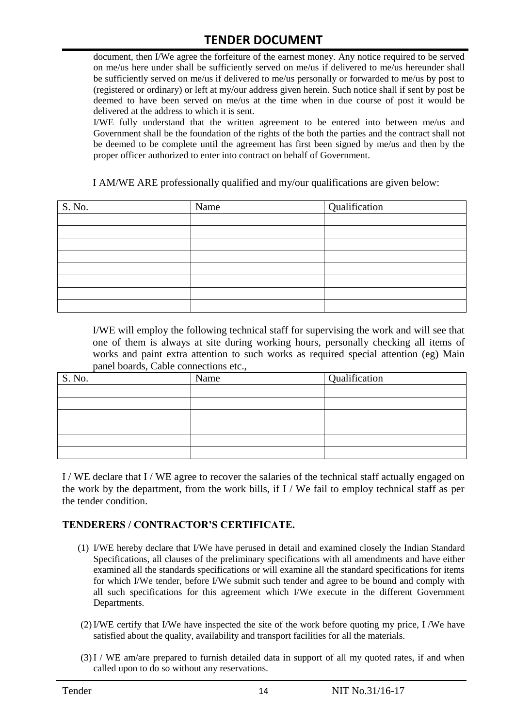document, then I/We agree the forfeiture of the earnest money. Any notice required to be served on me/us here under shall be sufficiently served on me/us if delivered to me/us hereunder shall be sufficiently served on me/us if delivered to me/us personally or forwarded to me/us by post to (registered or ordinary) or left at my/our address given herein. Such notice shall if sent by post be deemed to have been served on me/us at the time when in due course of post it would be delivered at the address to which it is sent.

I/WE fully understand that the written agreement to be entered into between me/us and Government shall be the foundation of the rights of the both the parties and the contract shall not be deemed to be complete until the agreement has first been signed by me/us and then by the proper officer authorized to enter into contract on behalf of Government.

I AM/WE ARE professionally qualified and my/our qualifications are given below:

| S. No. | Name | Qualification |
|---|---|---|
| | | |
| | | |
| | | |
| | | |
| | | |
| | | |
| | | |
| | | |

I/WE will employ the following technical staff for supervising the work and will see that one of them is always at site during working hours, personally checking all items of works and paint extra attention to such works as required special attention (eg) Main panel boards, Cable connections etc.,

| S. No. | Name | Qualification |
|---|---|---|
| | | |
| | | |
| | | |
| | | |
| | | |
| | | |

I / WE declare that I / WE agree to recover the salaries of the technical staff actually engaged on the work by the department, from the work bills, if I / We fail to employ technical staff as per the tender condition.

**TENDERERS / CONTRACTOR'S CERTIFICATE.**

(1) I/WE hereby declare that I/We have perused in detail and examined closely the Indian Standard Specifications, all clauses of the preliminary specifications with all amendments and have either examined all the standards specifications or will examine all the standard specifications for items for which I/We tender, before I/We submit such tender and agree to be bound and comply with all such specifications for this agreement which I/We execute in the different Government Departments.

(2) I/WE certify that I/We have inspected the site of the work before quoting my price, I /We have satisfied about the quality, availability and transport facilities for all the materials.

(3) I / WE am/are prepared to furnish detailed data in support of all my quoted rates, if and when called upon to do so without any reservations.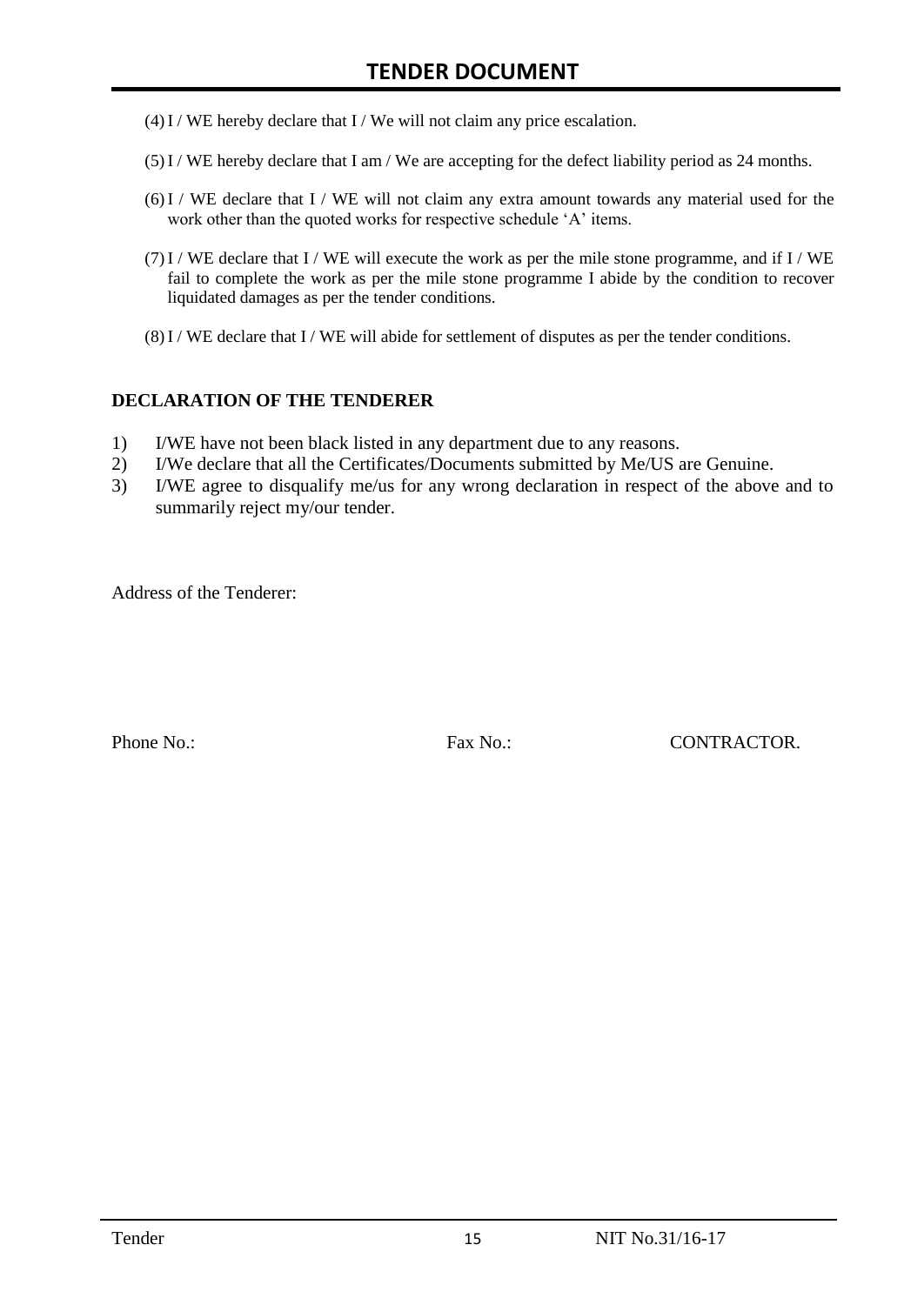(4) I / WE hereby declare that I / We will not claim any price escalation.

(5) I / WE hereby declare that I am / We are accepting for the defect liability period as 24 months.

(6) I / WE declare that I / WE will not claim any extra amount towards any material used for the work other than the quoted works for respective schedule 'A' items.

(7) I / WE declare that I / WE will execute the work as per the mile stone programme, and if I / WE fail to complete the work as per the mile stone programme I abide by the condition to recover liquidated damages as per the tender conditions.

(8) I / WE declare that I / WE will abide for settlement of disputes as per the tender conditions.

**DECLARATION OF THE TENDERER**

1) I/WE have not been black listed in any department due to any reasons.
2) I/We declare that all the Certificates/Documents submitted by Me/US are Genuine.
3) I/WE agree to disqualify me/us for any wrong declaration in respect of the above and to summarily reject my/our tender.

Address of the Tenderer:

Phone No.: Fax No.: CONTRACTOR.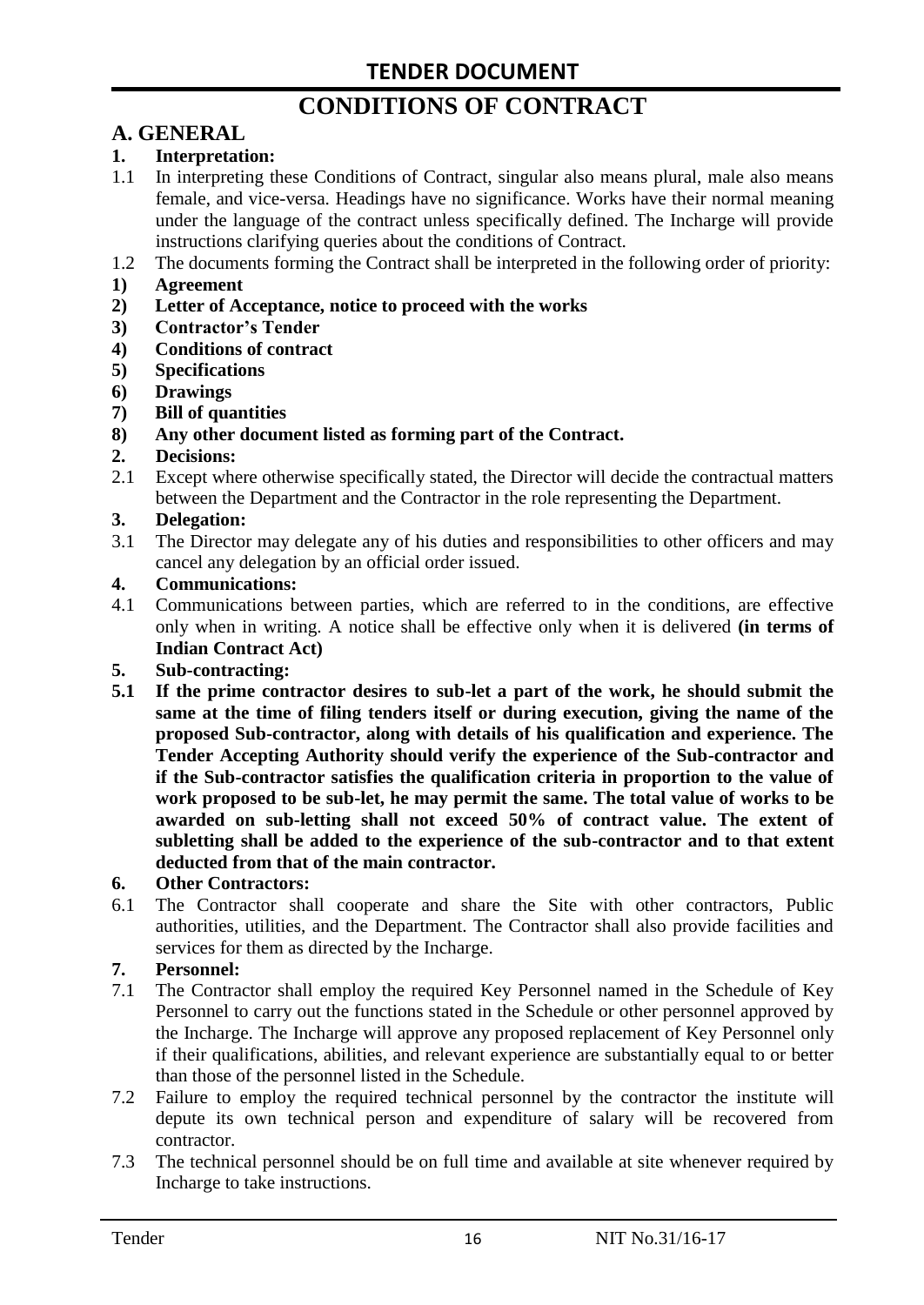# CONDITIONS OF CONTRACT

## A. GENERAL

**1. Interpretation:**

1.1 In interpreting these Conditions of Contract, singular also means plural, male also means female, and vice-versa. Headings have no significance. Works have their normal meaning under the language of the contract unless specifically defined. The Incharge will provide instructions clarifying queries about the conditions of Contract.

1.2 The documents forming the Contract shall be interpreted in the following order of priority:

**1) Agreement**

**2) Letter of Acceptance, notice to proceed with the works**

**3) Contractor's Tender**

**4) Conditions of contract**

**5) Specifications**

**6) Drawings**

**7) Bill of quantities**

**8) Any other document listed as forming part of the Contract.**

**2. Decisions:**

2.1 Except where otherwise specifically stated, the Director will decide the contractual matters between the Department and the Contractor in the role representing the Department.

**3. Delegation:**

3.1 The Director may delegate any of his duties and responsibilities to other officers and may cancel any delegation by an official order issued.

**4. Communications:**

4.1 Communications between parties, which are referred to in the conditions, are effective only when in writing. A notice shall be effective only when it is delivered **(in terms of Indian Contract Act)**

**5. Sub-contracting:**

**5.1 If the prime contractor desires to sub-let a part of the work, he should submit the same at the time of filing tenders itself or during execution, giving the name of the proposed Sub-contractor, along with details of his qualification and experience. The Tender Accepting Authority should verify the experience of the Sub-contractor and if the Sub-contractor satisfies the qualification criteria in proportion to the value of work proposed to be sub-let, he may permit the same. The total value of works to be awarded on sub-letting shall not exceed 50% of contract value. The extent of subletting shall be added to the experience of the sub-contractor and to that extent deducted from that of the main contractor.**

**6. Other Contractors:**

6.1 The Contractor shall cooperate and share the Site with other contractors, Public authorities, utilities, and the Department. The Contractor shall also provide facilities and services for them as directed by the Incharge.

**7. Personnel:**

7.1 The Contractor shall employ the required Key Personnel named in the Schedule of Key Personnel to carry out the functions stated in the Schedule or other personnel approved by the Incharge. The Incharge will approve any proposed replacement of Key Personnel only if their qualifications, abilities, and relevant experience are substantially equal to or better than those of the personnel listed in the Schedule.

7.2 Failure to employ the required technical personnel by the contractor the institute will depute its own technical person and expenditure of salary will be recovered from contractor.

7.3 The technical personnel should be on full time and available at site whenever required by Incharge to take instructions.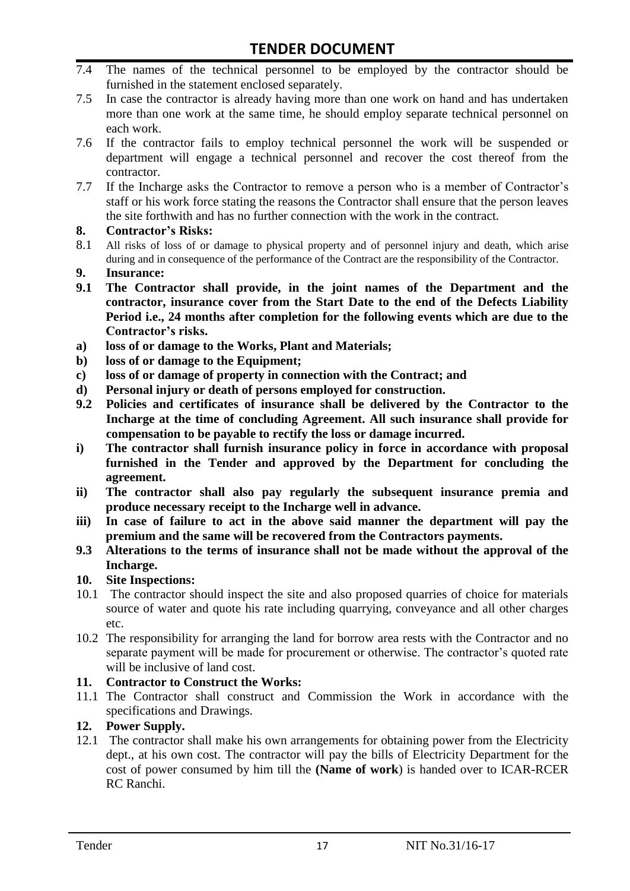7.4 The names of the technical personnel to be employed by the contractor should be furnished in the statement enclosed separately.

7.5 In case the contractor is already having more than one work on hand and has undertaken more than one work at the same time, he should employ separate technical personnel on each work.

7.6 If the contractor fails to employ technical personnel the work will be suspended or department will engage a technical personnel and recover the cost thereof from the contractor.

7.7 If the Incharge asks the Contractor to remove a person who is a member of Contractor's staff or his work force stating the reasons the Contractor shall ensure that the person leaves the site forthwith and has no further connection with the work in the contract.

**8. Contractor's Risks:**

8.1 All risks of loss of or damage to physical property and of personnel injury and death, which arise during and in consequence of the performance of the Contract are the responsibility of the Contractor.

**9. Insurance:**

**9.1 The Contractor shall provide, in the joint names of the Department and the contractor, insurance cover from the Start Date to the end of the Defects Liability Period i.e., 24 months after completion for the following events which are due to the Contractor's risks.**

**a) loss of or damage to the Works, Plant and Materials;**

**b) loss of or damage to the Equipment;**

**c) loss of or damage of property in connection with the Contract; and**

**d) Personal injury or death of persons employed for construction.**

**9.2 Policies and certificates of insurance shall be delivered by the Contractor to the Incharge at the time of concluding Agreement. All such insurance shall provide for compensation to be payable to rectify the loss or damage incurred.**

**i) The contractor shall furnish insurance policy in force in accordance with proposal furnished in the Tender and approved by the Department for concluding the agreement.**

**ii) The contractor shall also pay regularly the subsequent insurance premia and produce necessary receipt to the Incharge well in advance.**

**iii) In case of failure to act in the above said manner the department will pay the premium and the same will be recovered from the Contractors payments.**

**9.3 Alterations to the terms of insurance shall not be made without the approval of the Incharge.**

**10. Site Inspections:**

10.1 The contractor should inspect the site and also proposed quarries of choice for materials source of water and quote his rate including quarrying, conveyance and all other charges etc.

10.2 The responsibility for arranging the land for borrow area rests with the Contractor and no separate payment will be made for procurement or otherwise. The contractor's quoted rate will be inclusive of land cost.

**11. Contractor to Construct the Works:**

11.1 The Contractor shall construct and Commission the Work in accordance with the specifications and Drawings.

**12. Power Supply.**

12.1 The contractor shall make his own arrangements for obtaining power from the Electricity dept., at his own cost. The contractor will pay the bills of Electricity Department for the cost of power consumed by him till the **(Name of work**) is handed over to ICAR-RCER RC Ranchi.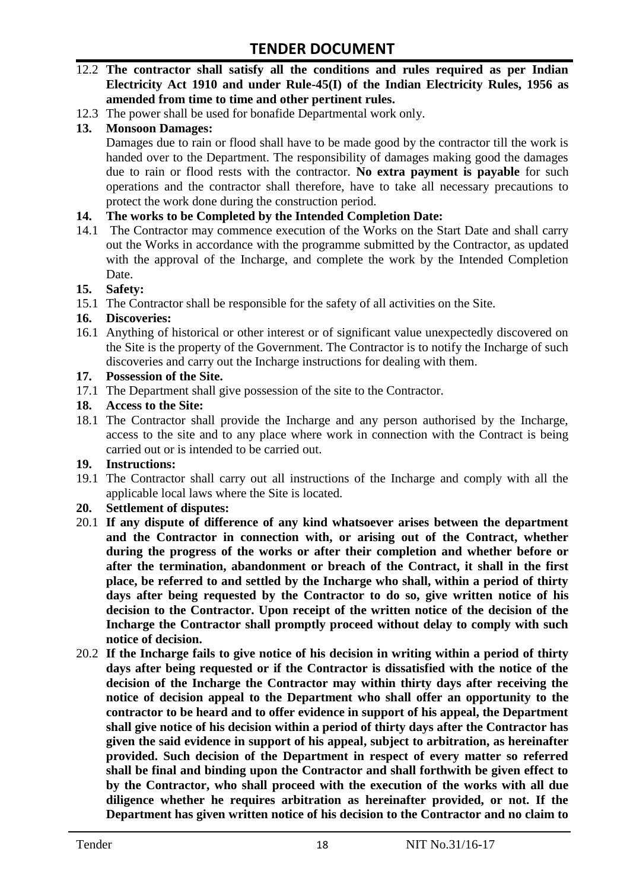12.2 **The contractor shall satisfy all the conditions and rules required as per Indian Electricity Act 1910 and under Rule-45(I) of the Indian Electricity Rules, 1956 as amended from time to time and other pertinent rules.**

12.3 The power shall be used for bonafide Departmental work only.

**13. Monsoon Damages:**

Damages due to rain or flood shall have to be made good by the contractor till the work is handed over to the Department. The responsibility of damages making good the damages due to rain or flood rests with the contractor. **No extra payment is payable** for such operations and the contractor shall therefore, have to take all necessary precautions to protect the work done during the construction period.

**14. The works to be Completed by the Intended Completion Date:**

14.1 The Contractor may commence execution of the Works on the Start Date and shall carry out the Works in accordance with the programme submitted by the Contractor, as updated with the approval of the Incharge, and complete the work by the Intended Completion Date.

**15. Safety:**

15.1 The Contractor shall be responsible for the safety of all activities on the Site.

**16. Discoveries:**

16.1 Anything of historical or other interest or of significant value unexpectedly discovered on the Site is the property of the Government. The Contractor is to notify the Incharge of such discoveries and carry out the Incharge instructions for dealing with them.

**17. Possession of the Site.**

17.1 The Department shall give possession of the site to the Contractor.

**18. Access to the Site:**

18.1 The Contractor shall provide the Incharge and any person authorised by the Incharge, access to the site and to any place where work in connection with the Contract is being carried out or is intended to be carried out.

**19. Instructions:**

19.1 The Contractor shall carry out all instructions of the Incharge and comply with all the applicable local laws where the Site is located.

**20. Settlement of disputes:**

20.1 **If any dispute of difference of any kind whatsoever arises between the department and the Contractor in connection with, or arising out of the Contract, whether during the progress of the works or after their completion and whether before or after the termination, abandonment or breach of the Contract, it shall in the first place, be referred to and settled by the Incharge who shall, within a period of thirty days after being requested by the Contractor to do so, give written notice of his decision to the Contractor. Upon receipt of the written notice of the decision of the Incharge the Contractor shall promptly proceed without delay to comply with such notice of decision.**

20.2 **If the Incharge fails to give notice of his decision in writing within a period of thirty days after being requested or if the Contractor is dissatisfied with the notice of the decision of the Incharge the Contractor may within thirty days after receiving the notice of decision appeal to the Department who shall offer an opportunity to the contractor to be heard and to offer evidence in support of his appeal, the Department shall give notice of his decision within a period of thirty days after the Contractor has given the said evidence in support of his appeal, subject to arbitration, as hereinafter provided. Such decision of the Department in respect of every matter so referred shall be final and binding upon the Contractor and shall forthwith be given effect to by the Contractor, who shall proceed with the execution of the works with all due diligence whether he requires arbitration as hereinafter provided, or not. If the Department has given written notice of his decision to the Contractor and no claim to**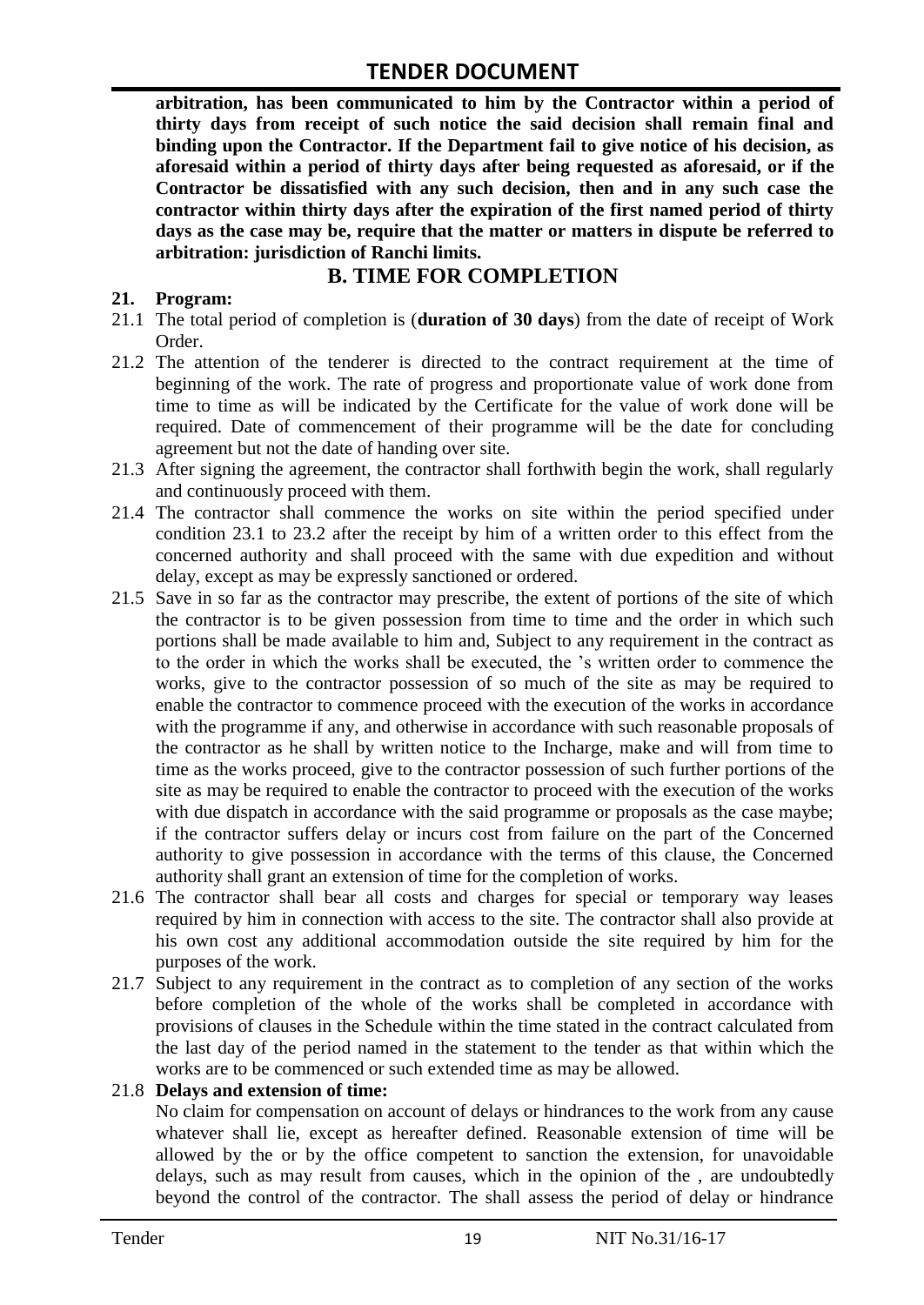**arbitration, has been communicated to him by the Contractor within a period of thirty days from receipt of such notice the said decision shall remain final and binding upon the Contractor. If the Department fail to give notice of his decision, as aforesaid within a period of thirty days after being requested as aforesaid, or if the Contractor be dissatisfied with any such decision, then and in any such case the contractor within thirty days after the expiration of the first named period of thirty days as the case may be, require that the matter or matters in dispute be referred to arbitration: jurisdiction of Ranchi limits.**

## B. TIME FOR COMPLETION

**21. Program:**

21.1 The total period of completion is (**duration of 30 days**) from the date of receipt of Work Order.

21.2 The attention of the tenderer is directed to the contract requirement at the time of beginning of the work. The rate of progress and proportionate value of work done from time to time as will be indicated by the Certificate for the value of work done will be required. Date of commencement of their programme will be the date for concluding agreement but not the date of handing over site.

21.3 After signing the agreement, the contractor shall forthwith begin the work, shall regularly and continuously proceed with them.

21.4 The contractor shall commence the works on site within the period specified under condition 23.1 to 23.2 after the receipt by him of a written order to this effect from the concerned authority and shall proceed with the same with due expedition and without delay, except as may be expressly sanctioned or ordered.

21.5 Save in so far as the contractor may prescribe, the extent of portions of the site of which the contractor is to be given possession from time to time and the order in which such portions shall be made available to him and, Subject to any requirement in the contract as to the order in which the works shall be executed, the 's written order to commence the works, give to the contractor possession of so much of the site as may be required to enable the contractor to commence proceed with the execution of the works in accordance with the programme if any, and otherwise in accordance with such reasonable proposals of the contractor as he shall by written notice to the Incharge, make and will from time to time as the works proceed, give to the contractor possession of such further portions of the site as may be required to enable the contractor to proceed with the execution of the works with due dispatch in accordance with the said programme or proposals as the case maybe; if the contractor suffers delay or incurs cost from failure on the part of the Concerned authority to give possession in accordance with the terms of this clause, the Concerned authority shall grant an extension of time for the completion of works.

21.6 The contractor shall bear all costs and charges for special or temporary way leases required by him in connection with access to the site. The contractor shall also provide at his own cost any additional accommodation outside the site required by him for the purposes of the work.

21.7 Subject to any requirement in the contract as to completion of any section of the works before completion of the whole of the works shall be completed in accordance with provisions of clauses in the Schedule within the time stated in the contract calculated from the last day of the period named in the statement to the tender as that within which the works are to be commenced or such extended time as may be allowed.

21.8 **Delays and extension of time:**

No claim for compensation on account of delays or hindrances to the work from any cause whatever shall lie, except as hereafter defined. Reasonable extension of time will be allowed by the or by the office competent to sanction the extension, for unavoidable delays, such as may result from causes, which in the opinion of the , are undoubtedly beyond the control of the contractor. The shall assess the period of delay or hindrance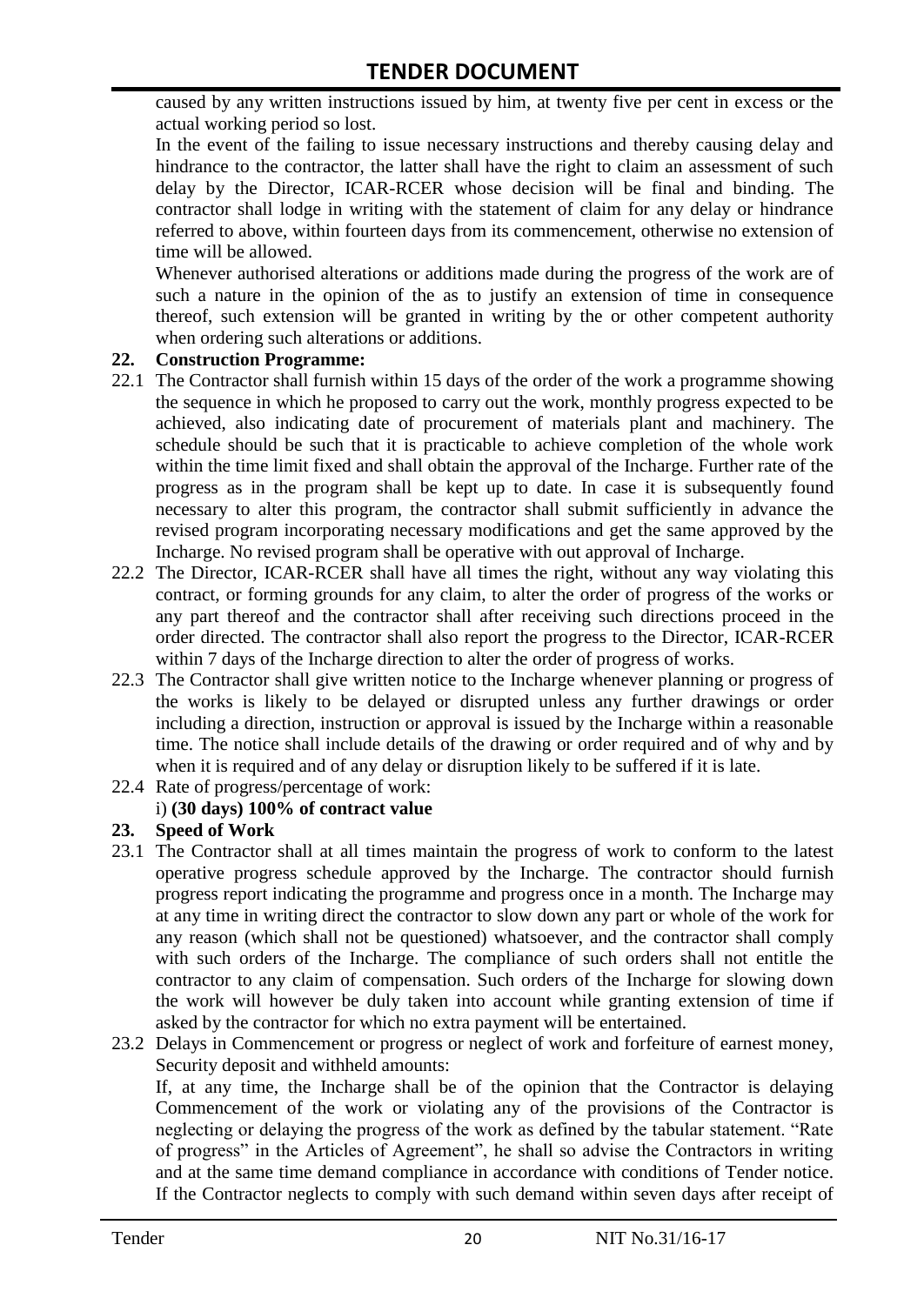caused by any written instructions issued by him, at twenty five per cent in excess or the actual working period so lost.

In the event of the failing to issue necessary instructions and thereby causing delay and hindrance to the contractor, the latter shall have the right to claim an assessment of such delay by the Director, ICAR-RCER whose decision will be final and binding. The contractor shall lodge in writing with the statement of claim for any delay or hindrance referred to above, within fourteen days from its commencement, otherwise no extension of time will be allowed.

Whenever authorised alterations or additions made during the progress of the work are of such a nature in the opinion of the as to justify an extension of time in consequence thereof, such extension will be granted in writing by the or other competent authority when ordering such alterations or additions.

**22. Construction Programme:**

22.1 The Contractor shall furnish within 15 days of the order of the work a programme showing the sequence in which he proposed to carry out the work, monthly progress expected to be achieved, also indicating date of procurement of materials plant and machinery. The schedule should be such that it is practicable to achieve completion of the whole work within the time limit fixed and shall obtain the approval of the Incharge. Further rate of the progress as in the program shall be kept up to date. In case it is subsequently found necessary to alter this program, the contractor shall submit sufficiently in advance the revised program incorporating necessary modifications and get the same approved by the Incharge. No revised program shall be operative with out approval of Incharge.

22.2 The Director, ICAR-RCER shall have all times the right, without any way violating this contract, or forming grounds for any claim, to alter the order of progress of the works or any part thereof and the contractor shall after receiving such directions proceed in the order directed. The contractor shall also report the progress to the Director, ICAR-RCER within 7 days of the Incharge direction to alter the order of progress of works.

22.3 The Contractor shall give written notice to the Incharge whenever planning or progress of the works is likely to be delayed or disrupted unless any further drawings or order including a direction, instruction or approval is issued by the Incharge within a reasonable time. The notice shall include details of the drawing or order required and of why and by when it is required and of any delay or disruption likely to be suffered if it is late.

22.4 Rate of progress/percentage of work:

i) **(30 days) 100% of contract value**

**23. Speed of Work**

23.1 The Contractor shall at all times maintain the progress of work to conform to the latest operative progress schedule approved by the Incharge. The contractor should furnish progress report indicating the programme and progress once in a month. The Incharge may at any time in writing direct the contractor to slow down any part or whole of the work for any reason (which shall not be questioned) whatsoever, and the contractor shall comply with such orders of the Incharge. The compliance of such orders shall not entitle the contractor to any claim of compensation. Such orders of the Incharge for slowing down the work will however be duly taken into account while granting extension of time if asked by the contractor for which no extra payment will be entertained.

23.2 Delays in Commencement or progress or neglect of work and forfeiture of earnest money, Security deposit and withheld amounts:

If, at any time, the Incharge shall be of the opinion that the Contractor is delaying Commencement of the work or violating any of the provisions of the Contractor is neglecting or delaying the progress of the work as defined by the tabular statement. "Rate of progress" in the Articles of Agreement", he shall so advise the Contractors in writing and at the same time demand compliance in accordance with conditions of Tender notice. If the Contractor neglects to comply with such demand within seven days after receipt of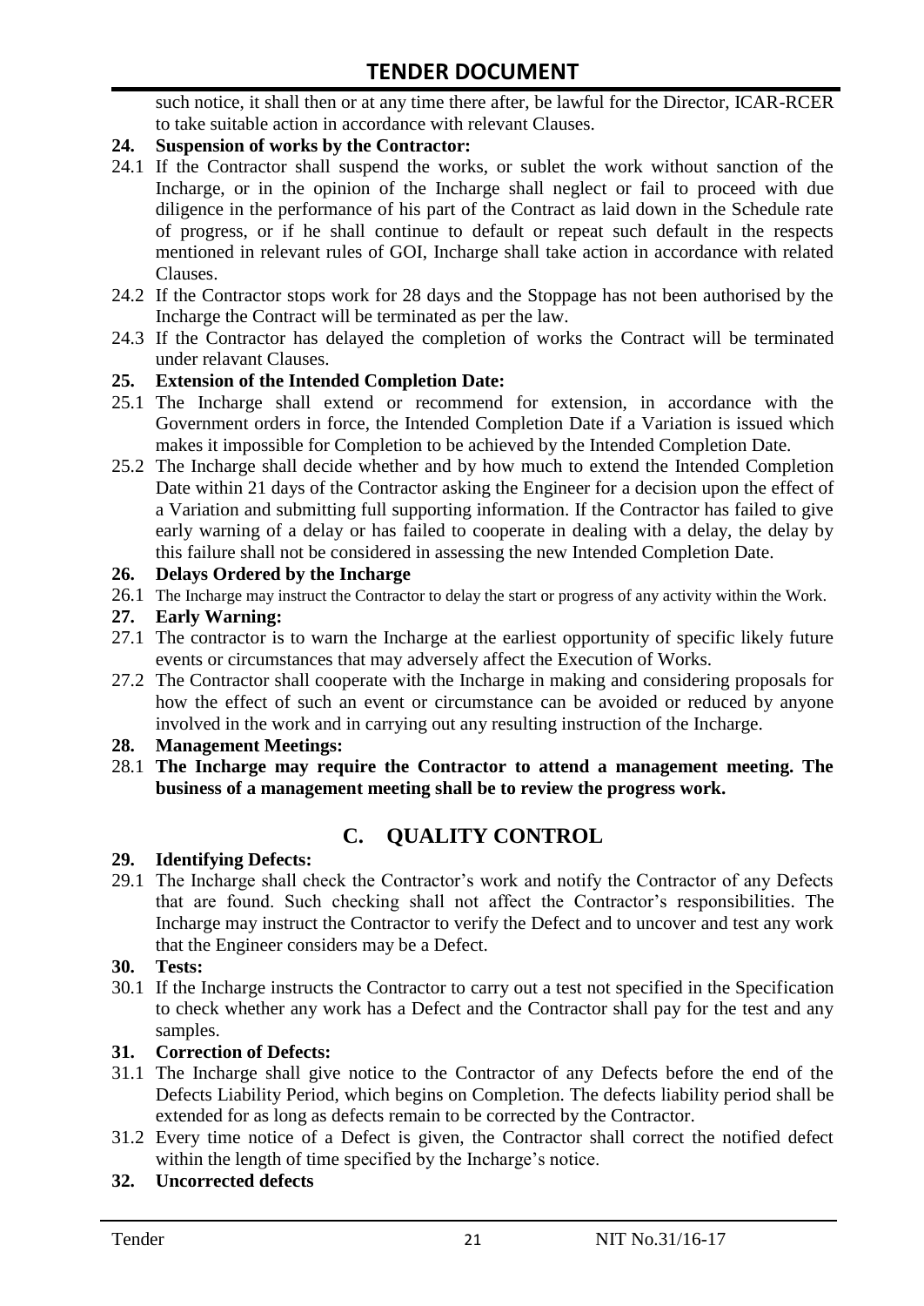such notice, it shall then or at any time there after, be lawful for the Director, ICAR-RCER to take suitable action in accordance with relevant Clauses.

**24. Suspension of works by the Contractor:**

24.1 If the Contractor shall suspend the works, or sublet the work without sanction of the Incharge, or in the opinion of the Incharge shall neglect or fail to proceed with due diligence in the performance of his part of the Contract as laid down in the Schedule rate of progress, or if he shall continue to default or repeat such default in the respects mentioned in relevant rules of GOI, Incharge shall take action in accordance with related Clauses.

24.2 If the Contractor stops work for 28 days and the Stoppage has not been authorised by the Incharge the Contract will be terminated as per the law.

24.3 If the Contractor has delayed the completion of works the Contract will be terminated under relavant Clauses.

**25. Extension of the Intended Completion Date:**

25.1 The Incharge shall extend or recommend for extension, in accordance with the Government orders in force, the Intended Completion Date if a Variation is issued which makes it impossible for Completion to be achieved by the Intended Completion Date.

25.2 The Incharge shall decide whether and by how much to extend the Intended Completion Date within 21 days of the Contractor asking the Engineer for a decision upon the effect of a Variation and submitting full supporting information. If the Contractor has failed to give early warning of a delay or has failed to cooperate in dealing with a delay, the delay by this failure shall not be considered in assessing the new Intended Completion Date.

**26. Delays Ordered by the Incharge**

26.1 The Incharge may instruct the Contractor to delay the start or progress of any activity within the Work.

**27. Early Warning:**

27.1 The contractor is to warn the Incharge at the earliest opportunity of specific likely future events or circumstances that may adversely affect the Execution of Works.

27.2 The Contractor shall cooperate with the Incharge in making and considering proposals for how the effect of such an event or circumstance can be avoided or reduced by anyone involved in the work and in carrying out any resulting instruction of the Incharge.

**28. Management Meetings:**

28.1 **The Incharge may require the Contractor to attend a management meeting. The business of a management meeting shall be to review the progress work.**

## C. QUALITY CONTROL

**29. Identifying Defects:**

29.1 The Incharge shall check the Contractor's work and notify the Contractor of any Defects that are found. Such checking shall not affect the Contractor's responsibilities. The Incharge may instruct the Contractor to verify the Defect and to uncover and test any work that the Engineer considers may be a Defect.

**30. Tests:**

30.1 If the Incharge instructs the Contractor to carry out a test not specified in the Specification to check whether any work has a Defect and the Contractor shall pay for the test and any samples.

**31. Correction of Defects:**

31.1 The Incharge shall give notice to the Contractor of any Defects before the end of the Defects Liability Period, which begins on Completion. The defects liability period shall be extended for as long as defects remain to be corrected by the Contractor.

31.2 Every time notice of a Defect is given, the Contractor shall correct the notified defect within the length of time specified by the Incharge's notice.

**32. Uncorrected defects**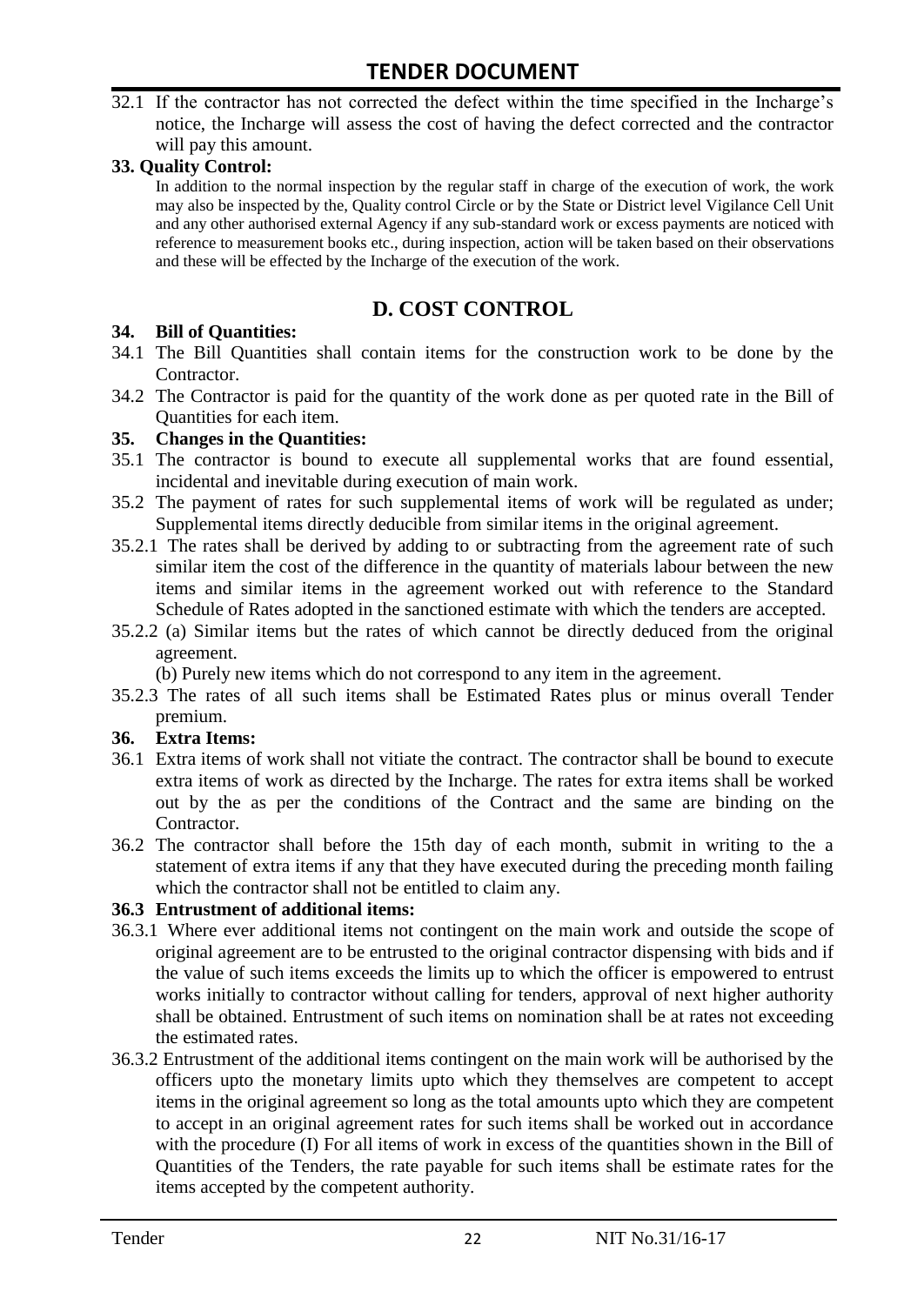32.1 If the contractor has not corrected the defect within the time specified in the Incharge's notice, the Incharge will assess the cost of having the defect corrected and the contractor will pay this amount.

**33. Quality Control:**

In addition to the normal inspection by the regular staff in charge of the execution of work, the work may also be inspected by the, Quality control Circle or by the State or District level Vigilance Cell Unit and any other authorised external Agency if any sub-standard work or excess payments are noticed with reference to measurement books etc., during inspection, action will be taken based on their observations and these will be effected by the Incharge of the execution of the work.

## D. COST CONTROL

**34. Bill of Quantities:**

34.1 The Bill Quantities shall contain items for the construction work to be done by the Contractor.

34.2 The Contractor is paid for the quantity of the work done as per quoted rate in the Bill of Quantities for each item.

**35. Changes in the Quantities:**

35.1 The contractor is bound to execute all supplemental works that are found essential, incidental and inevitable during execution of main work.

35.2 The payment of rates for such supplemental items of work will be regulated as under; Supplemental items directly deducible from similar items in the original agreement.

35.2.1 The rates shall be derived by adding to or subtracting from the agreement rate of such similar item the cost of the difference in the quantity of materials labour between the new items and similar items in the agreement worked out with reference to the Standard Schedule of Rates adopted in the sanctioned estimate with which the tenders are accepted.

35.2.2 (a) Similar items but the rates of which cannot be directly deduced from the original agreement.

(b) Purely new items which do not correspond to any item in the agreement.

35.2.3 The rates of all such items shall be Estimated Rates plus or minus overall Tender premium.

**36. Extra Items:**

36.1 Extra items of work shall not vitiate the contract. The contractor shall be bound to execute extra items of work as directed by the Incharge. The rates for extra items shall be worked out by the as per the conditions of the Contract and the same are binding on the Contractor.

36.2 The contractor shall before the 15th day of each month, submit in writing to the a statement of extra items if any that they have executed during the preceding month failing which the contractor shall not be entitled to claim any.

**36.3 Entrustment of additional items:**

36.3.1 Where ever additional items not contingent on the main work and outside the scope of original agreement are to be entrusted to the original contractor dispensing with bids and if the value of such items exceeds the limits up to which the officer is empowered to entrust works initially to contractor without calling for tenders, approval of next higher authority shall be obtained. Entrustment of such items on nomination shall be at rates not exceeding the estimated rates.

36.3.2 Entrustment of the additional items contingent on the main work will be authorised by the officers upto the monetary limits upto which they themselves are competent to accept items in the original agreement so long as the total amounts upto which they are competent to accept in an original agreement rates for such items shall be worked out in accordance with the procedure (I) For all items of work in excess of the quantities shown in the Bill of Quantities of the Tenders, the rate payable for such items shall be estimate rates for the items accepted by the competent authority.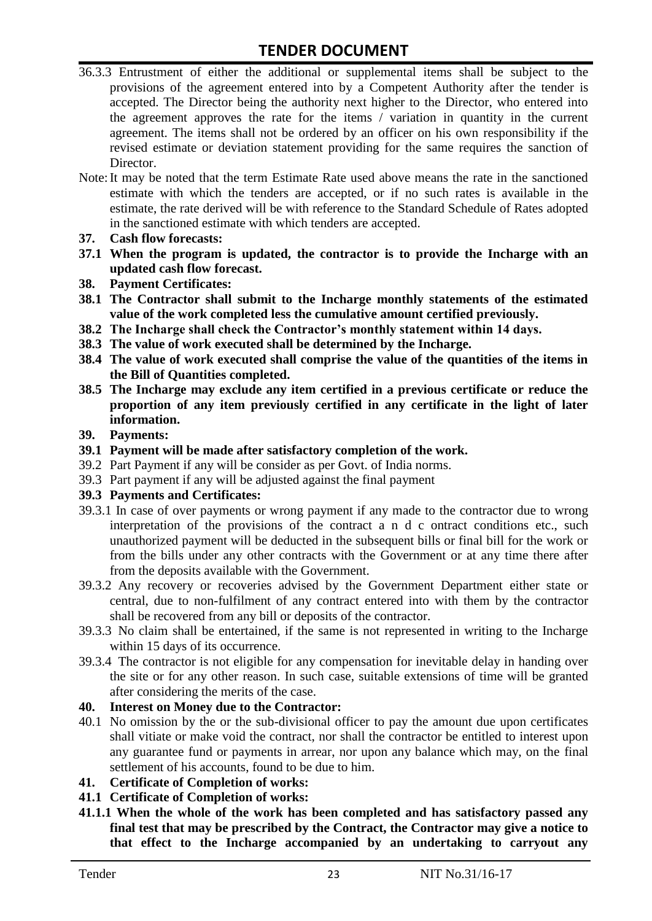36.3.3 Entrustment of either the additional or supplemental items shall be subject to the provisions of the agreement entered into by a Competent Authority after the tender is accepted. The Director being the authority next higher to the Director, who entered into the agreement approves the rate for the items / variation in quantity in the current agreement. The items shall not be ordered by an officer on his own responsibility if the revised estimate or deviation statement providing for the same requires the sanction of Director.

Note: It may be noted that the term Estimate Rate used above means the rate in the sanctioned estimate with which the tenders are accepted, or if no such rates is available in the estimate, the rate derived will be with reference to the Standard Schedule of Rates adopted in the sanctioned estimate with which tenders are accepted.

**37. Cash flow forecasts:**

**37.1 When the program is updated, the contractor is to provide the Incharge with an updated cash flow forecast.**

**38. Payment Certificates:**

**38.1 The Contractor shall submit to the Incharge monthly statements of the estimated value of the work completed less the cumulative amount certified previously.**

**38.2 The Incharge shall check the Contractor's monthly statement within 14 days.**

**38.3 The value of work executed shall be determined by the Incharge.**

**38.4 The value of work executed shall comprise the value of the quantities of the items in the Bill of Quantities completed.**

**38.5 The Incharge may exclude any item certified in a previous certificate or reduce the proportion of any item previously certified in any certificate in the light of later information.**

**39. Payments:**

**39.1 Payment will be made after satisfactory completion of the work.**

39.2 Part Payment if any will be consider as per Govt. of India norms.

39.3 Part payment if any will be adjusted against the final payment

**39.3 Payments and Certificates:**

39.3.1 In case of over payments or wrong payment if any made to the contractor due to wrong interpretation of the provisions of the contract a n d c ontract conditions etc., such unauthorized payment will be deducted in the subsequent bills or final bill for the work or from the bills under any other contracts with the Government or at any time there after from the deposits available with the Government.

39.3.2 Any recovery or recoveries advised by the Government Department either state or central, due to non-fulfilment of any contract entered into with them by the contractor shall be recovered from any bill or deposits of the contractor.

39.3.3 No claim shall be entertained, if the same is not represented in writing to the Incharge within 15 days of its occurrence.

39.3.4 The contractor is not eligible for any compensation for inevitable delay in handing over the site or for any other reason. In such case, suitable extensions of time will be granted after considering the merits of the case.

**40. Interest on Money due to the Contractor:**

40.1 No omission by the or the sub-divisional officer to pay the amount due upon certificates shall vitiate or make void the contract, nor shall the contractor be entitled to interest upon any guarantee fund or payments in arrear, nor upon any balance which may, on the final settlement of his accounts, found to be due to him.

**41. Certificate of Completion of works:**

**41.1 Certificate of Completion of works:**

**41.1.1 When the whole of the work has been completed and has satisfactory passed any final test that may be prescribed by the Contract, the Contractor may give a notice to that effect to the Incharge accompanied by an undertaking to carryout any**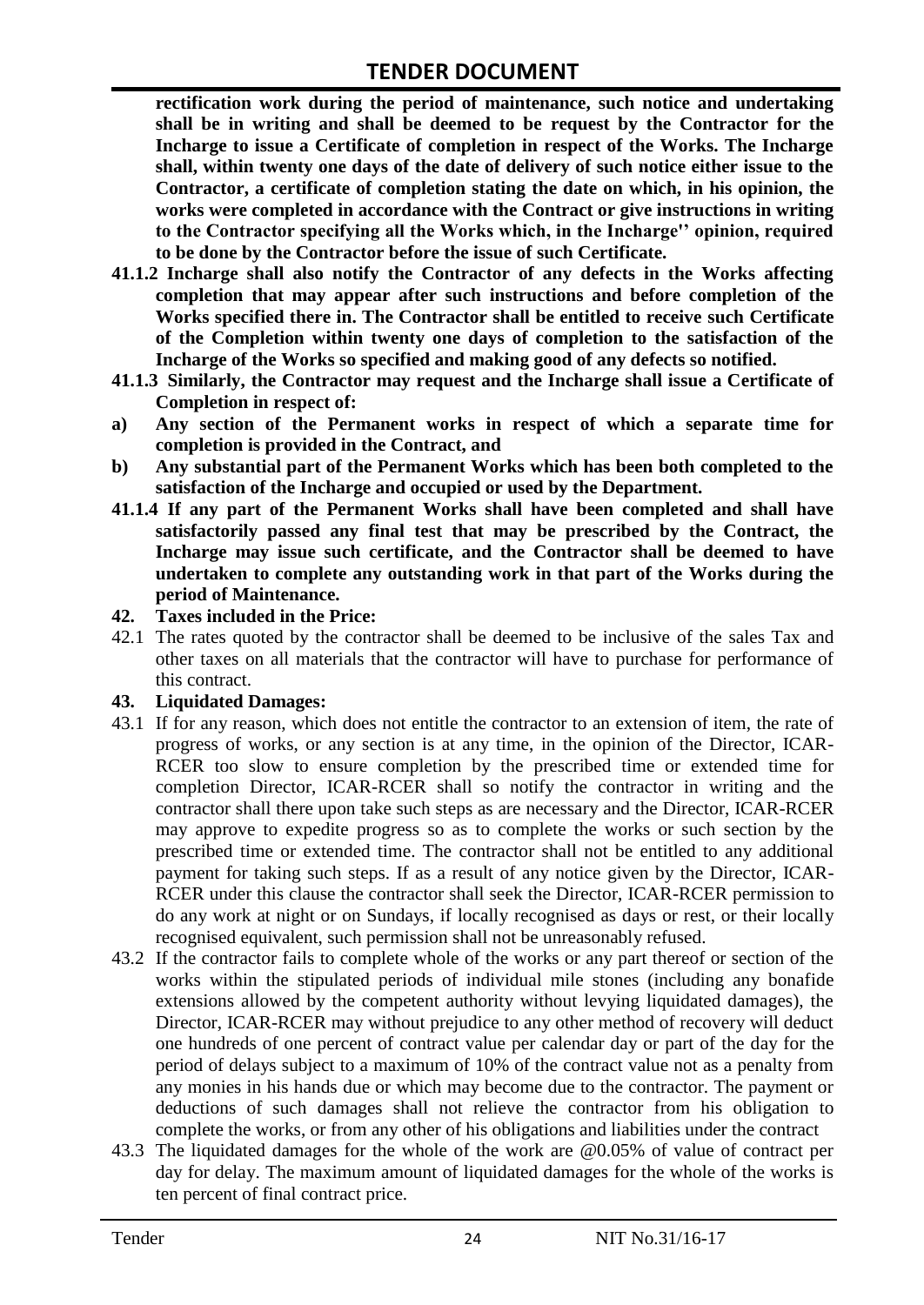**rectification work during the period of maintenance, such notice and undertaking shall be in writing and shall be deemed to be request by the Contractor for the Incharge to issue a Certificate of completion in respect of the Works. The Incharge shall, within twenty one days of the date of delivery of such notice either issue to the Contractor, a certificate of completion stating the date on which, in his opinion, the works were completed in accordance with the Contract or give instructions in writing to the Contractor specifying all the Works which, in the Incharge'' opinion, required to be done by the Contractor before the issue of such Certificate.**

**41.1.2 Incharge shall also notify the Contractor of any defects in the Works affecting completion that may appear after such instructions and before completion of the Works specified there in. The Contractor shall be entitled to receive such Certificate of the Completion within twenty one days of completion to the satisfaction of the Incharge of the Works so specified and making good of any defects so notified.**

**41.1.3 Similarly, the Contractor may request and the Incharge shall issue a Certificate of Completion in respect of:**

**a) Any section of the Permanent works in respect of which a separate time for completion is provided in the Contract, and**

**b) Any substantial part of the Permanent Works which has been both completed to the satisfaction of the Incharge and occupied or used by the Department.**

**41.1.4 If any part of the Permanent Works shall have been completed and shall have satisfactorily passed any final test that may be prescribed by the Contract, the Incharge may issue such certificate, and the Contractor shall be deemed to have undertaken to complete any outstanding work in that part of the Works during the period of Maintenance.**

**42. Taxes included in the Price:**

42.1 The rates quoted by the contractor shall be deemed to be inclusive of the sales Tax and other taxes on all materials that the contractor will have to purchase for performance of this contract.

**43. Liquidated Damages:**

43.1 If for any reason, which does not entitle the contractor to an extension of item, the rate of progress of works, or any section is at any time, in the opinion of the Director, ICAR-RCER too slow to ensure completion by the prescribed time or extended time for completion Director, ICAR-RCER shall so notify the contractor in writing and the contractor shall there upon take such steps as are necessary and the Director, ICAR-RCER may approve to expedite progress so as to complete the works or such section by the prescribed time or extended time. The contractor shall not be entitled to any additional payment for taking such steps. If as a result of any notice given by the Director, ICAR-RCER under this clause the contractor shall seek the Director, ICAR-RCER permission to do any work at night or on Sundays, if locally recognised as days or rest, or their locally recognised equivalent, such permission shall not be unreasonably refused.

43.2 If the contractor fails to complete whole of the works or any part thereof or section of the works within the stipulated periods of individual mile stones (including any bonafide extensions allowed by the competent authority without levying liquidated damages), the Director, ICAR-RCER may without prejudice to any other method of recovery will deduct one hundreds of one percent of contract value per calendar day or part of the day for the period of delays subject to a maximum of 10% of the contract value not as a penalty from any monies in his hands due or which may become due to the contractor. The payment or deductions of such damages shall not relieve the contractor from his obligation to complete the works, or from any other of his obligations and liabilities under the contract

43.3 The liquidated damages for the whole of the work are @0.05% of value of contract per day for delay. The maximum amount of liquidated damages for the whole of the works is ten percent of final contract price.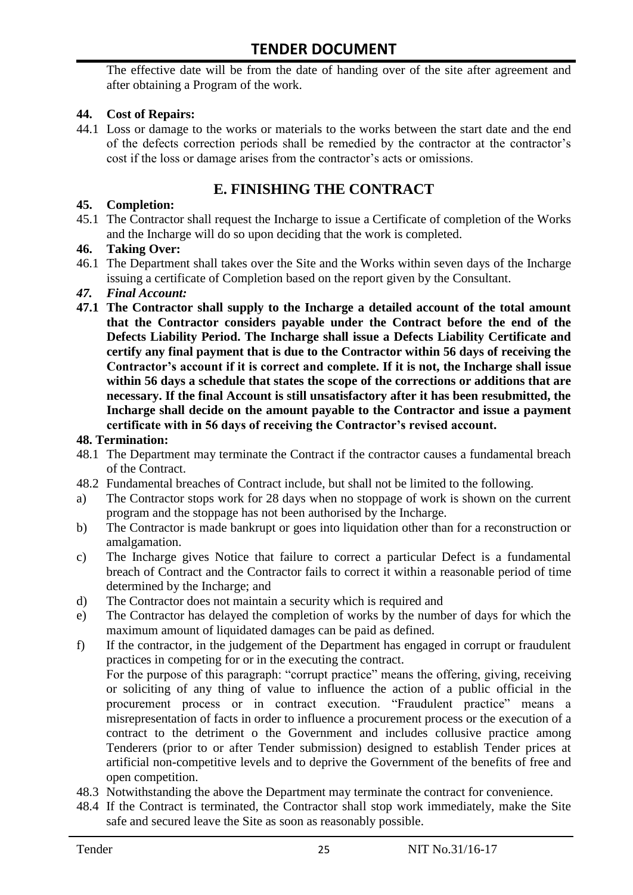The effective date will be from the date of handing over of the site after agreement and after obtaining a Program of the work.

**44. Cost of Repairs:**

44.1 Loss or damage to the works or materials to the works between the start date and the end of the defects correction periods shall be remedied by the contractor at the contractor's cost if the loss or damage arises from the contractor's acts or omissions.

## E. FINISHING THE CONTRACT

**45. Completion:**

45.1 The Contractor shall request the Incharge to issue a Certificate of completion of the Works and the Incharge will do so upon deciding that the work is completed.

**46. Taking Over:**

46.1 The Department shall takes over the Site and the Works within seven days of the Incharge issuing a certificate of Completion based on the report given by the Consultant.

***47. Final Account:***

**47.1 The Contractor shall supply to the Incharge a detailed account of the total amount that the Contractor considers payable under the Contract before the end of the Defects Liability Period. The Incharge shall issue a Defects Liability Certificate and certify any final payment that is due to the Contractor within 56 days of receiving the Contractor's account if it is correct and complete. If it is not, the Incharge shall issue within 56 days a schedule that states the scope of the corrections or additions that are necessary. If the final Account is still unsatisfactory after it has been resubmitted, the Incharge shall decide on the amount payable to the Contractor and issue a payment certificate with in 56 days of receiving the Contractor's revised account.**

**48. Termination:**

48.1 The Department may terminate the Contract if the contractor causes a fundamental breach of the Contract.

48.2 Fundamental breaches of Contract include, but shall not be limited to the following.

a) The Contractor stops work for 28 days when no stoppage of work is shown on the current program and the stoppage has not been authorised by the Incharge.

b) The Contractor is made bankrupt or goes into liquidation other than for a reconstruction or amalgamation.

c) The Incharge gives Notice that failure to correct a particular Defect is a fundamental breach of Contract and the Contractor fails to correct it within a reasonable period of time determined by the Incharge; and

d) The Contractor does not maintain a security which is required and

e) The Contractor has delayed the completion of works by the number of days for which the maximum amount of liquidated damages can be paid as defined.

f) If the contractor, in the judgement of the Department has engaged in corrupt or fraudulent practices in competing for or in the executing the contract.
For the purpose of this paragraph: "corrupt practice" means the offering, giving, receiving or soliciting of any thing of value to influence the action of a public official in the procurement process or in contract execution. "Fraudulent practice" means a misrepresentation of facts in order to influence a procurement process or the execution of a contract to the detriment o the Government and includes collusive practice among Tenderers (prior to or after Tender submission) designed to establish Tender prices at artificial non-competitive levels and to deprive the Government of the benefits of free and open competition.

48.3 Notwithstanding the above the Department may terminate the contract for convenience.

48.4 If the Contract is terminated, the Contractor shall stop work immediately, make the Site safe and secured leave the Site as soon as reasonably possible.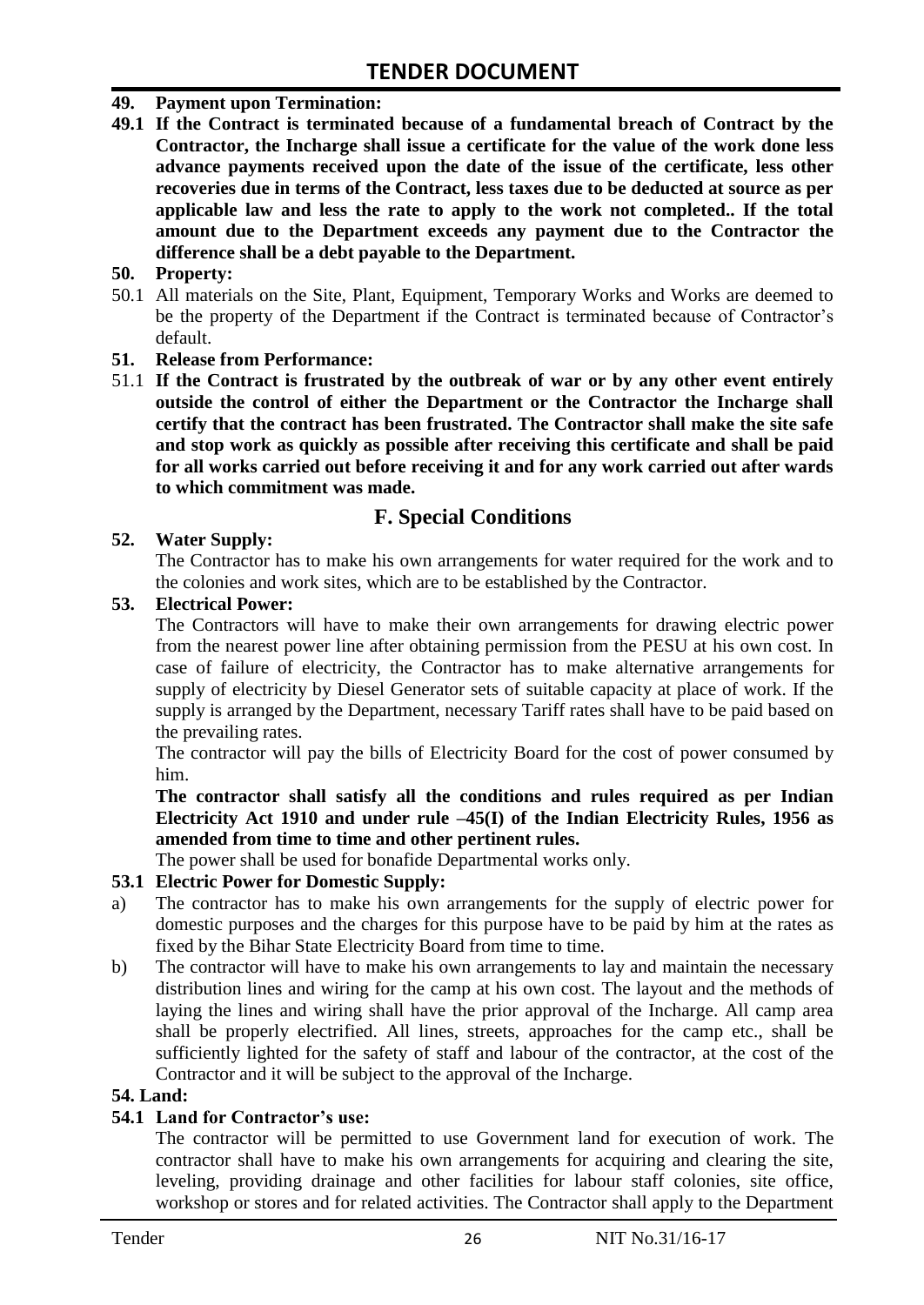**49. Payment upon Termination:**

**49.1 If the Contract is terminated because of a fundamental breach of Contract by the Contractor, the Incharge shall issue a certificate for the value of the work done less advance payments received upon the date of the issue of the certificate, less other recoveries due in terms of the Contract, less taxes due to be deducted at source as per applicable law and less the rate to apply to the work not completed.. If the total amount due to the Department exceeds any payment due to the Contractor the difference shall be a debt payable to the Department.**

**50. Property:**

50.1 All materials on the Site, Plant, Equipment, Temporary Works and Works are deemed to be the property of the Department if the Contract is terminated because of Contractor's default.

**51. Release from Performance:**

51.1 **If the Contract is frustrated by the outbreak of war or by any other event entirely outside the control of either the Department or the Contractor the Incharge shall certify that the contract has been frustrated. The Contractor shall make the site safe and stop work as quickly as possible after receiving this certificate and shall be paid for all works carried out before receiving it and for any work carried out after wards to which commitment was made.**

## F. Special Conditions

**52. Water Supply:**

The Contractor has to make his own arrangements for water required for the work and to the colonies and work sites, which are to be established by the Contractor.

**53. Electrical Power:**

The Contractors will have to make their own arrangements for drawing electric power from the nearest power line after obtaining permission from the PESU at his own cost. In case of failure of electricity, the Contractor has to make alternative arrangements for supply of electricity by Diesel Generator sets of suitable capacity at place of work. If the supply is arranged by the Department, necessary Tariff rates shall have to be paid based on the prevailing rates.

The contractor will pay the bills of Electricity Board for the cost of power consumed by him.

**The contractor shall satisfy all the conditions and rules required as per Indian Electricity Act 1910 and under rule –45(I) of the Indian Electricity Rules, 1956 as amended from time to time and other pertinent rules.**

The power shall be used for bonafide Departmental works only.

**53.1 Electric Power for Domestic Supply:**

a) The contractor has to make his own arrangements for the supply of electric power for domestic purposes and the charges for this purpose have to be paid by him at the rates as fixed by the Bihar State Electricity Board from time to time.

b) The contractor will have to make his own arrangements to lay and maintain the necessary distribution lines and wiring for the camp at his own cost. The layout and the methods of laying the lines and wiring shall have the prior approval of the Incharge. All camp area shall be properly electrified. All lines, streets, approaches for the camp etc., shall be sufficiently lighted for the safety of staff and labour of the contractor, at the cost of the Contractor and it will be subject to the approval of the Incharge.

**54. Land:**

**54.1 Land for Contractor's use:**

The contractor will be permitted to use Government land for execution of work. The contractor shall have to make his own arrangements for acquiring and clearing the site, leveling, providing drainage and other facilities for labour staff colonies, site office, workshop or stores and for related activities. The Contractor shall apply to the Department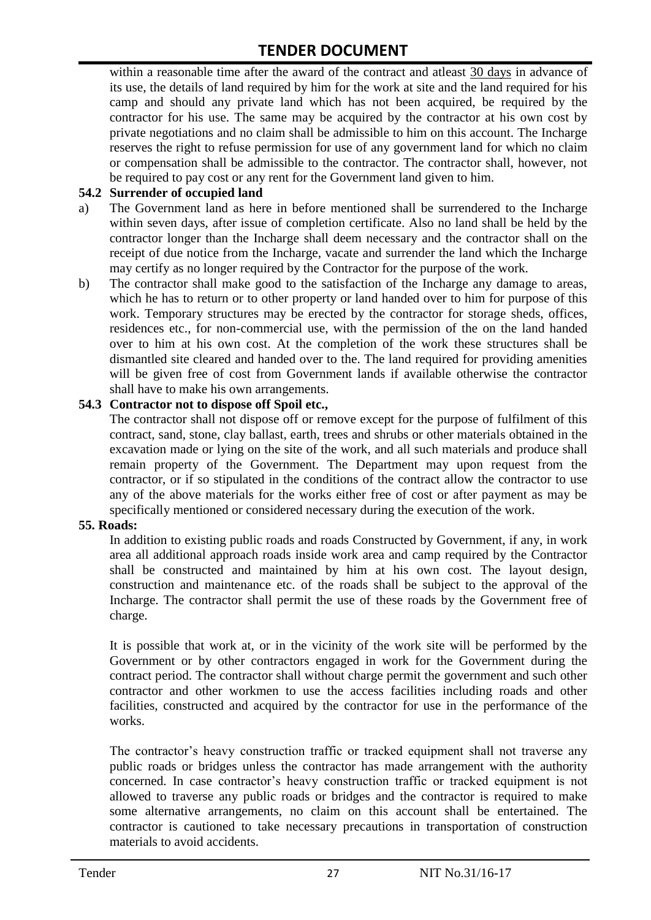within a reasonable time after the award of the contract and atleast 30 days in advance of its use, the details of land required by him for the work at site and the land required for his camp and should any private land which has not been acquired, be required by the contractor for his use. The same may be acquired by the contractor at his own cost by private negotiations and no claim shall be admissible to him on this account. The Incharge reserves the right to refuse permission for use of any government land for which no claim or compensation shall be admissible to the contractor. The contractor shall, however, not be required to pay cost or any rent for the Government land given to him.

**54.2 Surrender of occupied land**

a) The Government land as here in before mentioned shall be surrendered to the Incharge within seven days, after issue of completion certificate. Also no land shall be held by the contractor longer than the Incharge shall deem necessary and the contractor shall on the receipt of due notice from the Incharge, vacate and surrender the land which the Incharge may certify as no longer required by the Contractor for the purpose of the work.

b) The contractor shall make good to the satisfaction of the Incharge any damage to areas, which he has to return or to other property or land handed over to him for purpose of this work. Temporary structures may be erected by the contractor for storage sheds, offices, residences etc., for non-commercial use, with the permission of the on the land handed over to him at his own cost. At the completion of the work these structures shall be dismantled site cleared and handed over to the. The land required for providing amenities will be given free of cost from Government lands if available otherwise the contractor shall have to make his own arrangements.

**54.3 Contractor not to dispose off Spoil etc.,**

The contractor shall not dispose off or remove except for the purpose of fulfilment of this contract, sand, stone, clay ballast, earth, trees and shrubs or other materials obtained in the excavation made or lying on the site of the work, and all such materials and produce shall remain property of the Government. The Department may upon request from the contractor, or if so stipulated in the conditions of the contract allow the contractor to use any of the above materials for the works either free of cost or after payment as may be specifically mentioned or considered necessary during the execution of the work.

**55. Roads:**

In addition to existing public roads and roads Constructed by Government, if any, in work area all additional approach roads inside work area and camp required by the Contractor shall be constructed and maintained by him at his own cost. The layout design, construction and maintenance etc. of the roads shall be subject to the approval of the Incharge. The contractor shall permit the use of these roads by the Government free of charge.

It is possible that work at, or in the vicinity of the work site will be performed by the Government or by other contractors engaged in work for the Government during the contract period. The contractor shall without charge permit the government and such other contractor and other workmen to use the access facilities including roads and other facilities, constructed and acquired by the contractor for use in the performance of the works.

The contractor's heavy construction traffic or tracked equipment shall not traverse any public roads or bridges unless the contractor has made arrangement with the authority concerned. In case contractor's heavy construction traffic or tracked equipment is not allowed to traverse any public roads or bridges and the contractor is required to make some alternative arrangements, no claim on this account shall be entertained. The contractor is cautioned to take necessary precautions in transportation of construction materials to avoid accidents.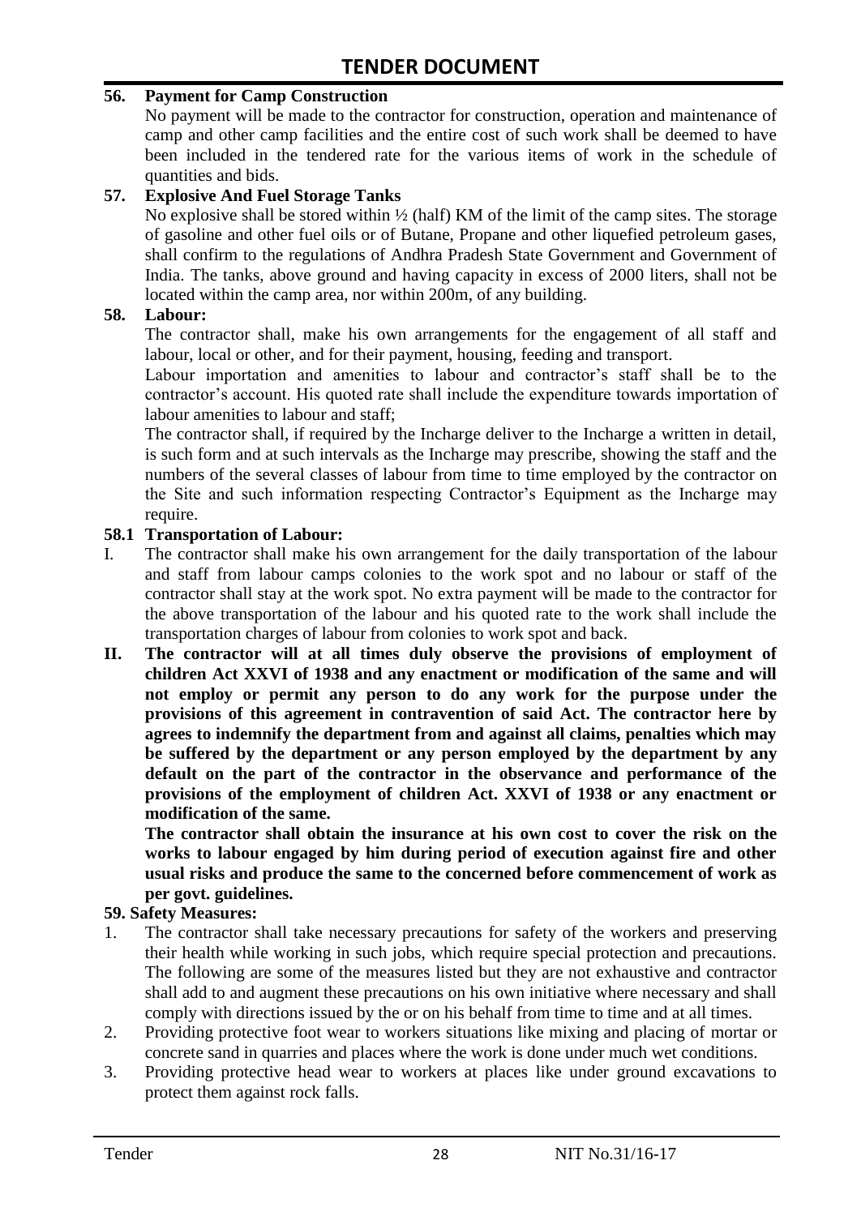### 56. Payment for Camp Construction

No payment will be made to the contractor for construction, operation and maintenance of camp and other camp facilities and the entire cost of such work shall be deemed to have been included in the tendered rate for the various items of work in the schedule of quantities and bids.

### 57. Explosive And Fuel Storage Tanks

No explosive shall be stored within ½ (half) KM of the limit of the camp sites. The storage of gasoline and other fuel oils or of Butane, Propane and other liquefied petroleum gases, shall confirm to the regulations of Andhra Pradesh State Government and Government of India. The tanks, above ground and having capacity in excess of 2000 liters, shall not be located within the camp area, nor within 200m, of any building.

### 58. Labour:

The contractor shall, make his own arrangements for the engagement of all staff and labour, local or other, and for their payment, housing, feeding and transport.

Labour importation and amenities to labour and contractor's staff shall be to the contractor's account. His quoted rate shall include the expenditure towards importation of labour amenities to labour and staff;

The contractor shall, if required by the Incharge deliver to the Incharge a written in detail, is such form and at such intervals as the Incharge may prescribe, showing the staff and the numbers of the several classes of labour from time to time employed by the contractor on the Site and such information respecting Contractor's Equipment as the Incharge may require.

### 58.1 Transportation of Labour:

I. The contractor shall make his own arrangement for the daily transportation of the labour and staff from labour camps colonies to the work spot and no labour or staff of the contractor shall stay at the work spot. No extra payment will be made to the contractor for the above transportation of the labour and his quoted rate to the work shall include the transportation charges of labour from colonies to work spot and back.

II. **The contractor will at all times duly observe the provisions of employment of children Act XXVI of 1938 and any enactment or modification of the same and will not employ or permit any person to do any work for the purpose under the provisions of this agreement in contravention of said Act. The contractor here by agrees to indemnify the department from and against all claims, penalties which may be suffered by the department or any person employed by the department by any default on the part of the contractor in the observance and performance of the provisions of the employment of children Act. XXVI of 1938 or any enactment or modification of the same.**

**The contractor shall obtain the insurance at his own cost to cover the risk on the works to labour engaged by him during period of execution against fire and other usual risks and produce the same to the concerned before commencement of work as per govt. guidelines.**

### 59. Safety Measures:

1. The contractor shall take necessary precautions for safety of the workers and preserving their health while working in such jobs, which require special protection and precautions. The following are some of the measures listed but they are not exhaustive and contractor shall add to and augment these precautions on his own initiative where necessary and shall comply with directions issued by the or on his behalf from time to time and at all times.
2. Providing protective foot wear to workers situations like mixing and placing of mortar or concrete sand in quarries and places where the work is done under much wet conditions.
3. Providing protective head wear to workers at places like under ground excavations to protect them against rock falls.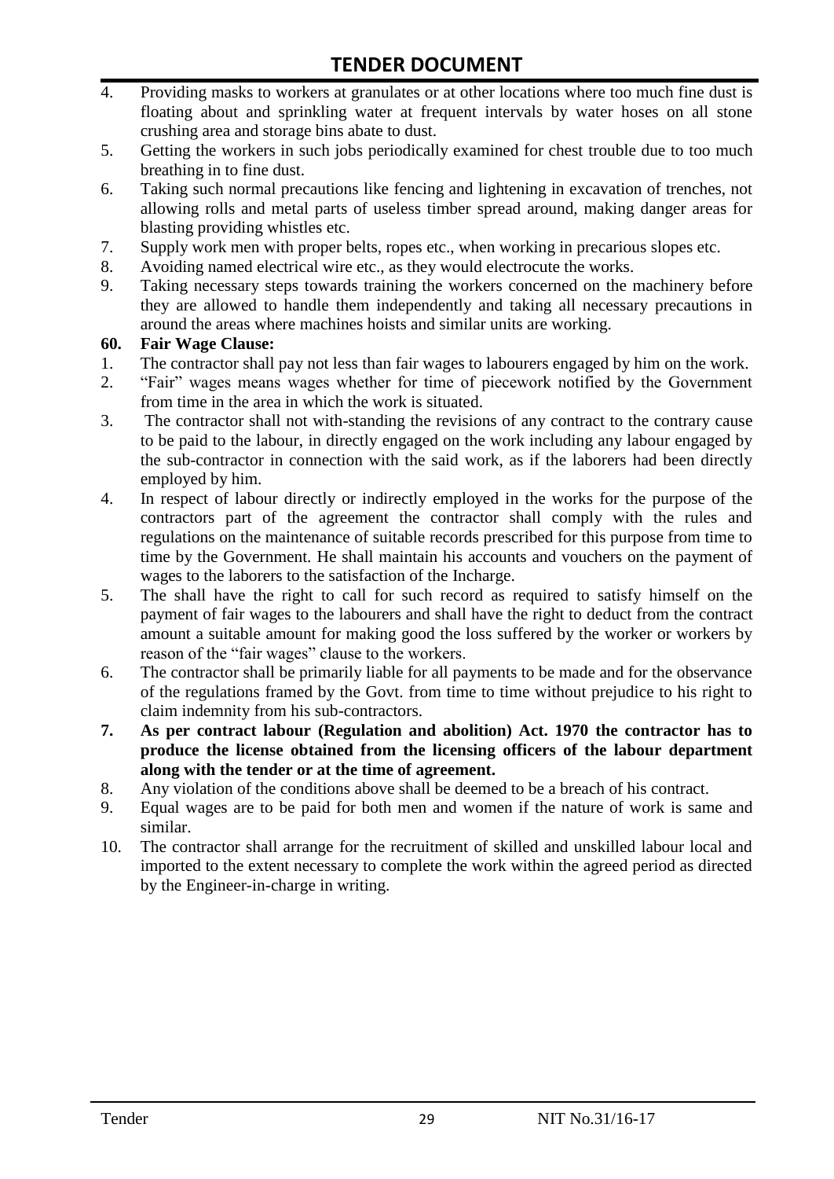4. Providing masks to workers at granulates or at other locations where too much fine dust is floating about and sprinkling water at frequent intervals by water hoses on all stone crushing area and storage bins abate to dust.
5. Getting the workers in such jobs periodically examined for chest trouble due to too much breathing in to fine dust.
6. Taking such normal precautions like fencing and lightening in excavation of trenches, not allowing rolls and metal parts of useless timber spread around, making danger areas for blasting providing whistles etc.
7. Supply work men with proper belts, ropes etc., when working in precarious slopes etc.
8. Avoiding named electrical wire etc., as they would electrocute the works.
9. Taking necessary steps towards training the workers concerned on the machinery before they are allowed to handle them independently and taking all necessary precautions in around the areas where machines hoists and similar units are working.

**60. Fair Wage Clause:**

1. The contractor shall pay not less than fair wages to labourers engaged by him on the work.
2. "Fair" wages means wages whether for time of piecework notified by the Government from time in the area in which the work is situated.
3. The contractor shall not with-standing the revisions of any contract to the contrary cause to be paid to the labour, in directly engaged on the work including any labour engaged by the sub-contractor in connection with the said work, as if the laborers had been directly employed by him.
4. In respect of labour directly or indirectly employed in the works for the purpose of the contractors part of the agreement the contractor shall comply with the rules and regulations on the maintenance of suitable records prescribed for this purpose from time to time by the Government. He shall maintain his accounts and vouchers on the payment of wages to the laborers to the satisfaction of the Incharge.
5. The shall have the right to call for such record as required to satisfy himself on the payment of fair wages to the labourers and shall have the right to deduct from the contract amount a suitable amount for making good the loss suffered by the worker or workers by reason of the "fair wages" clause to the workers.
6. The contractor shall be primarily liable for all payments to be made and for the observance of the regulations framed by the Govt. from time to time without prejudice to his right to claim indemnity from his sub-contractors.
7. **As per contract labour (Regulation and abolition) Act. 1970 the contractor has to produce the license obtained from the licensing officers of the labour department along with the tender or at the time of agreement.**
8. Any violation of the conditions above shall be deemed to be a breach of his contract.
9. Equal wages are to be paid for both men and women if the nature of work is same and similar.
10. The contractor shall arrange for the recruitment of skilled and unskilled labour local and imported to the extent necessary to complete the work within the agreed period as directed by the Engineer-in-charge in writing.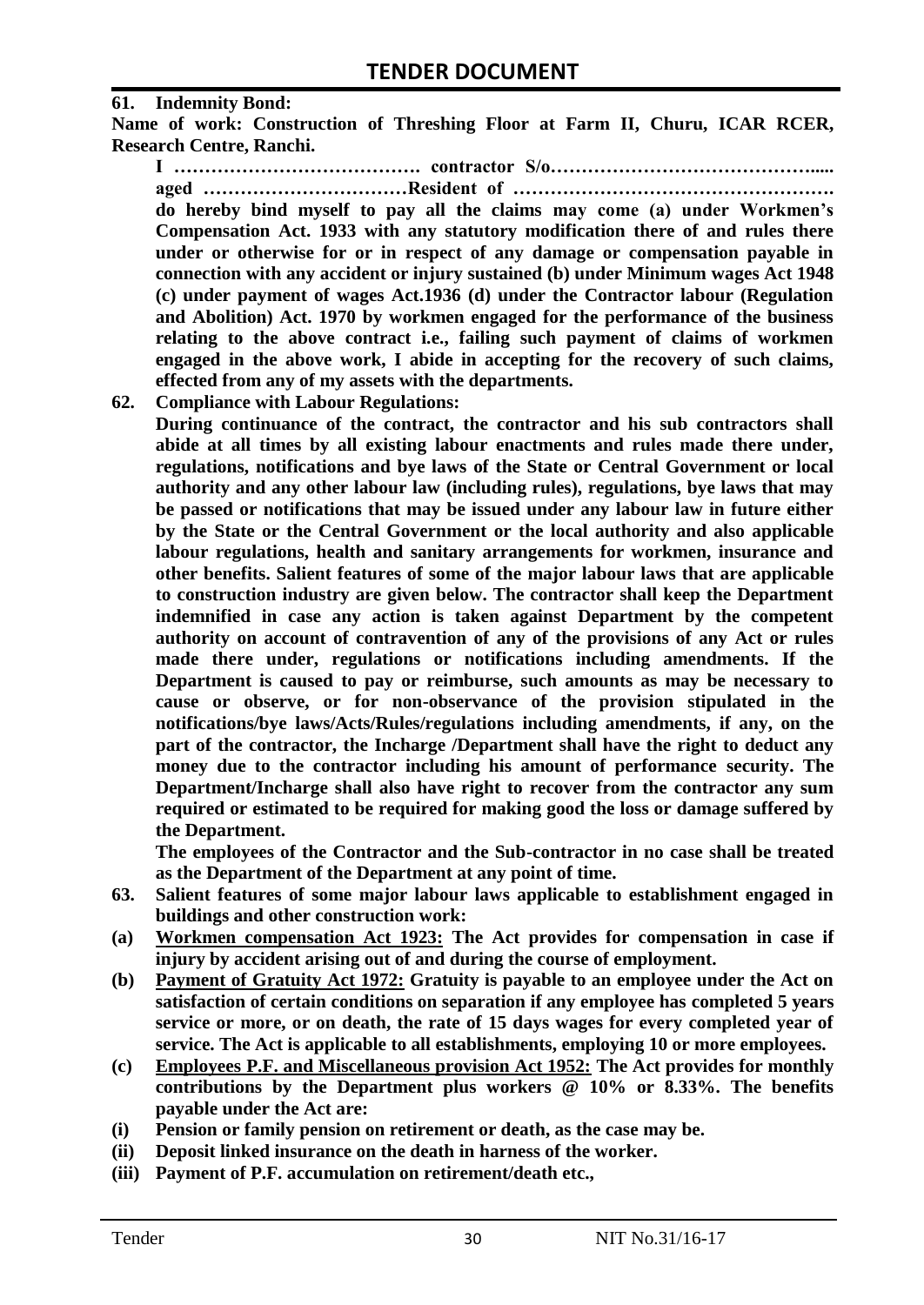**61. Indemnity Bond:**

**Name of work: Construction of Threshing Floor at Farm II, Churu, ICAR RCER, Research Centre, Ranchi.**

**I …………………………………. contractor S/o……………………………………..... aged ……………………………Resident of ……………………………………………. do hereby bind myself to pay all the claims may come (a) under Workmen's Compensation Act. 1933 with any statutory modification there of and rules there under or otherwise for or in respect of any damage or compensation payable in connection with any accident or injury sustained (b) under Minimum wages Act 1948 (c) under payment of wages Act.1936 (d) under the Contractor labour (Regulation and Abolition) Act. 1970 by workmen engaged for the performance of the business relating to the above contract i.e., failing such payment of claims of workmen engaged in the above work, I abide in accepting for the recovery of such claims, effected from any of my assets with the departments.**

**62. Compliance with Labour Regulations:**

**During continuance of the contract, the contractor and his sub contractors shall abide at all times by all existing labour enactments and rules made there under, regulations, notifications and bye laws of the State or Central Government or local authority and any other labour law (including rules), regulations, bye laws that may be passed or notifications that may be issued under any labour law in future either by the State or the Central Government or the local authority and also applicable labour regulations, health and sanitary arrangements for workmen, insurance and other benefits. Salient features of some of the major labour laws that are applicable to construction industry are given below. The contractor shall keep the Department indemnified in case any action is taken against Department by the competent authority on account of contravention of any of the provisions of any Act or rules made there under, regulations or notifications including amendments. If the Department is caused to pay or reimburse, such amounts as may be necessary to cause or observe, or for non-observance of the provision stipulated in the notifications/bye laws/Acts/Rules/regulations including amendments, if any, on the part of the contractor, the Incharge /Department shall have the right to deduct any money due to the contractor including his amount of performance security. The Department/Incharge shall also have right to recover from the contractor any sum required or estimated to be required for making good the loss or damage suffered by the Department.**

**The employees of the Contractor and the Sub-contractor in no case shall be treated as the Department of the Department at any point of time.**

**63. Salient features of some major labour laws applicable to establishment engaged in buildings and other construction work:**

**(a) <u>Workmen compensation Act 1923:</u> The Act provides for compensation in case if injury by accident arising out of and during the course of employment.**

**(b) <u>Payment of Gratuity Act 1972:</u> Gratuity is payable to an employee under the Act on satisfaction of certain conditions on separation if any employee has completed 5 years service or more, or on death, the rate of 15 days wages for every completed year of service. The Act is applicable to all establishments, employing 10 or more employees.**

**(c) <u>Employees P.F. and Miscellaneous provision Act 1952:</u> The Act provides for monthly contributions by the Department plus workers @ 10% or 8.33%. The benefits payable under the Act are:**

**(i) Pension or family pension on retirement or death, as the case may be.**

**(ii) Deposit linked insurance on the death in harness of the worker.**

**(iii) Payment of P.F. accumulation on retirement/death etc.,**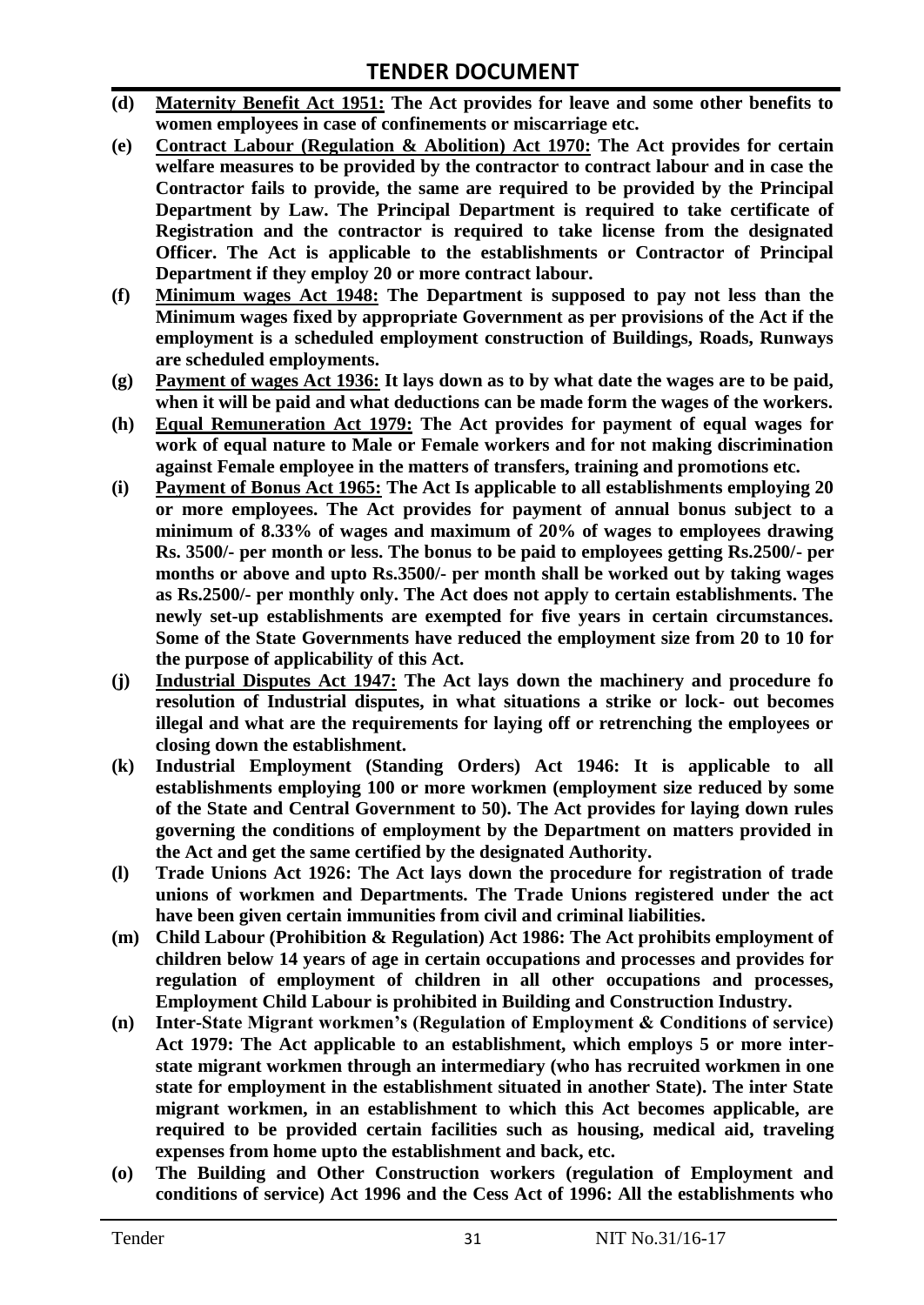- **(d)** **<u>Maternity Benefit Act 1951:</u> The Act provides for leave and some other benefits to women employees in case of confinements or miscarriage etc.**
- **(e)** **<u>Contract Labour (Regulation & Abolition) Act 1970:</u> The Act provides for certain welfare measures to be provided by the contractor to contract labour and in case the Contractor fails to provide, the same are required to be provided by the Principal Department by Law. The Principal Department is required to take certificate of Registration and the contractor is required to take license from the designated Officer. The Act is applicable to the establishments or Contractor of Principal Department if they employ 20 or more contract labour.**
- **(f)** **<u>Minimum wages Act 1948:</u> The Department is supposed to pay not less than the Minimum wages fixed by appropriate Government as per provisions of the Act if the employment is a scheduled employment construction of Buildings, Roads, Runways are scheduled employments.**
- **(g)** **<u>Payment of wages Act 1936:</u> It lays down as to by what date the wages are to be paid, when it will be paid and what deductions can be made form the wages of the workers.**
- **(h)** **<u>Equal Remuneration Act 1979:</u> The Act provides for payment of equal wages for work of equal nature to Male or Female workers and for not making discrimination against Female employee in the matters of transfers, training and promotions etc.**
- **(i)** **<u>Payment of Bonus Act 1965:</u> The Act Is applicable to all establishments employing 20 or more employees. The Act provides for payment of annual bonus subject to a minimum of 8.33% of wages and maximum of 20% of wages to employees drawing Rs. 3500/- per month or less. The bonus to be paid to employees getting Rs.2500/- per months or above and upto Rs.3500/- per month shall be worked out by taking wages as Rs.2500/- per monthly only. The Act does not apply to certain establishments. The newly set-up establishments are exempted for five years in certain circumstances. Some of the State Governments have reduced the employment size from 20 to 10 for the purpose of applicability of this Act.**
- **(j)** **<u>Industrial Disputes Act 1947:</u> The Act lays down the machinery and procedure fo resolution of Industrial disputes, in what situations a strike or lock- out becomes illegal and what are the requirements for laying off or retrenching the employees or closing down the establishment.**
- **(k)** **Industrial Employment (Standing Orders) Act 1946: It is applicable to all establishments employing 100 or more workmen (employment size reduced by some of the State and Central Government to 50). The Act provides for laying down rules governing the conditions of employment by the Department on matters provided in the Act and get the same certified by the designated Authority.**
- **(l)** **Trade Unions Act 1926: The Act lays down the procedure for registration of trade unions of workmen and Departments. The Trade Unions registered under the act have been given certain immunities from civil and criminal liabilities.**
- **(m)** **Child Labour (Prohibition & Regulation) Act 1986: The Act prohibits employment of children below 14 years of age in certain occupations and processes and provides for regulation of employment of children in all other occupations and processes, Employment Child Labour is prohibited in Building and Construction Industry.**
- **(n)** **Inter-State Migrant workmen's (Regulation of Employment & Conditions of service) Act 1979: The Act applicable to an establishment, which employs 5 or more inter-state migrant workmen through an intermediary (who has recruited workmen in one state for employment in the establishment situated in another State). The inter State migrant workmen, in an establishment to which this Act becomes applicable, are required to be provided certain facilities such as housing, medical aid, traveling expenses from home upto the establishment and back, etc.**
- **(o)** **The Building and Other Construction workers (regulation of Employment and conditions of service) Act 1996 and the Cess Act of 1996: All the establishments who**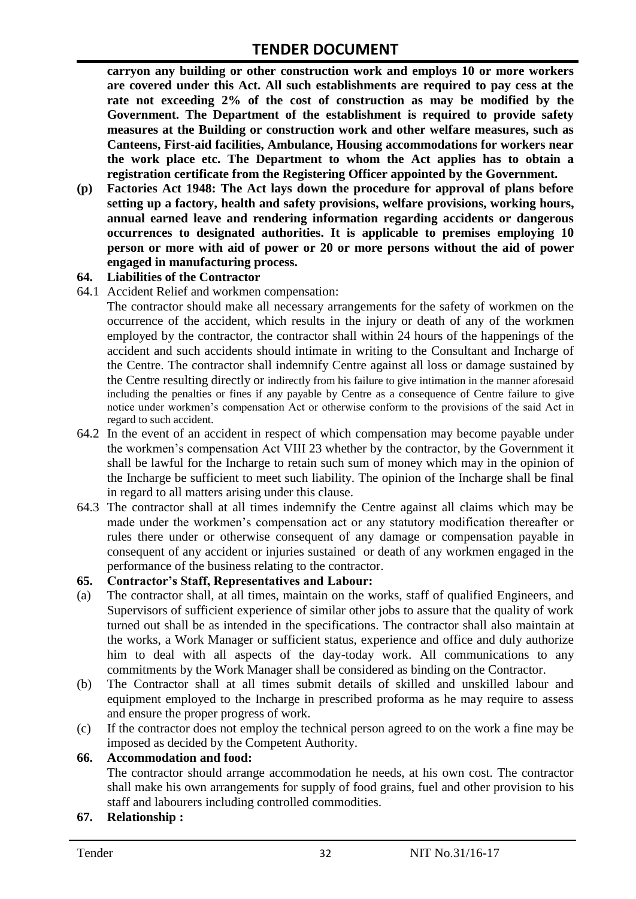**carryon any building or other construction work and employs 10 or more workers are covered under this Act. All such establishments are required to pay cess at the rate not exceeding 2% of the cost of construction as may be modified by the Government. The Department of the establishment is required to provide safety measures at the Building or construction work and other welfare measures, such as Canteens, First-aid facilities, Ambulance, Housing accommodations for workers near the work place etc. The Department to whom the Act applies has to obtain a registration certificate from the Registering Officer appointed by the Government.**

**(p) Factories Act 1948: The Act lays down the procedure for approval of plans before setting up a factory, health and safety provisions, welfare provisions, working hours, annual earned leave and rendering information regarding accidents or dangerous occurrences to designated authorities. It is applicable to premises employing 10 person or more with aid of power or 20 or more persons without the aid of power engaged in manufacturing process.**

**64. Liabilities of the Contractor**

64.1 Accident Relief and workmen compensation:

The contractor should make all necessary arrangements for the safety of workmen on the occurrence of the accident, which results in the injury or death of any of the workmen employed by the contractor, the contractor shall within 24 hours of the happenings of the accident and such accidents should intimate in writing to the Consultant and Incharge of the Centre. The contractor shall indemnify Centre against all loss or damage sustained by the Centre resulting directly or indirectly from his failure to give intimation in the manner aforesaid including the penalties or fines if any payable by Centre as a consequence of Centre failure to give notice under workmen's compensation Act or otherwise conform to the provisions of the said Act in regard to such accident.

64.2 In the event of an accident in respect of which compensation may become payable under the workmen's compensation Act VIII 23 whether by the contractor, by the Government it shall be lawful for the Incharge to retain such sum of money which may in the opinion of the Incharge be sufficient to meet such liability. The opinion of the Incharge shall be final in regard to all matters arising under this clause.

64.3 The contractor shall at all times indemnify the Centre against all claims which may be made under the workmen's compensation act or any statutory modification thereafter or rules there under or otherwise consequent of any damage or compensation payable in consequent of any accident or injuries sustained or death of any workmen engaged in the performance of the business relating to the contractor.

**65. Contractor's Staff, Representatives and Labour:**

(a) The contractor shall, at all times, maintain on the works, staff of qualified Engineers, and Supervisors of sufficient experience of similar other jobs to assure that the quality of work turned out shall be as intended in the specifications. The contractor shall also maintain at the works, a Work Manager or sufficient status, experience and office and duly authorize him to deal with all aspects of the day-today work. All communications to any commitments by the Work Manager shall be considered as binding on the Contractor.

(b) The Contractor shall at all times submit details of skilled and unskilled labour and equipment employed to the Incharge in prescribed proforma as he may require to assess and ensure the proper progress of work.

(c) If the contractor does not employ the technical person agreed to on the work a fine may be imposed as decided by the Competent Authority.

**66. Accommodation and food:**

The contractor should arrange accommodation he needs, at his own cost. The contractor shall make his own arrangements for supply of food grains, fuel and other provision to his staff and labourers including controlled commodities.

**67. Relationship :**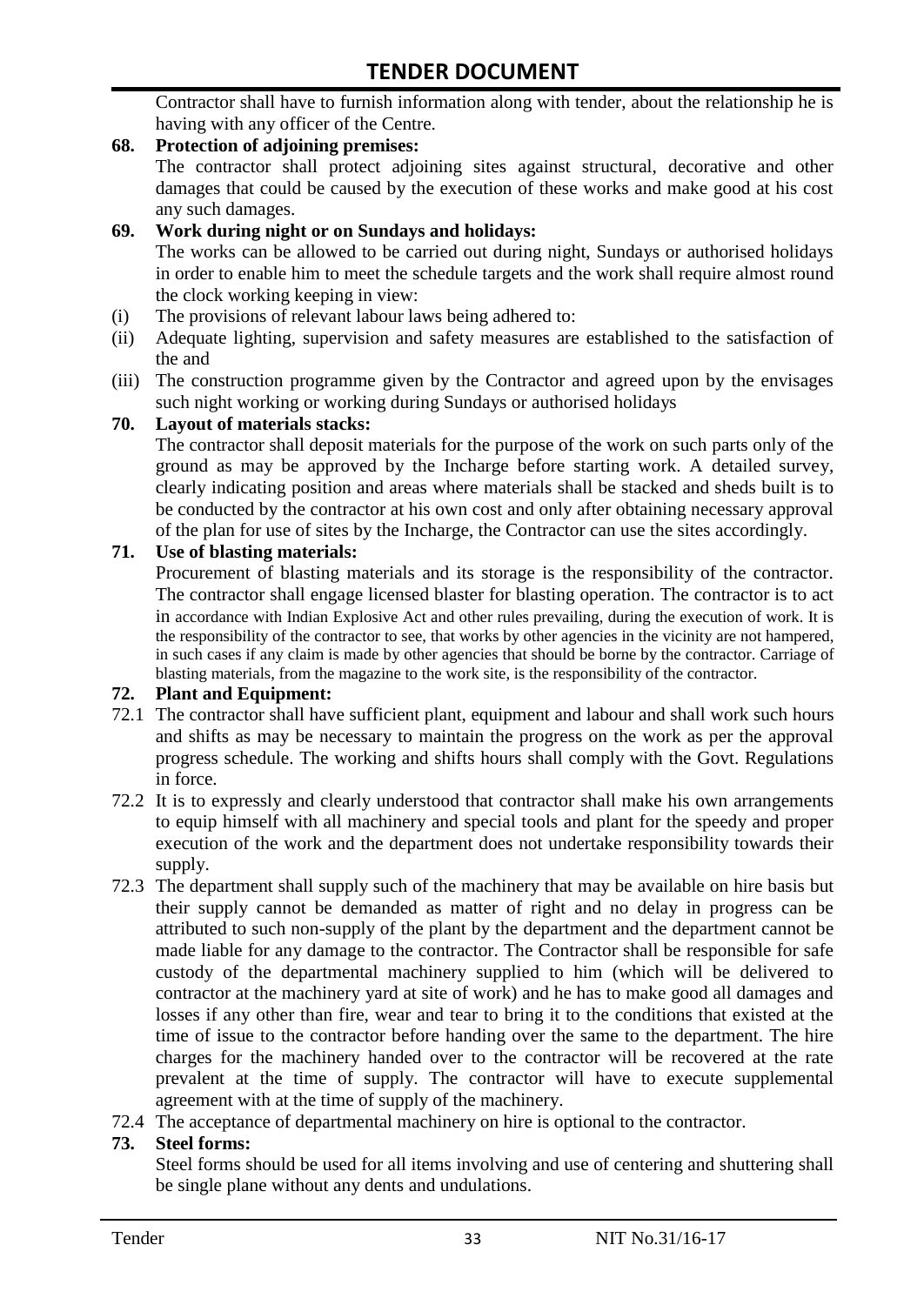Contractor shall have to furnish information along with tender, about the relationship he is having with any officer of the Centre.

**68. Protection of adjoining premises:**

The contractor shall protect adjoining sites against structural, decorative and other damages that could be caused by the execution of these works and make good at his cost any such damages.

**69. Work during night or on Sundays and holidays:**

The works can be allowed to be carried out during night, Sundays or authorised holidays in order to enable him to meet the schedule targets and the work shall require almost round the clock working keeping in view:

(i) The provisions of relevant labour laws being adhered to:

(ii) Adequate lighting, supervision and safety measures are established to the satisfaction of the and

(iii) The construction programme given by the Contractor and agreed upon by the envisages such night working or working during Sundays or authorised holidays

**70. Layout of materials stacks:**

The contractor shall deposit materials for the purpose of the work on such parts only of the ground as may be approved by the Incharge before starting work. A detailed survey, clearly indicating position and areas where materials shall be stacked and sheds built is to be conducted by the contractor at his own cost and only after obtaining necessary approval of the plan for use of sites by the Incharge, the Contractor can use the sites accordingly.

**71. Use of blasting materials:**

Procurement of blasting materials and its storage is the responsibility of the contractor. The contractor shall engage licensed blaster for blasting operation. The contractor is to act in accordance with Indian Explosive Act and other rules prevailing, during the execution of work. It is the responsibility of the contractor to see, that works by other agencies in the vicinity are not hampered, in such cases if any claim is made by other agencies that should be borne by the contractor. Carriage of blasting materials, from the magazine to the work site, is the responsibility of the contractor.

**72. Plant and Equipment:**

72.1 The contractor shall have sufficient plant, equipment and labour and shall work such hours and shifts as may be necessary to maintain the progress on the work as per the approval progress schedule. The working and shifts hours shall comply with the Govt. Regulations in force.

72.2 It is to expressly and clearly understood that contractor shall make his own arrangements to equip himself with all machinery and special tools and plant for the speedy and proper execution of the work and the department does not undertake responsibility towards their supply.

72.3 The department shall supply such of the machinery that may be available on hire basis but their supply cannot be demanded as matter of right and no delay in progress can be attributed to such non-supply of the plant by the department and the department cannot be made liable for any damage to the contractor. The Contractor shall be responsible for safe custody of the departmental machinery supplied to him (which will be delivered to contractor at the machinery yard at site of work) and he has to make good all damages and losses if any other than fire, wear and tear to bring it to the conditions that existed at the time of issue to the contractor before handing over the same to the department. The hire charges for the machinery handed over to the contractor will be recovered at the rate prevalent at the time of supply. The contractor will have to execute supplemental agreement with at the time of supply of the machinery.

72.4 The acceptance of departmental machinery on hire is optional to the contractor.

**73. Steel forms:**

Steel forms should be used for all items involving and use of centering and shuttering shall be single plane without any dents and undulations.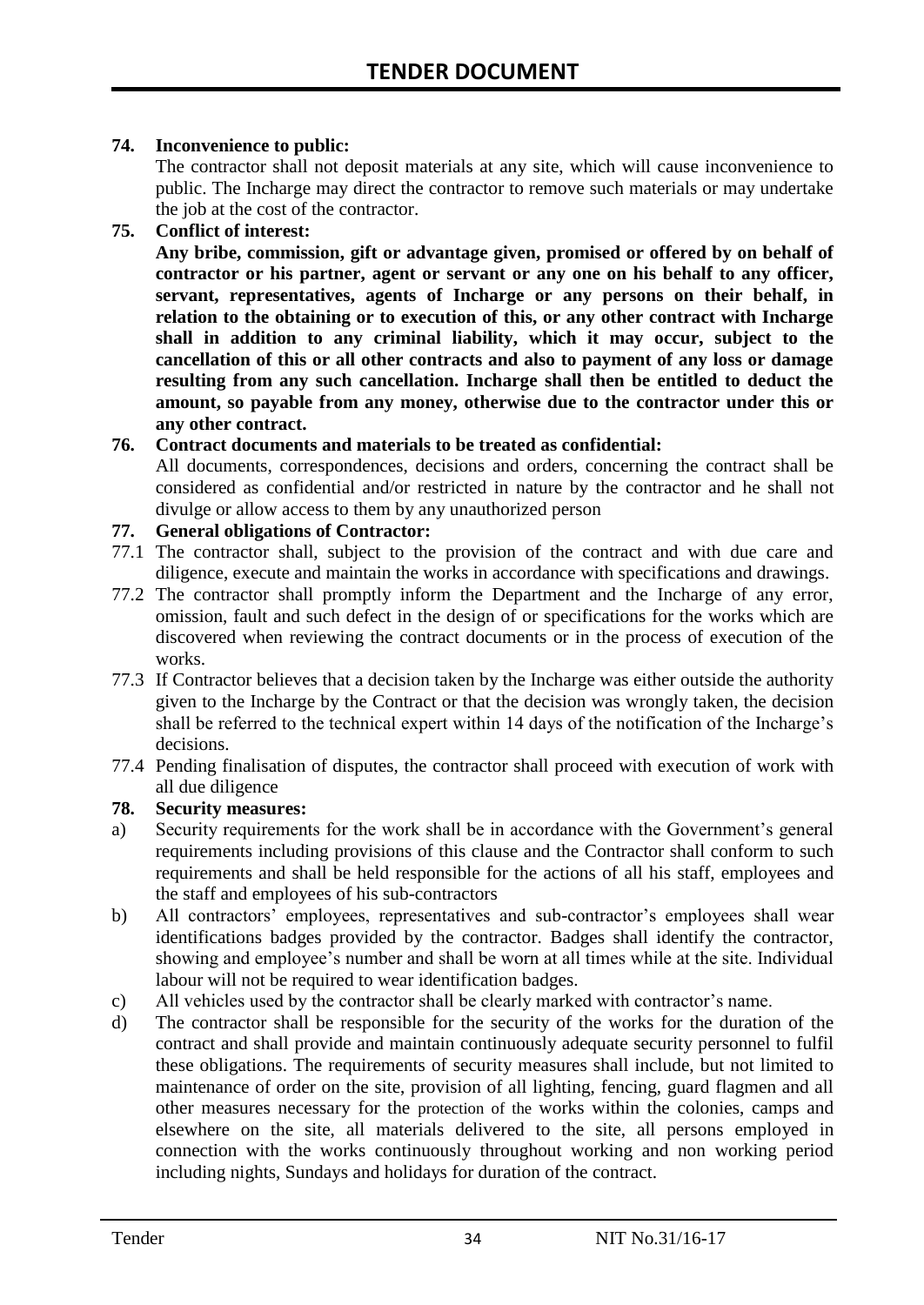**74. Inconvenience to public:**

The contractor shall not deposit materials at any site, which will cause inconvenience to public. The Incharge may direct the contractor to remove such materials or may undertake the job at the cost of the contractor.

**75. Conflict of interest:**

**Any bribe, commission, gift or advantage given, promised or offered by on behalf of contractor or his partner, agent or servant or any one on his behalf to any officer, servant, representatives, agents of Incharge or any persons on their behalf, in relation to the obtaining or to execution of this, or any other contract with Incharge shall in addition to any criminal liability, which it may occur, subject to the cancellation of this or all other contracts and also to payment of any loss or damage resulting from any such cancellation. Incharge shall then be entitled to deduct the amount, so payable from any money, otherwise due to the contractor under this or any other contract.**

**76. Contract documents and materials to be treated as confidential:**

All documents, correspondences, decisions and orders, concerning the contract shall be considered as confidential and/or restricted in nature by the contractor and he shall not divulge or allow access to them by any unauthorized person

**77. General obligations of Contractor:**

77.1 The contractor shall, subject to the provision of the contract and with due care and diligence, execute and maintain the works in accordance with specifications and drawings.

77.2 The contractor shall promptly inform the Department and the Incharge of any error, omission, fault and such defect in the design of or specifications for the works which are discovered when reviewing the contract documents or in the process of execution of the works.

77.3 If Contractor believes that a decision taken by the Incharge was either outside the authority given to the Incharge by the Contract or that the decision was wrongly taken, the decision shall be referred to the technical expert within 14 days of the notification of the Incharge's decisions.

77.4 Pending finalisation of disputes, the contractor shall proceed with execution of work with all due diligence

**78. Security measures:**

a) Security requirements for the work shall be in accordance with the Government's general requirements including provisions of this clause and the Contractor shall conform to such requirements and shall be held responsible for the actions of all his staff, employees and the staff and employees of his sub-contractors

b) All contractors' employees, representatives and sub-contractor's employees shall wear identifications badges provided by the contractor. Badges shall identify the contractor, showing and employee's number and shall be worn at all times while at the site. Individual labour will not be required to wear identification badges.

c) All vehicles used by the contractor shall be clearly marked with contractor's name.

d) The contractor shall be responsible for the security of the works for the duration of the contract and shall provide and maintain continuously adequate security personnel to fulfil these obligations. The requirements of security measures shall include, but not limited to maintenance of order on the site, provision of all lighting, fencing, guard flagmen and all other measures necessary for the protection of the works within the colonies, camps and elsewhere on the site, all materials delivered to the site, all persons employed in connection with the works continuously throughout working and non working period including nights, Sundays and holidays for duration of the contract.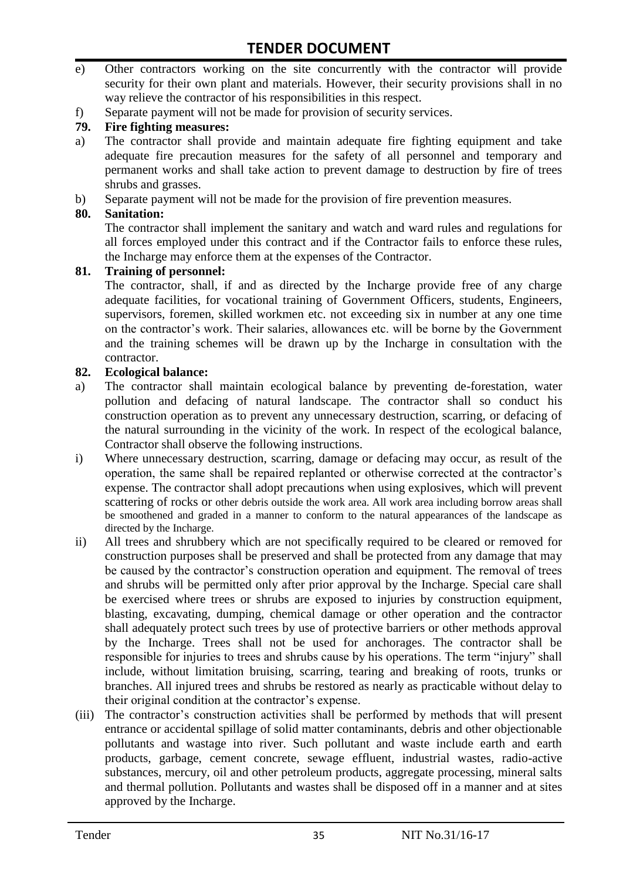e) Other contractors working on the site concurrently with the contractor will provide security for their own plant and materials. However, their security provisions shall in no way relieve the contractor of his responsibilities in this respect.

f) Separate payment will not be made for provision of security services.

**79. Fire fighting measures:**

a) The contractor shall provide and maintain adequate fire fighting equipment and take adequate fire precaution measures for the safety of all personnel and temporary and permanent works and shall take action to prevent damage to destruction by fire of trees shrubs and grasses.

b) Separate payment will not be made for the provision of fire prevention measures.

**80. Sanitation:**

The contractor shall implement the sanitary and watch and ward rules and regulations for all forces employed under this contract and if the Contractor fails to enforce these rules, the Incharge may enforce them at the expenses of the Contractor.

**81. Training of personnel:**

The contractor, shall, if and as directed by the Incharge provide free of any charge adequate facilities, for vocational training of Government Officers, students, Engineers, supervisors, foremen, skilled workmen etc. not exceeding six in number at any one time on the contractor's work. Their salaries, allowances etc. will be borne by the Government and the training schemes will be drawn up by the Incharge in consultation with the contractor.

**82. Ecological balance:**

a) The contractor shall maintain ecological balance by preventing de-forestation, water pollution and defacing of natural landscape. The contractor shall so conduct his construction operation as to prevent any unnecessary destruction, scarring, or defacing of the natural surrounding in the vicinity of the work. In respect of the ecological balance, Contractor shall observe the following instructions.

i) Where unnecessary destruction, scarring, damage or defacing may occur, as result of the operation, the same shall be repaired replanted or otherwise corrected at the contractor's expense. The contractor shall adopt precautions when using explosives, which will prevent scattering of rocks or other debris outside the work area. All work area including borrow areas shall be smoothened and graded in a manner to conform to the natural appearances of the landscape as directed by the Incharge.

ii) All trees and shrubbery which are not specifically required to be cleared or removed for construction purposes shall be preserved and shall be protected from any damage that may be caused by the contractor's construction operation and equipment. The removal of trees and shrubs will be permitted only after prior approval by the Incharge. Special care shall be exercised where trees or shrubs are exposed to injuries by construction equipment, blasting, excavating, dumping, chemical damage or other operation and the contractor shall adequately protect such trees by use of protective barriers or other methods approval by the Incharge. Trees shall not be used for anchorages. The contractor shall be responsible for injuries to trees and shrubs cause by his operations. The term "injury" shall include, without limitation bruising, scarring, tearing and breaking of roots, trunks or branches. All injured trees and shrubs be restored as nearly as practicable without delay to their original condition at the contractor's expense.

(iii) The contractor's construction activities shall be performed by methods that will present entrance or accidental spillage of solid matter contaminants, debris and other objectionable pollutants and wastage into river. Such pollutant and waste include earth and earth products, garbage, cement concrete, sewage effluent, industrial wastes, radio-active substances, mercury, oil and other petroleum products, aggregate processing, mineral salts and thermal pollution. Pollutants and wastes shall be disposed off in a manner and at sites approved by the Incharge.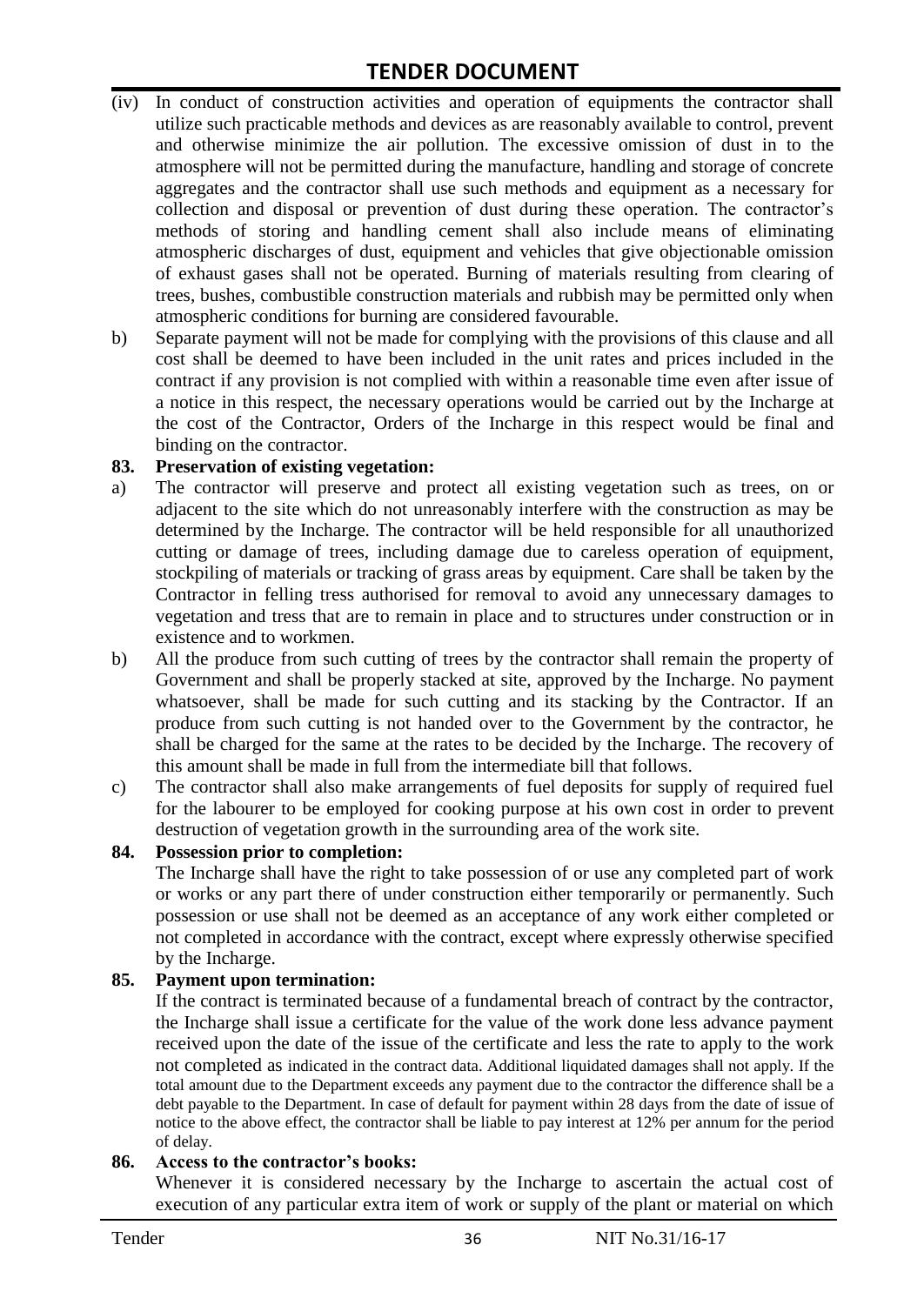(iv) In conduct of construction activities and operation of equipments the contractor shall utilize such practicable methods and devices as are reasonably available to control, prevent and otherwise minimize the air pollution. The excessive omission of dust in to the atmosphere will not be permitted during the manufacture, handling and storage of concrete aggregates and the contractor shall use such methods and equipment as a necessary for collection and disposal or prevention of dust during these operation. The contractor's methods of storing and handling cement shall also include means of eliminating atmospheric discharges of dust, equipment and vehicles that give objectionable omission of exhaust gases shall not be operated. Burning of materials resulting from clearing of trees, bushes, combustible construction materials and rubbish may be permitted only when atmospheric conditions for burning are considered favourable.

b) Separate payment will not be made for complying with the provisions of this clause and all cost shall be deemed to have been included in the unit rates and prices included in the contract if any provision is not complied with within a reasonable time even after issue of a notice in this respect, the necessary operations would be carried out by the Incharge at the cost of the Contractor, Orders of the Incharge in this respect would be final and binding on the contractor.

**83. Preservation of existing vegetation:**

a) The contractor will preserve and protect all existing vegetation such as trees, on or adjacent to the site which do not unreasonably interfere with the construction as may be determined by the Incharge. The contractor will be held responsible for all unauthorized cutting or damage of trees, including damage due to careless operation of equipment, stockpiling of materials or tracking of grass areas by equipment. Care shall be taken by the Contractor in felling tress authorised for removal to avoid any unnecessary damages to vegetation and tress that are to remain in place and to structures under construction or in existence and to workmen.

b) All the produce from such cutting of trees by the contractor shall remain the property of Government and shall be properly stacked at site, approved by the Incharge. No payment whatsoever, shall be made for such cutting and its stacking by the Contractor. If an produce from such cutting is not handed over to the Government by the contractor, he shall be charged for the same at the rates to be decided by the Incharge. The recovery of this amount shall be made in full from the intermediate bill that follows.

c) The contractor shall also make arrangements of fuel deposits for supply of required fuel for the labourer to be employed for cooking purpose at his own cost in order to prevent destruction of vegetation growth in the surrounding area of the work site.

**84. Possession prior to completion:**

The Incharge shall have the right to take possession of or use any completed part of work or works or any part there of under construction either temporarily or permanently. Such possession or use shall not be deemed as an acceptance of any work either completed or not completed in accordance with the contract, except where expressly otherwise specified by the Incharge.

**85. Payment upon termination:**

If the contract is terminated because of a fundamental breach of contract by the contractor, the Incharge shall issue a certificate for the value of the work done less advance payment received upon the date of the issue of the certificate and less the rate to apply to the work not completed as indicated in the contract data. Additional liquidated damages shall not apply. If the total amount due to the Department exceeds any payment due to the contractor the difference shall be a debt payable to the Department. In case of default for payment within 28 days from the date of issue of notice to the above effect, the contractor shall be liable to pay interest at 12% per annum for the period of delay.

**86. Access to the contractor's books:**

Whenever it is considered necessary by the Incharge to ascertain the actual cost of execution of any particular extra item of work or supply of the plant or material on which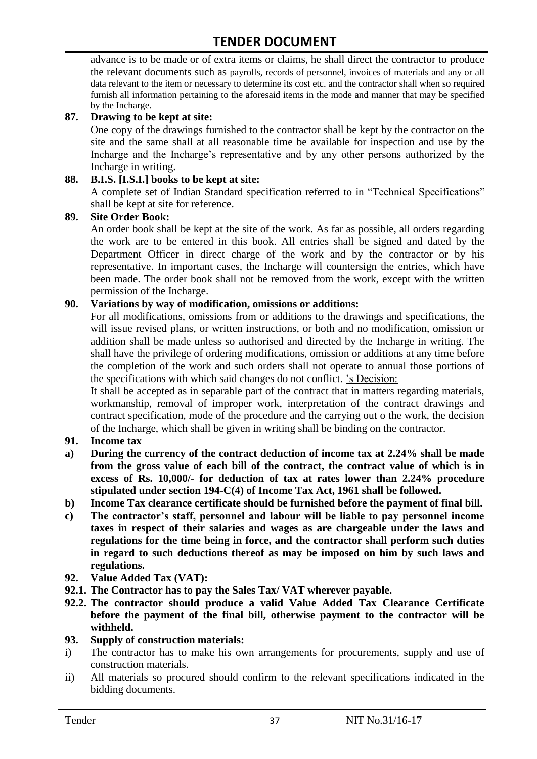advance is to be made or of extra items or claims, he shall direct the contractor to produce the relevant documents such as payrolls, records of personnel, invoices of materials and any or all data relevant to the item or necessary to determine its cost etc. and the contractor shall when so required furnish all information pertaining to the aforesaid items in the mode and manner that may be specified by the Incharge.

**87. Drawing to be kept at site:**

One copy of the drawings furnished to the contractor shall be kept by the contractor on the site and the same shall at all reasonable time be available for inspection and use by the Incharge and the Incharge's representative and by any other persons authorized by the Incharge in writing.

**88. B.I.S. [I.S.I.] books to be kept at site:**

A complete set of Indian Standard specification referred to in "Technical Specifications" shall be kept at site for reference.

**89. Site Order Book:**

An order book shall be kept at the site of the work. As far as possible, all orders regarding the work are to be entered in this book. All entries shall be signed and dated by the Department Officer in direct charge of the work and by the contractor or by his representative. In important cases, the Incharge will countersign the entries, which have been made. The order book shall not be removed from the work, except with the written permission of the Incharge.

**90. Variations by way of modification, omissions or additions:**

For all modifications, omissions from or additions to the drawings and specifications, the will issue revised plans, or written instructions, or both and no modification, omission or addition shall be made unless so authorised and directed by the Incharge in writing. The shall have the privilege of ordering modifications, omission or additions at any time before the completion of the work and such orders shall not operate to annual those portions of the specifications with which said changes do not conflict. 's Decision:

It shall be accepted as in separable part of the contract that in matters regarding materials, workmanship, removal of improper work, interpretation of the contract drawings and contract specification, mode of the procedure and the carrying out o the work, the decision of the Incharge, which shall be given in writing shall be binding on the contractor.

**91. Income tax**

**a) During the currency of the contract deduction of income tax at 2.24% shall be made from the gross value of each bill of the contract, the contract value of which is in excess of Rs. 10,000/- for deduction of tax at rates lower than 2.24% procedure stipulated under section 194-C(4) of Income Tax Act, 1961 shall be followed.**

**b) Income Tax clearance certificate should be furnished before the payment of final bill.**

**c) The contractor's staff, personnel and labour will be liable to pay personnel income taxes in respect of their salaries and wages as are chargeable under the laws and regulations for the time being in force, and the contractor shall perform such duties in regard to such deductions thereof as may be imposed on him by such laws and regulations.**

**92. Value Added Tax (VAT):**

**92.1. The Contractor has to pay the Sales Tax/ VAT wherever payable.**

**92.2. The contractor should produce a valid Value Added Tax Clearance Certificate before the payment of the final bill, otherwise payment to the contractor will be withheld.**

**93. Supply of construction materials:**

i) The contractor has to make his own arrangements for procurements, supply and use of construction materials.

ii) All materials so procured should confirm to the relevant specifications indicated in the bidding documents.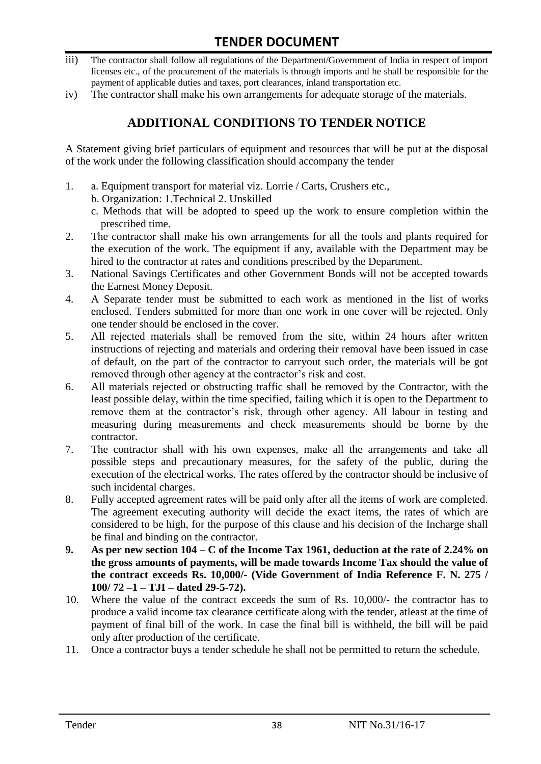iii) The contractor shall follow all regulations of the Department/Government of India in respect of import licenses etc., of the procurement of the materials is through imports and he shall be responsible for the payment of applicable duties and taxes, port clearances, inland transportation etc.

iv) The contractor shall make his own arrangements for adequate storage of the materials.

## ADDITIONAL CONDITIONS TO TENDER NOTICE

A Statement giving brief particulars of equipment and resources that will be put at the disposal of the work under the following classification should accompany the tender

1. a. Equipment transport for material viz. Lorrie / Carts, Crushers etc.,
   b. Organization: 1.Technical 2. Unskilled
   c. Methods that will be adopted to speed up the work to ensure completion within the prescribed time.
2. The contractor shall make his own arrangements for all the tools and plants required for the execution of the work. The equipment if any, available with the Department may be hired to the contractor at rates and conditions prescribed by the Department.
3. National Savings Certificates and other Government Bonds will not be accepted towards the Earnest Money Deposit.
4. A Separate tender must be submitted to each work as mentioned in the list of works enclosed. Tenders submitted for more than one work in one cover will be rejected. Only one tender should be enclosed in the cover.
5. All rejected materials shall be removed from the site, within 24 hours after written instructions of rejecting and materials and ordering their removal have been issued in case of default, on the part of the contractor to carryout such order, the materials will be got removed through other agency at the contractor's risk and cost.
6. All materials rejected or obstructing traffic shall be removed by the Contractor, with the least possible delay, within the time specified, failing which it is open to the Department to remove them at the contractor's risk, through other agency. All labour in testing and measuring during measurements and check measurements should be borne by the contractor.
7. The contractor shall with his own expenses, make all the arrangements and take all possible steps and precautionary measures, for the safety of the public, during the execution of the electrical works. The rates offered by the contractor should be inclusive of such incidental charges.
8. Fully accepted agreement rates will be paid only after all the items of work are completed. The agreement executing authority will decide the exact items, the rates of which are considered to be high, for the purpose of this clause and his decision of the Incharge shall be final and binding on the contractor.
9. **As per new section 104 – C of the Income Tax 1961, deduction at the rate of 2.24% on the gross amounts of payments, will be made towards Income Tax should the value of the contract exceeds Rs. 10,000/- (Vide Government of India Reference F. N. 275 / 100/ 72 –1 – TJI – dated 29-5-72).**
10. Where the value of the contract exceeds the sum of Rs. 10,000/- the contractor has to produce a valid income tax clearance certificate along with the tender, atleast at the time of payment of final bill of the work. In case the final bill is withheld, the bill will be paid only after production of the certificate.
11. Once a contractor buys a tender schedule he shall not be permitted to return the schedule.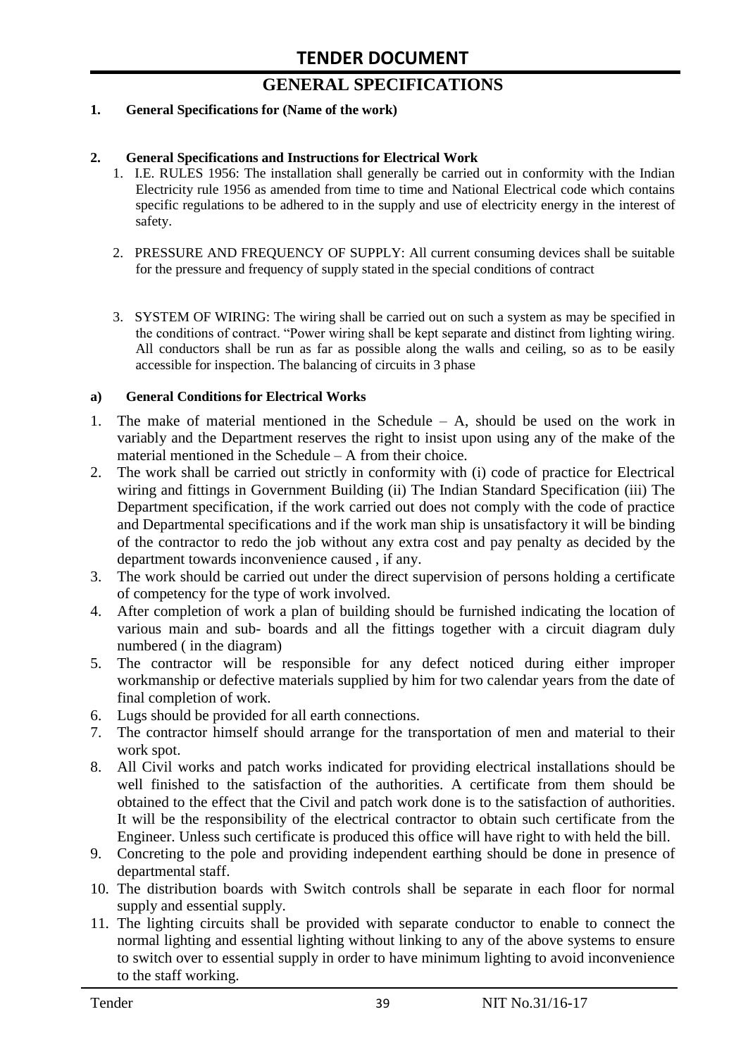## GENERAL SPECIFICATIONS

**1. General Specifications for (Name of the work)**

**2. General Specifications and Instructions for Electrical Work**

1. I.E. RULES 1956: The installation shall generally be carried out in conformity with the Indian Electricity rule 1956 as amended from time to time and National Electrical code which contains specific regulations to be adhered to in the supply and use of electricity energy in the interest of safety.

2. PRESSURE AND FREQUENCY OF SUPPLY: All current consuming devices shall be suitable for the pressure and frequency of supply stated in the special conditions of contract

3. SYSTEM OF WIRING: The wiring shall be carried out on such a system as may be specified in the conditions of contract. "Power wiring shall be kept separate and distinct from lighting wiring. All conductors shall be run as far as possible along the walls and ceiling, so as to be easily accessible for inspection. The balancing of circuits in 3 phase

**a) General Conditions for Electrical Works**

1. The make of material mentioned in the Schedule – A, should be used on the work in variably and the Department reserves the right to insist upon using any of the make of the material mentioned in the Schedule – A from their choice.
2. The work shall be carried out strictly in conformity with (i) code of practice for Electrical wiring and fittings in Government Building (ii) The Indian Standard Specification (iii) The Department specification, if the work carried out does not comply with the code of practice and Departmental specifications and if the work man ship is unsatisfactory it will be binding of the contractor to redo the job without any extra cost and pay penalty as decided by the department towards inconvenience caused , if any.
3. The work should be carried out under the direct supervision of persons holding a certificate of competency for the type of work involved.
4. After completion of work a plan of building should be furnished indicating the location of various main and sub- boards and all the fittings together with a circuit diagram duly numbered ( in the diagram)
5. The contractor will be responsible for any defect noticed during either improper workmanship or defective materials supplied by him for two calendar years from the date of final completion of work.
6. Lugs should be provided for all earth connections.
7. The contractor himself should arrange for the transportation of men and material to their work spot.
8. All Civil works and patch works indicated for providing electrical installations should be well finished to the satisfaction of the authorities. A certificate from them should be obtained to the effect that the Civil and patch work done is to the satisfaction of authorities. It will be the responsibility of the electrical contractor to obtain such certificate from the Engineer. Unless such certificate is produced this office will have right to with held the bill.
9. Concreting to the pole and providing independent earthing should be done in presence of departmental staff.
10. The distribution boards with Switch controls shall be separate in each floor for normal supply and essential supply.
11. The lighting circuits shall be provided with separate conductor to enable to connect the normal lighting and essential lighting without linking to any of the above systems to ensure to switch over to essential supply in order to have minimum lighting to avoid inconvenience to the staff working.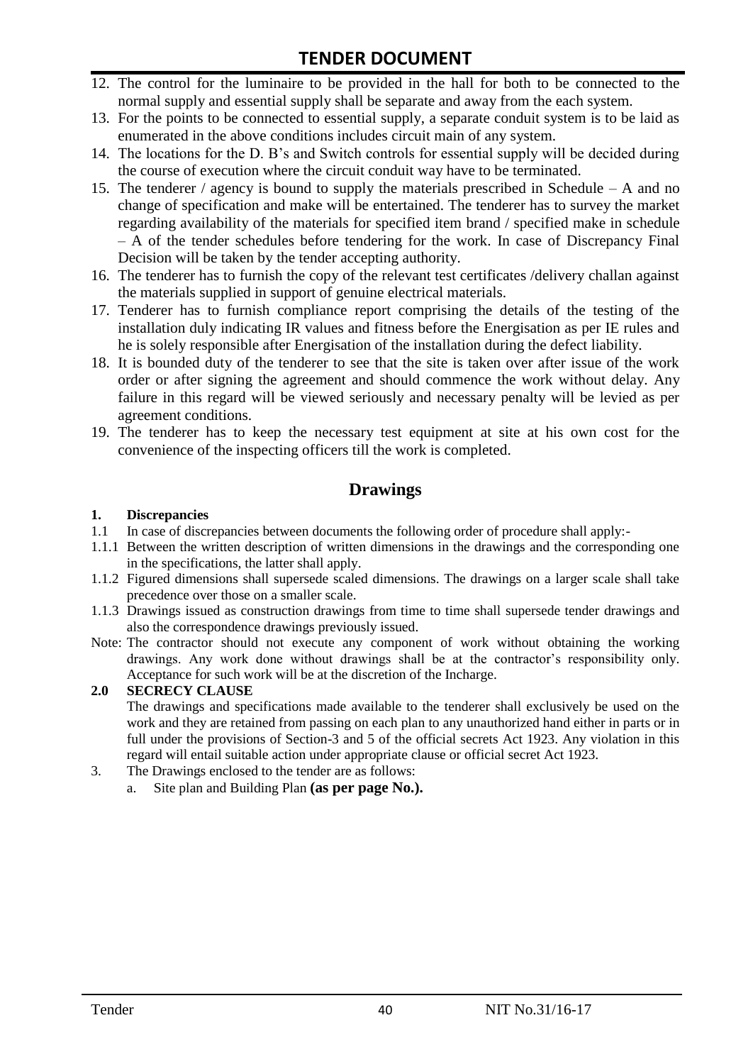12. The control for the luminaire to be provided in the hall for both to be connected to the normal supply and essential supply shall be separate and away from the each system.
13. For the points to be connected to essential supply, a separate conduit system is to be laid as enumerated in the above conditions includes circuit main of any system.
14. The locations for the D. B's and Switch controls for essential supply will be decided during the course of execution where the circuit conduit way have to be terminated.
15. The tenderer / agency is bound to supply the materials prescribed in Schedule – A and no change of specification and make will be entertained. The tenderer has to survey the market regarding availability of the materials for specified item brand / specified make in schedule – A of the tender schedules before tendering for the work. In case of Discrepancy Final Decision will be taken by the tender accepting authority.
16. The tenderer has to furnish the copy of the relevant test certificates /delivery challan against the materials supplied in support of genuine electrical materials.
17. Tenderer has to furnish compliance report comprising the details of the testing of the installation duly indicating IR values and fitness before the Energisation as per IE rules and he is solely responsible after Energisation of the installation during the defect liability.
18. It is bounded duty of the tenderer to see that the site is taken over after issue of the work order or after signing the agreement and should commence the work without delay. Any failure in this regard will be viewed seriously and necessary penalty will be levied as per agreement conditions.
19. The tenderer has to keep the necessary test equipment at site at his own cost for the convenience of the inspecting officers till the work is completed.

## Drawings

**1. Discrepancies**

1.1 In case of discrepancies between documents the following order of procedure shall apply:-

1.1.1 Between the written description of written dimensions in the drawings and the corresponding one in the specifications, the latter shall apply.

1.1.2 Figured dimensions shall supersede scaled dimensions. The drawings on a larger scale shall take precedence over those on a smaller scale.

1.1.3 Drawings issued as construction drawings from time to time shall supersede tender drawings and also the correspondence drawings previously issued.

Note: The contractor should not execute any component of work without obtaining the working drawings. Any work done without drawings shall be at the contractor's responsibility only. Acceptance for such work will be at the discretion of the Incharge.

**2.0 SECRECY CLAUSE**

The drawings and specifications made available to the tenderer shall exclusively be used on the work and they are retained from passing on each plan to any unauthorized hand either in parts or in full under the provisions of Section-3 and 5 of the official secrets Act 1923. Any violation in this regard will entail suitable action under appropriate clause or official secret Act 1923.

3. The Drawings enclosed to the tender are as follows:
   a. Site plan and Building Plan **(as per page No.).**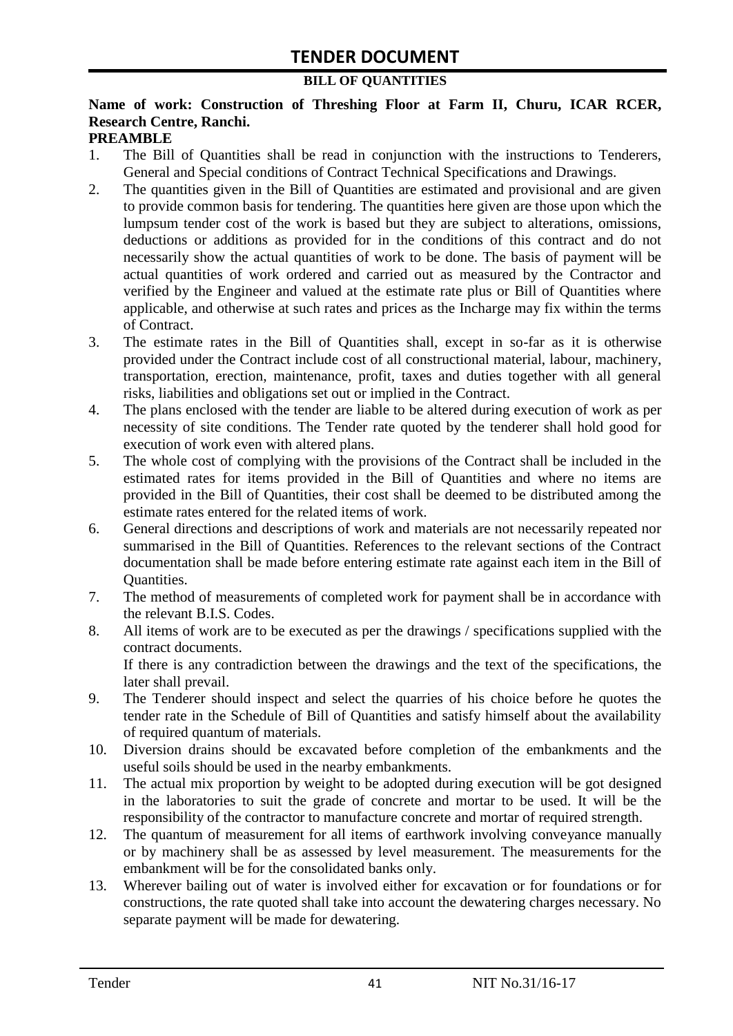# TENDER DOCUMENT

**BILL OF QUANTITIES**

**Name of work: Construction of Threshing Floor at Farm II, Churu, ICAR RCER, Research Centre, Ranchi.**

**PREAMBLE**

1. The Bill of Quantities shall be read in conjunction with the instructions to Tenderers, General and Special conditions of Contract Technical Specifications and Drawings.
2. The quantities given in the Bill of Quantities are estimated and provisional and are given to provide common basis for tendering. The quantities here given are those upon which the lumpsum tender cost of the work is based but they are subject to alterations, omissions, deductions or additions as provided for in the conditions of this contract and do not necessarily show the actual quantities of work to be done. The basis of payment will be actual quantities of work ordered and carried out as measured by the Contractor and verified by the Engineer and valued at the estimate rate plus or Bill of Quantities where applicable, and otherwise at such rates and prices as the Incharge may fix within the terms of Contract.
3. The estimate rates in the Bill of Quantities shall, except in so-far as it is otherwise provided under the Contract include cost of all constructional material, labour, machinery, transportation, erection, maintenance, profit, taxes and duties together with all general risks, liabilities and obligations set out or implied in the Contract.
4. The plans enclosed with the tender are liable to be altered during execution of work as per necessity of site conditions. The Tender rate quoted by the tenderer shall hold good for execution of work even with altered plans.
5. The whole cost of complying with the provisions of the Contract shall be included in the estimated rates for items provided in the Bill of Quantities and where no items are provided in the Bill of Quantities, their cost shall be deemed to be distributed among the estimate rates entered for the related items of work.
6. General directions and descriptions of work and materials are not necessarily repeated nor summarised in the Bill of Quantities. References to the relevant sections of the Contract documentation shall be made before entering estimate rate against each item in the Bill of Quantities.
7. The method of measurements of completed work for payment shall be in accordance with the relevant B.I.S. Codes.
8. All items of work are to be executed as per the drawings / specifications supplied with the contract documents.

   If there is any contradiction between the drawings and the text of the specifications, the later shall prevail.
9. The Tenderer should inspect and select the quarries of his choice before he quotes the tender rate in the Schedule of Bill of Quantities and satisfy himself about the availability of required quantum of materials.
10. Diversion drains should be excavated before completion of the embankments and the useful soils should be used in the nearby embankments.
11. The actual mix proportion by weight to be adopted during execution will be got designed in the laboratories to suit the grade of concrete and mortar to be used. It will be the responsibility of the contractor to manufacture concrete and mortar of required strength.
12. The quantum of measurement for all items of earthwork involving conveyance manually or by machinery shall be as assessed by level measurement. The measurements for the embankment will be for the consolidated banks only.
13. Wherever bailing out of water is involved either for excavation or for foundations or for constructions, the rate quoted shall take into account the dewatering charges necessary. No separate payment will be made for dewatering.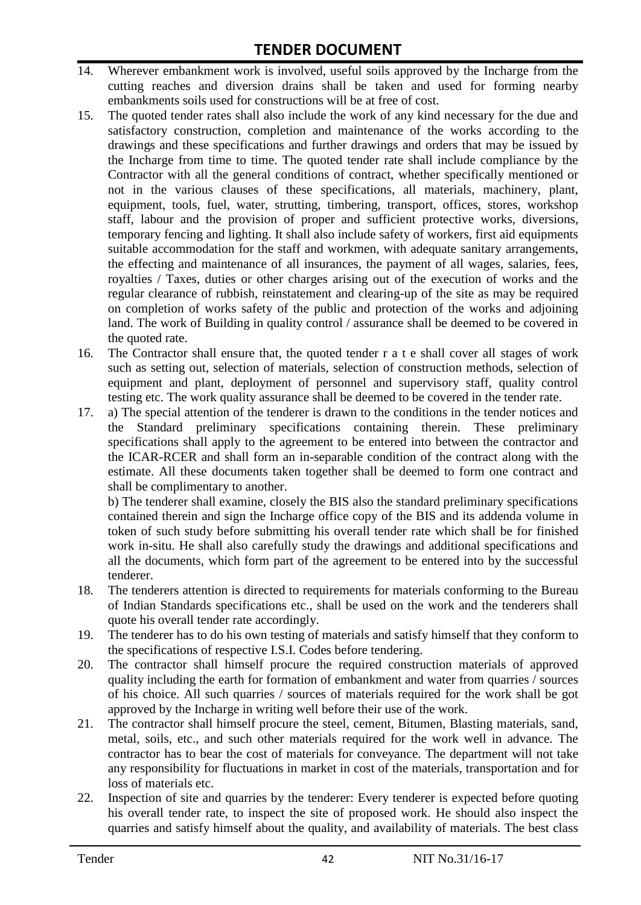14. Wherever embankment work is involved, useful soils approved by the Incharge from the cutting reaches and diversion drains shall be taken and used for forming nearby embankments soils used for constructions will be at free of cost.
15. The quoted tender rates shall also include the work of any kind necessary for the due and satisfactory construction, completion and maintenance of the works according to the drawings and these specifications and further drawings and orders that may be issued by the Incharge from time to time. The quoted tender rate shall include compliance by the Contractor with all the general conditions of contract, whether specifically mentioned or not in the various clauses of these specifications, all materials, machinery, plant, equipment, tools, fuel, water, strutting, timbering, transport, offices, stores, workshop staff, labour and the provision of proper and sufficient protective works, diversions, temporary fencing and lighting. It shall also include safety of workers, first aid equipments suitable accommodation for the staff and workmen, with adequate sanitary arrangements, the effecting and maintenance of all insurances, the payment of all wages, salaries, fees, royalties / Taxes, duties or other charges arising out of the execution of works and the regular clearance of rubbish, reinstatement and clearing-up of the site as may be required on completion of works safety of the public and protection of the works and adjoining land. The work of Building in quality control / assurance shall be deemed to be covered in the quoted rate.
16. The Contractor shall ensure that, the quoted tender r a t e shall cover all stages of work such as setting out, selection of materials, selection of construction methods, selection of equipment and plant, deployment of personnel and supervisory staff, quality control testing etc. The work quality assurance shall be deemed to be covered in the tender rate.
17. a) The special attention of the tenderer is drawn to the conditions in the tender notices and the Standard preliminary specifications containing therein. These preliminary specifications shall apply to the agreement to be entered into between the contractor and the ICAR-RCER and shall form an in-separable condition of the contract along with the estimate. All these documents taken together shall be deemed to form one contract and shall be complimentary to another.

    b) The tenderer shall examine, closely the BIS also the standard preliminary specifications contained therein and sign the Incharge office copy of the BIS and its addenda volume in token of such study before submitting his overall tender rate which shall be for finished work in-situ. He shall also carefully study the drawings and additional specifications and all the documents, which form part of the agreement to be entered into by the successful tenderer.
18. The tenderers attention is directed to requirements for materials conforming to the Bureau of Indian Standards specifications etc., shall be used on the work and the tenderers shall quote his overall tender rate accordingly.
19. The tenderer has to do his own testing of materials and satisfy himself that they conform to the specifications of respective I.S.I. Codes before tendering.
20. The contractor shall himself procure the required construction materials of approved quality including the earth for formation of embankment and water from quarries / sources of his choice. All such quarries / sources of materials required for the work shall be got approved by the Incharge in writing well before their use of the work.
21. The contractor shall himself procure the steel, cement, Bitumen, Blasting materials, sand, metal, soils, etc., and such other materials required for the work well in advance. The contractor has to bear the cost of materials for conveyance. The department will not take any responsibility for fluctuations in market in cost of the materials, transportation and for loss of materials etc.
22. Inspection of site and quarries by the tenderer: Every tenderer is expected before quoting his overall tender rate, to inspect the site of proposed work. He should also inspect the quarries and satisfy himself about the quality, and availability of materials. The best class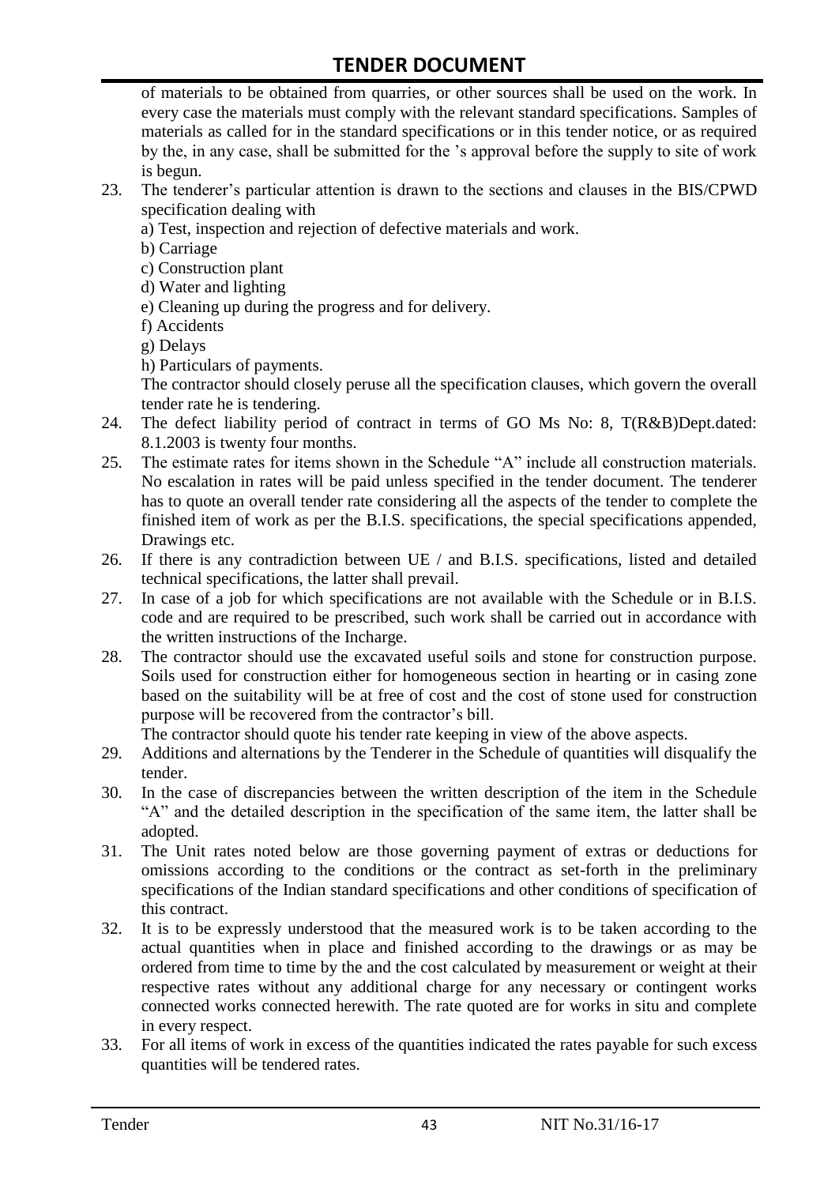of materials to be obtained from quarries, or other sources shall be used on the work. In every case the materials must comply with the relevant standard specifications. Samples of materials as called for in the standard specifications or in this tender notice, or as required by the, in any case, shall be submitted for the 's approval before the supply to site of work is begun.

23. The tenderer's particular attention is drawn to the sections and clauses in the BIS/CPWD specification dealing with
    a) Test, inspection and rejection of defective materials and work.
    b) Carriage
    c) Construction plant
    d) Water and lighting
    e) Cleaning up during the progress and for delivery.
    f) Accidents
    g) Delays
    h) Particulars of payments.
    
    The contractor should closely peruse all the specification clauses, which govern the overall tender rate he is tendering.
24. The defect liability period of contract in terms of GO Ms No: 8, T(R&B)Dept.dated: 8.1.2003 is twenty four months.
25. The estimate rates for items shown in the Schedule "A" include all construction materials. No escalation in rates will be paid unless specified in the tender document. The tenderer has to quote an overall tender rate considering all the aspects of the tender to complete the finished item of work as per the B.I.S. specifications, the special specifications appended, Drawings etc.
26. If there is any contradiction between UE / and B.I.S. specifications, listed and detailed technical specifications, the latter shall prevail.
27. In case of a job for which specifications are not available with the Schedule or in B.I.S. code and are required to be prescribed, such work shall be carried out in accordance with the written instructions of the Incharge.
28. The contractor should use the excavated useful soils and stone for construction purpose. Soils used for construction either for homogeneous section in hearting or in casing zone based on the suitability will be at free of cost and the cost of stone used for construction purpose will be recovered from the contractor's bill.
    
    The contractor should quote his tender rate keeping in view of the above aspects.
29. Additions and alternations by the Tenderer in the Schedule of quantities will disqualify the tender.
30. In the case of discrepancies between the written description of the item in the Schedule "A" and the detailed description in the specification of the same item, the latter shall be adopted.
31. The Unit rates noted below are those governing payment of extras or deductions for omissions according to the conditions or the contract as set-forth in the preliminary specifications of the Indian standard specifications and other conditions of specification of this contract.
32. It is to be expressly understood that the measured work is to be taken according to the actual quantities when in place and finished according to the drawings or as may be ordered from time to time by the and the cost calculated by measurement or weight at their respective rates without any additional charge for any necessary or contingent works connected works connected herewith. The rate quoted are for works in situ and complete in every respect.
33. For all items of work in excess of the quantities indicated the rates payable for such excess quantities will be tendered rates.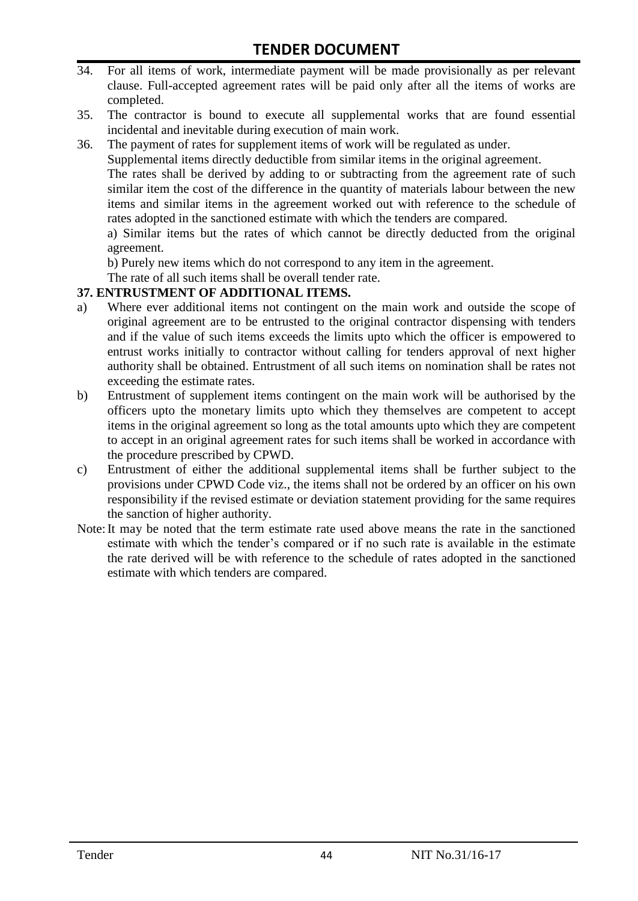34. For all items of work, intermediate payment will be made provisionally as per relevant clause. Full-accepted agreement rates will be paid only after all the items of works are completed.
35. The contractor is bound to execute all supplemental works that are found essential incidental and inevitable during execution of main work.
36. The payment of rates for supplement items of work will be regulated as under.

    Supplemental items directly deductible from similar items in the original agreement.

    The rates shall be derived by adding to or subtracting from the agreement rate of such similar item the cost of the difference in the quantity of materials labour between the new items and similar items in the agreement worked out with reference to the schedule of rates adopted in the sanctioned estimate with which the tenders are compared.

    a) Similar items but the rates of which cannot be directly deducted from the original agreement.

    b) Purely new items which do not correspond to any item in the agreement.

    The rate of all such items shall be overall tender rate.

**37. ENTRUSTMENT OF ADDITIONAL ITEMS.**

a) Where ever additional items not contingent on the main work and outside the scope of original agreement are to be entrusted to the original contractor dispensing with tenders and if the value of such items exceeds the limits upto which the officer is empowered to entrust works initially to contractor without calling for tenders approval of next higher authority shall be obtained. Entrustment of all such items on nomination shall be rates not exceeding the estimate rates.

b) Entrustment of supplement items contingent on the main work will be authorised by the officers upto the monetary limits upto which they themselves are competent to accept items in the original agreement so long as the total amounts upto which they are competent to accept in an original agreement rates for such items shall be worked in accordance with the procedure prescribed by CPWD.

c) Entrustment of either the additional supplemental items shall be further subject to the provisions under CPWD Code viz., the items shall not be ordered by an officer on his own responsibility if the revised estimate or deviation statement providing for the same requires the sanction of higher authority.

Note: It may be noted that the term estimate rate used above means the rate in the sanctioned estimate with which the tender's compared or if no such rate is available in the estimate the rate derived will be with reference to the schedule of rates adopted in the sanctioned estimate with which tenders are compared.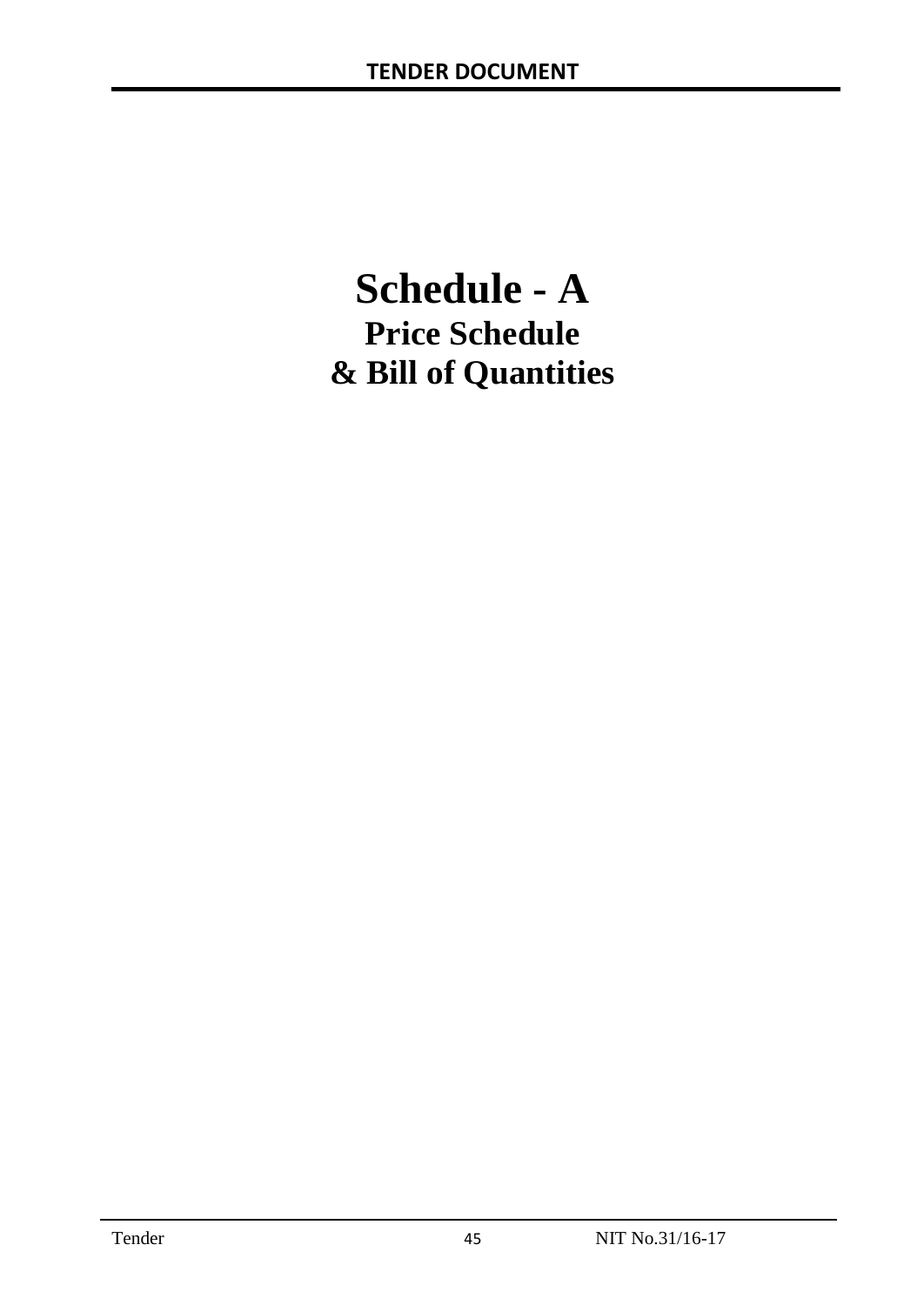# Schedule - A

## Price Schedule

## & Bill of Quantities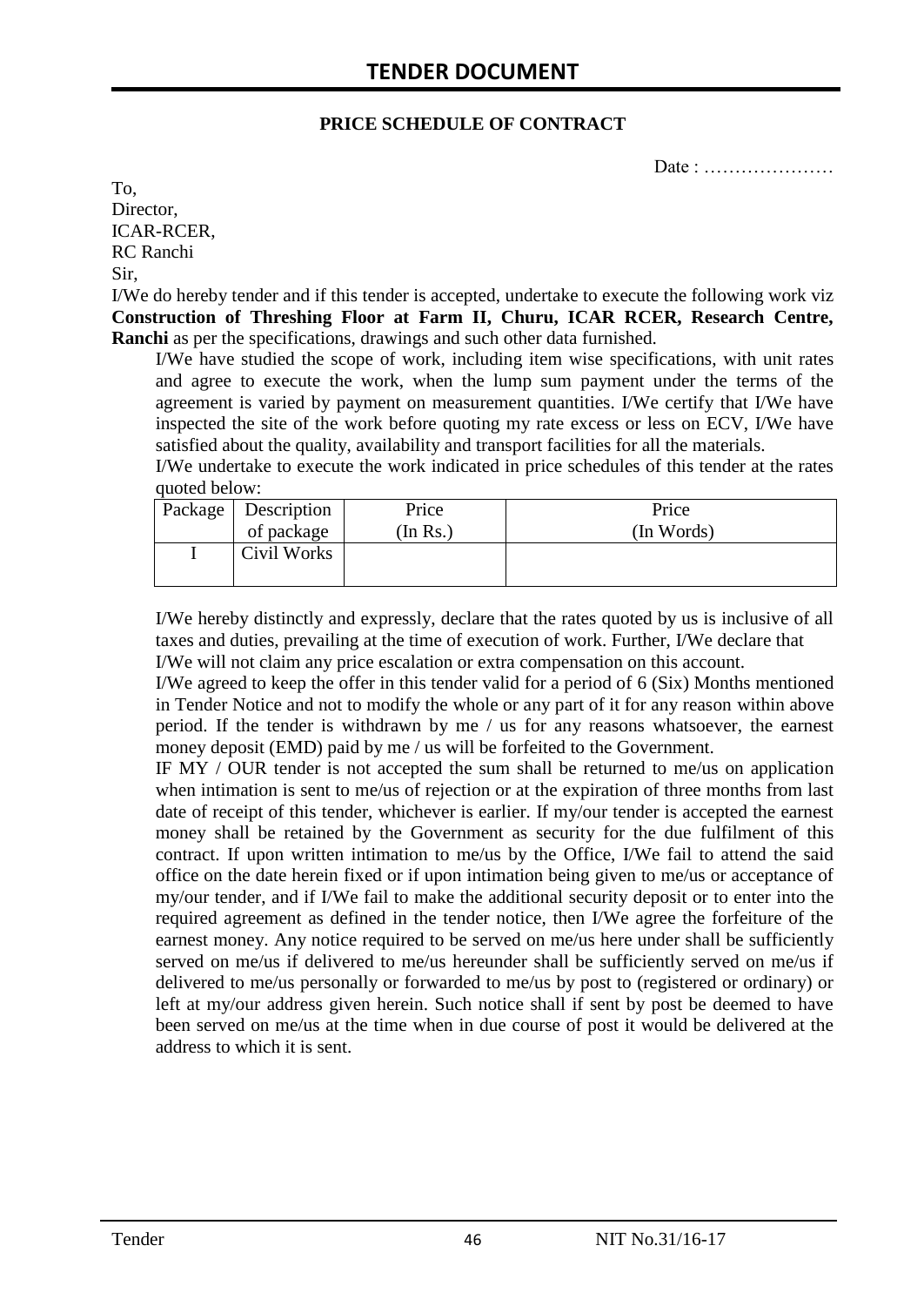# TENDER DOCUMENT

**PRICE SCHEDULE OF CONTRACT**

Date : …………………

To,
Director,
ICAR-RCER,
RC Ranchi
Sir,

I/We do hereby tender and if this tender is accepted, undertake to execute the following work viz **Construction of Threshing Floor at Farm II, Churu, ICAR RCER, Research Centre, Ranchi** as per the specifications, drawings and such other data furnished.

I/We have studied the scope of work, including item wise specifications, with unit rates and agree to execute the work, when the lump sum payment under the terms of the agreement is varied by payment on measurement quantities. I/We certify that I/We have inspected the site of the work before quoting my rate excess or less on ECV, I/We have satisfied about the quality, availability and transport facilities for all the materials.

I/We undertake to execute the work indicated in price schedules of this tender at the rates quoted below:

| Package | Description of package | Price (In Rs.) | Price (In Words) |
|---|---|---|---|
| I | Civil Works | | |

I/We hereby distinctly and expressly, declare that the rates quoted by us is inclusive of all taxes and duties, prevailing at the time of execution of work. Further, I/We declare that I/We will not claim any price escalation or extra compensation on this account.

I/We agreed to keep the offer in this tender valid for a period of 6 (Six) Months mentioned in Tender Notice and not to modify the whole or any part of it for any reason within above period. If the tender is withdrawn by me / us for any reasons whatsoever, the earnest money deposit (EMD) paid by me / us will be forfeited to the Government.

IF MY / OUR tender is not accepted the sum shall be returned to me/us on application when intimation is sent to me/us of rejection or at the expiration of three months from last date of receipt of this tender, whichever is earlier. If my/our tender is accepted the earnest money shall be retained by the Government as security for the due fulfilment of this contract. If upon written intimation to me/us by the Office, I/We fail to attend the said office on the date herein fixed or if upon intimation being given to me/us or acceptance of my/our tender, and if I/We fail to make the additional security deposit or to enter into the required agreement as defined in the tender notice, then I/We agree the forfeiture of the earnest money. Any notice required to be served on me/us here under shall be sufficiently served on me/us if delivered to me/us hereunder shall be sufficiently served on me/us if delivered to me/us personally or forwarded to me/us by post to (registered or ordinary) or left at my/our address given herein. Such notice shall if sent by post be deemed to have been served on me/us at the time when in due course of post it would be delivered at the address to which it is sent.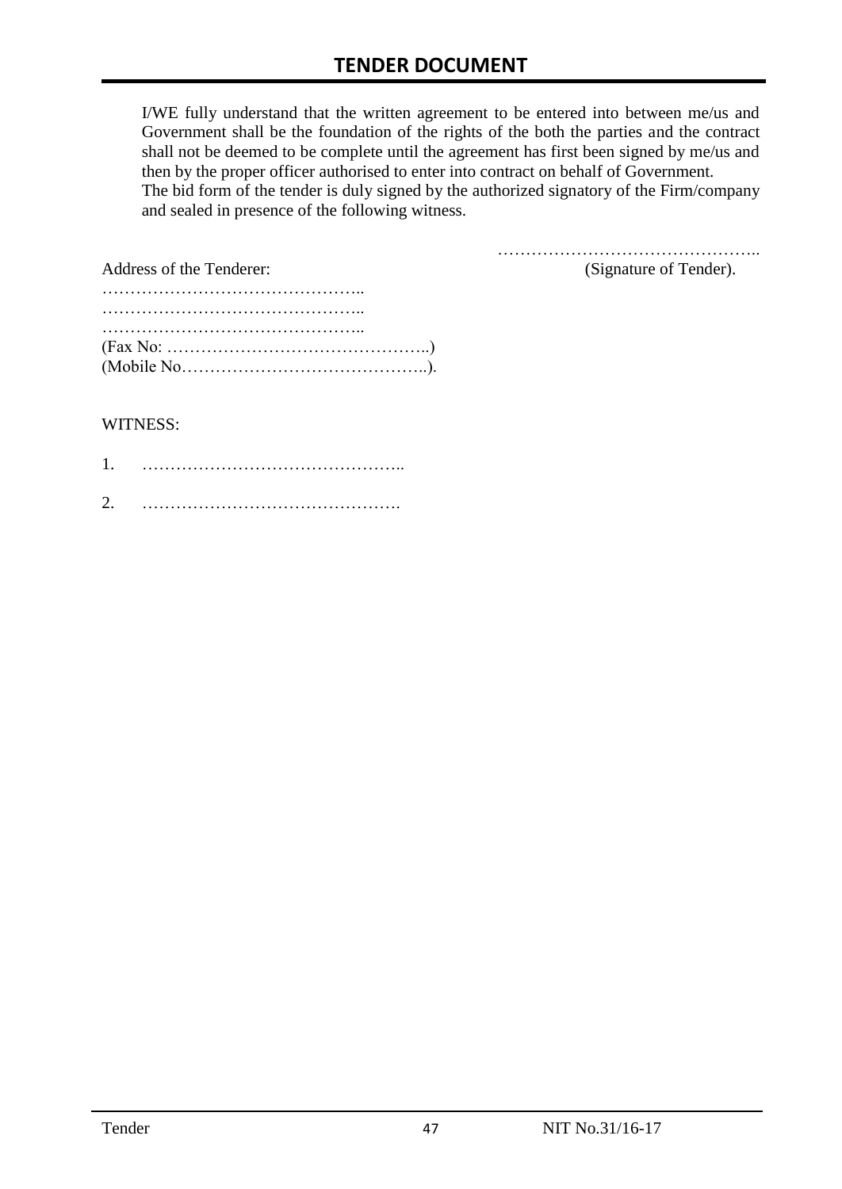I/WE fully understand that the written agreement to be entered into between me/us and Government shall be the foundation of the rights of the both the parties and the contract shall not be deemed to be complete until the agreement has first been signed by me/us and then by the proper officer authorised to enter into contract on behalf of Government.
The bid form of the tender is duly signed by the authorized signatory of the Firm/company and sealed in presence of the following witness.

………………………………………..
(Signature of Tender).

Address of the Tenderer:
………………………………………..
………………………………………..
………………………………………..
(Fax No: ………………………………………..)
(Mobile No……………………………………..).

WITNESS:

1. ………………………………………..

2. ……………………………………….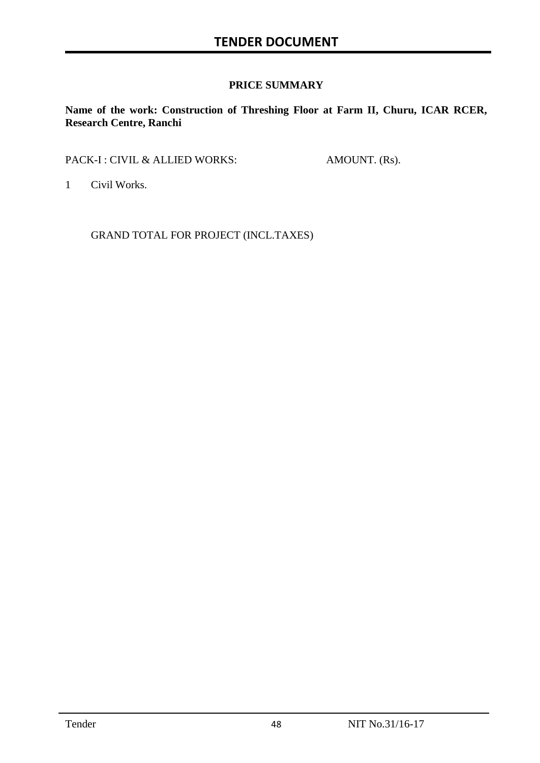## PRICE SUMMARY

**Name of the work: Construction of Threshing Floor at Farm II, Churu, ICAR RCER, Research Centre, Ranchi**

| PACK-I : CIVIL & ALLIED WORKS: | AMOUNT. (Rs). |
|---|---|
| 1 Civil Works. | |
| GRAND TOTAL FOR PROJECT (INCL.TAXES) | |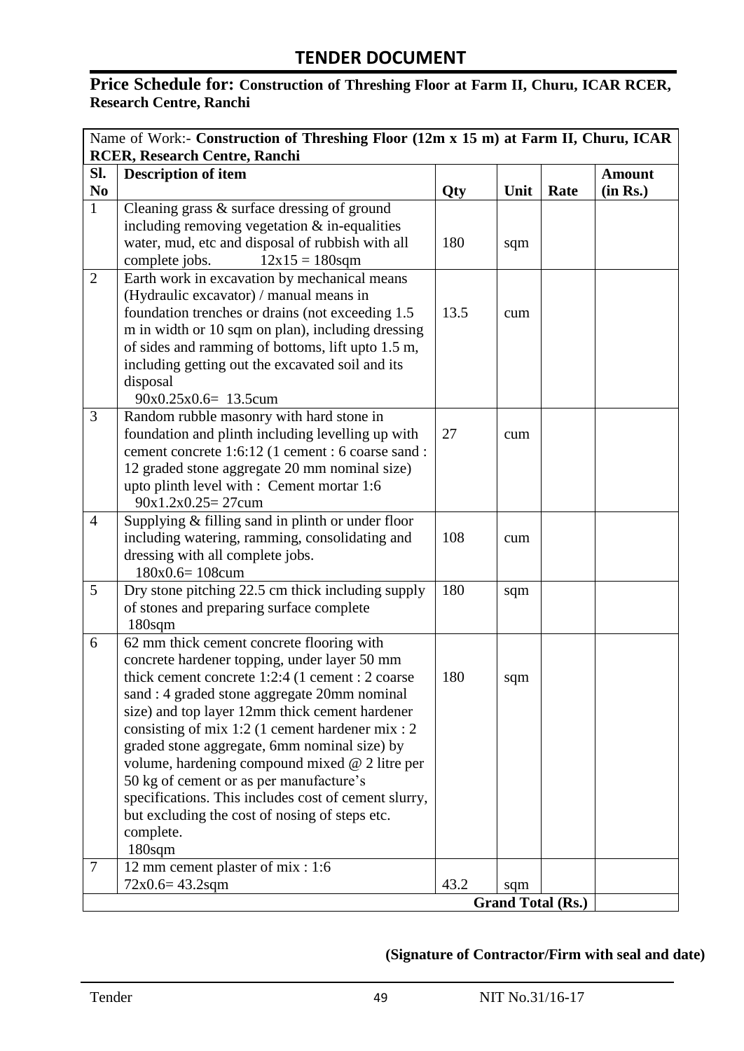## TENDER DOCUMENT

**Price Schedule for: Construction of Threshing Floor at Farm II, Churu, ICAR RCER, Research Centre, Ranchi**

| Name of Work:- **Construction of Threshing Floor (12m x 15 m) at Farm II, Churu, ICAR RCER, Research Centre, Ranchi** | | | | | |
|---|---|---|---|---|---|
| **Sl. No** | **Description of item** | **Qty** | **Unit** | **Rate** | **Amount (in Rs.)** |
| 1 | Cleaning grass & surface dressing of ground including removing vegetation & in-equalities water, mud, etc and disposal of rubbish with all complete jobs. 12x15 = 180sqm | 180 | sqm | | |
| 2 | Earth work in excavation by mechanical means (Hydraulic excavator) / manual means in foundation trenches or drains (not exceeding 1.5 m in width or 10 sqm on plan), including dressing of sides and ramming of bottoms, lift upto 1.5 m, including getting out the excavated soil and its disposal 90x0.25x0.6= 13.5cum | 13.5 | cum | | |
| 3 | Random rubble masonry with hard stone in foundation and plinth including levelling up with cement concrete 1:6:12 (1 cement : 6 coarse sand : 12 graded stone aggregate 20 mm nominal size) upto plinth level with : Cement mortar 1:6 90x1.2x0.25= 27cum | 27 | cum | | |
| 4 | Supplying & filling sand in plinth or under floor including watering, ramming, consolidating and dressing with all complete jobs. 180x0.6= 108cum | 108 | cum | | |
| 5 | Dry stone pitching 22.5 cm thick including supply of stones and preparing surface complete 180sqm | 180 | sqm | | |
| 6 | 62 mm thick cement concrete flooring with concrete hardener topping, under layer 50 mm thick cement concrete 1:2:4 (1 cement : 2 coarse sand : 4 graded stone aggregate 20mm nominal size) and top layer 12mm thick cement hardener consisting of mix 1:2 (1 cement hardener mix : 2 graded stone aggregate, 6mm nominal size) by volume, hardening compound mixed @ 2 litre per 50 kg of cement or as per manufacture's specifications. This includes cost of cement slurry, but excluding the cost of nosing of steps etc. complete. 180sqm | 180 | sqm | | |
| 7 | 12 mm cement plaster of mix : 1:6 72x0.6= 43.2sqm | 43.2 | sqm | | |
| | | | **Grand Total (Rs.)** | | |

**(Signature of Contractor/Firm with seal and date)**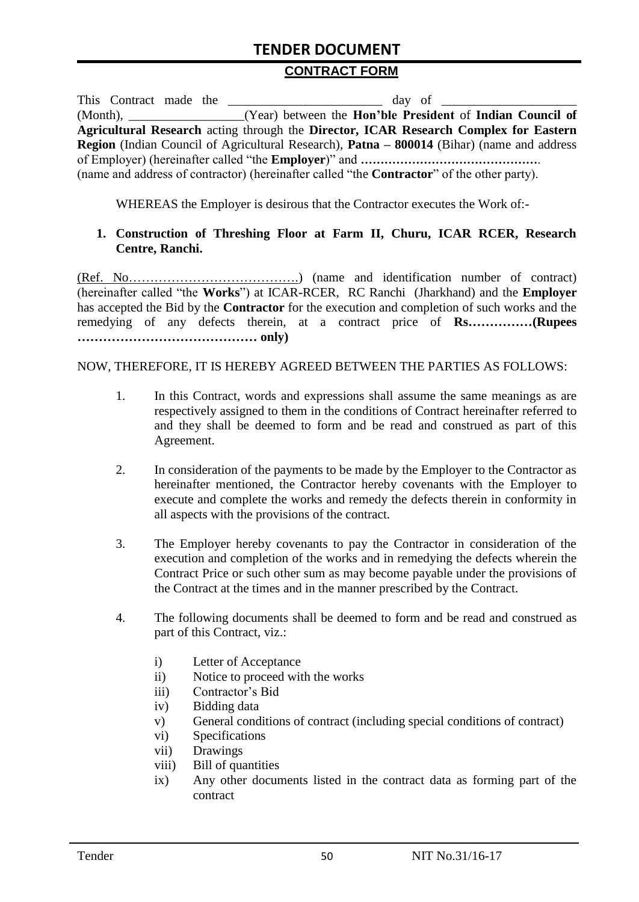## CONTRACT FORM

This Contract made the ________________________ day of ____________________ (Month), _________________(Year) between the **Hon'ble President** of **Indian Council of Agricultural Research** acting through the **Director, ICAR Research Complex for Eastern Region** (Indian Council of Agricultural Research), **Patna – 800014** (Bihar) (name and address of Employer) (hereinafter called "the **Employer**)" and **……………………………………….** (name and address of contractor) (hereinafter called "the **Contractor**" of the other party).

WHEREAS the Employer is desirous that the Contractor executes the Work of:-

1. **Construction of Threshing Floor at Farm II, Churu, ICAR RCER, Research Centre, Ranchi.**

(Ref. No………………………………….) (name and identification number of contract) (hereinafter called "the **Works**") at ICAR-RCER, RC Ranchi (Jharkhand) and the **Employer** has accepted the Bid by the **Contractor** for the execution and completion of such works and the remedying of any defects therein, at a contract price of **Rs……………(Rupees …………………………………… only)**

NOW, THEREFORE, IT IS HEREBY AGREED BETWEEN THE PARTIES AS FOLLOWS:

1. In this Contract, words and expressions shall assume the same meanings as are respectively assigned to them in the conditions of Contract hereinafter referred to and they shall be deemed to form and be read and construed as part of this Agreement.

2. In consideration of the payments to be made by the Employer to the Contractor as hereinafter mentioned, the Contractor hereby covenants with the Employer to execute and complete the works and remedy the defects therein in conformity in all aspects with the provisions of the contract.

3. The Employer hereby covenants to pay the Contractor in consideration of the execution and completion of the works and in remedying the defects wherein the Contract Price or such other sum as may become payable under the provisions of the Contract at the times and in the manner prescribed by the Contract.

4. The following documents shall be deemed to form and be read and construed as part of this Contract, viz.:

   i) Letter of Acceptance
   ii) Notice to proceed with the works
   iii) Contractor's Bid
   iv) Bidding data
   v) General conditions of contract (including special conditions of contract)
   vi) Specifications
   vii) Drawings
   viii) Bill of quantities
   ix) Any other documents listed in the contract data as forming part of the contract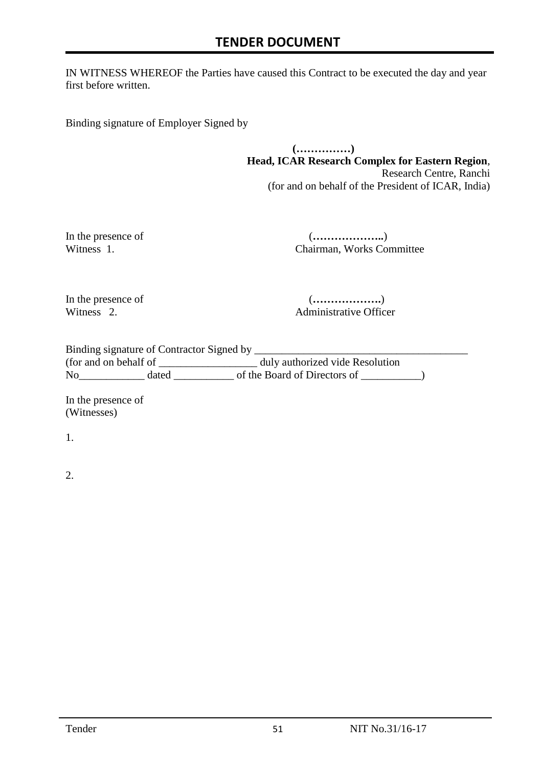IN WITNESS WHEREOF the Parties have caused this Contract to be executed the day and year first before written.

Binding signature of Employer Signed by

**(……………)**
**Head, ICAR Research Complex for Eastern Region**,
Research Centre, Ranchi
(for and on behalf of the President of ICAR, India)

In the presence of
Witness 1.

(**………………..**)
Chairman, Works Committee

In the presence of
Witness 2.

(**……………….**)
Administrative Officer

Binding signature of Contractor Signed by ________________________________________
(for and on behalf of _________________ duly authorized vide Resolution
No____________ dated ___________ of the Board of Directors of ___________)

In the presence of
(Witnesses)

1.

2.